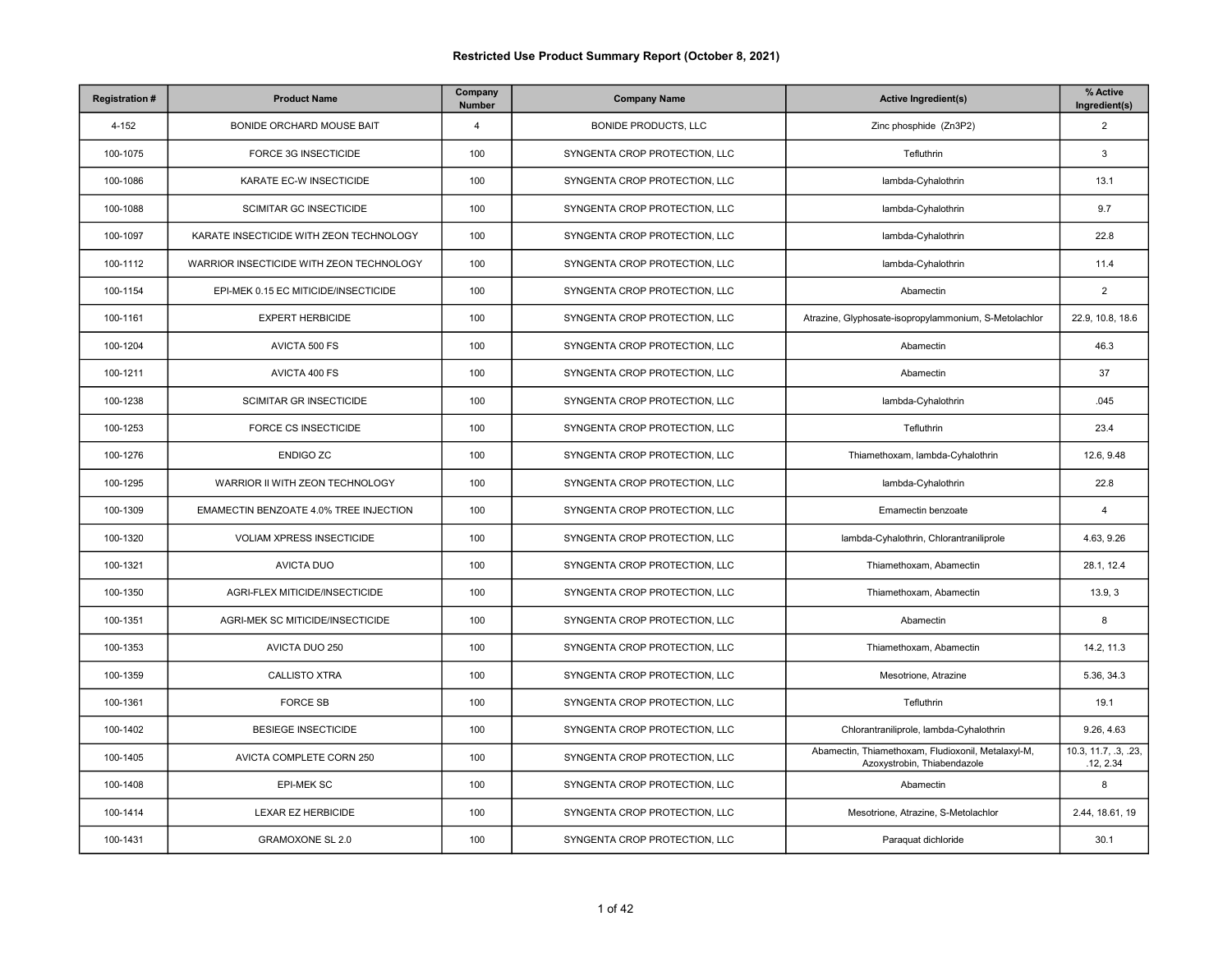# Restricted Use Product Summary Report (October 8, 2021)

| Registration # | Product Name | Company Number | Company Name | Active Ingredient(s) | % Active Ingredient(s) |
|---|---|---|---|---|---|
| 4-152 | BONIDE ORCHARD MOUSE BAIT | 4 | BONIDE PRODUCTS, LLC | Zinc phosphide (Zn3P2) | 2 |
| 100-1075 | FORCE 3G INSECTICIDE | 100 | SYNGENTA CROP PROTECTION, LLC | Tefluthrin | 3 |
| 100-1086 | KARATE EC-W INSECTICIDE | 100 | SYNGENTA CROP PROTECTION, LLC | lambda-Cyhalothrin | 13.1 |
| 100-1088 | SCIMITAR GC INSECTICIDE | 100 | SYNGENTA CROP PROTECTION, LLC | lambda-Cyhalothrin | 9.7 |
| 100-1097 | KARATE INSECTICIDE WITH ZEON TECHNOLOGY | 100 | SYNGENTA CROP PROTECTION, LLC | lambda-Cyhalothrin | 22.8 |
| 100-1112 | WARRIOR INSECTICIDE WITH ZEON TECHNOLOGY | 100 | SYNGENTA CROP PROTECTION, LLC | lambda-Cyhalothrin | 11.4 |
| 100-1154 | EPI-MEK 0.15 EC MITICIDE/INSECTICIDE | 100 | SYNGENTA CROP PROTECTION, LLC | Abamectin | 2 |
| 100-1161 | EXPERT HERBICIDE | 100 | SYNGENTA CROP PROTECTION, LLC | Atrazine, Glyphosate-isopropylammonium, S-Metolachlor | 22.9, 10.8, 18.6 |
| 100-1204 | AVICTA 500 FS | 100 | SYNGENTA CROP PROTECTION, LLC | Abamectin | 46.3 |
| 100-1211 | AVICTA 400 FS | 100 | SYNGENTA CROP PROTECTION, LLC | Abamectin | 37 |
| 100-1238 | SCIMITAR GR INSECTICIDE | 100 | SYNGENTA CROP PROTECTION, LLC | lambda-Cyhalothrin | .045 |
| 100-1253 | FORCE CS INSECTICIDE | 100 | SYNGENTA CROP PROTECTION, LLC | Tefluthrin | 23.4 |
| 100-1276 | ENDIGO ZC | 100 | SYNGENTA CROP PROTECTION, LLC | Thiamethoxam, lambda-Cyhalothrin | 12.6, 9.48 |
| 100-1295 | WARRIOR II WITH ZEON TECHNOLOGY | 100 | SYNGENTA CROP PROTECTION, LLC | lambda-Cyhalothrin | 22.8 |
| 100-1309 | EMAMECTIN BENZOATE 4.0% TREE INJECTION | 100 | SYNGENTA CROP PROTECTION, LLC | Emamectin benzoate | 4 |
| 100-1320 | VOLIAM XPRESS INSECTICIDE | 100 | SYNGENTA CROP PROTECTION, LLC | lambda-Cyhalothrin, Chlorantraniliprole | 4.63, 9.26 |
| 100-1321 | AVICTA DUO | 100 | SYNGENTA CROP PROTECTION, LLC | Thiamethoxam, Abamectin | 28.1, 12.4 |
| 100-1350 | AGRI-FLEX MITICIDE/INSECTICIDE | 100 | SYNGENTA CROP PROTECTION, LLC | Thiamethoxam, Abamectin | 13.9, 3 |
| 100-1351 | AGRI-MEK SC MITICIDE/INSECTICIDE | 100 | SYNGENTA CROP PROTECTION, LLC | Abamectin | 8 |
| 100-1353 | AVICTA DUO 250 | 100 | SYNGENTA CROP PROTECTION, LLC | Thiamethoxam, Abamectin | 14.2, 11.3 |
| 100-1359 | CALLISTO XTRA | 100 | SYNGENTA CROP PROTECTION, LLC | Mesotrione, Atrazine | 5.36, 34.3 |
| 100-1361 | FORCE SB | 100 | SYNGENTA CROP PROTECTION, LLC | Tefluthrin | 19.1 |
| 100-1402 | BESIEGE INSECTICIDE | 100 | SYNGENTA CROP PROTECTION, LLC | Chlorantraniliprole, lambda-Cyhalothrin | 9.26, 4.63 |
| 100-1405 | AVICTA COMPLETE CORN 250 | 100 | SYNGENTA CROP PROTECTION, LLC | Abamectin, Thiamethoxam, Fludioxonil, Metalaxyl-M, Azoxystrobin, Thiabendazole | 10.3, 11.7, .3, .23, .12, 2.34 |
| 100-1408 | EPI-MEK SC | 100 | SYNGENTA CROP PROTECTION, LLC | Abamectin | 8 |
| 100-1414 | LEXAR EZ HERBICIDE | 100 | SYNGENTA CROP PROTECTION, LLC | Mesotrione, Atrazine, S-Metolachlor | 2.44, 18.61, 19 |
| 100-1431 | GRAMOXONE SL 2.0 | 100 | SYNGENTA CROP PROTECTION, LLC | Paraquat dichloride | 30.1 |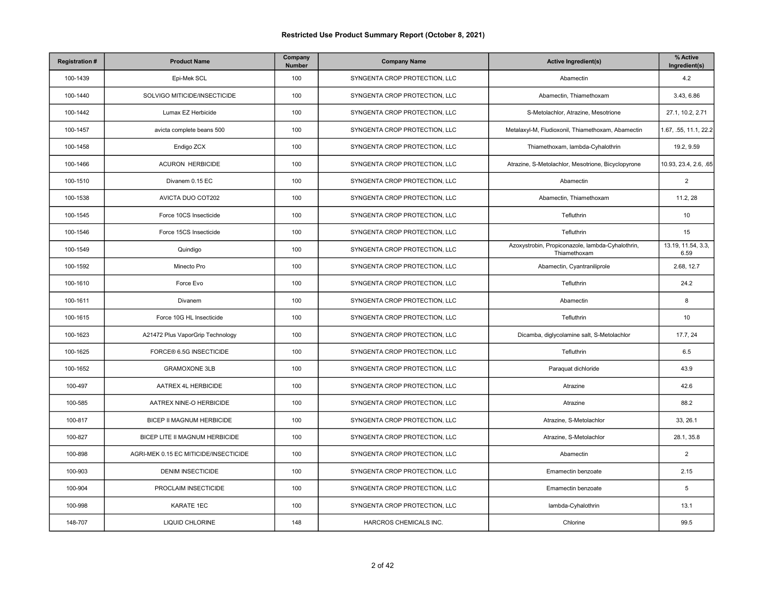# Restricted Use Product Summary Report (October 8, 2021)

| Registration # | Product Name | Company Number | Company Name | Active Ingredient(s) | % Active Ingredient(s) |
|---|---|---|---|---|---|
| 100-1439 | Epi-Mek SCL | 100 | SYNGENTA CROP PROTECTION, LLC | Abamectin | 4.2 |
| 100-1440 | SOLVIGO MITICIDE/INSECTICIDE | 100 | SYNGENTA CROP PROTECTION, LLC | Abamectin, Thiamethoxam | 3.43, 6.86 |
| 100-1442 | Lumax EZ Herbicide | 100 | SYNGENTA CROP PROTECTION, LLC | S-Metolachlor, Atrazine, Mesotrione | 27.1, 10.2, 2.71 |
| 100-1457 | avicta complete beans 500 | 100 | SYNGENTA CROP PROTECTION, LLC | Metalaxyl-M, Fludioxonil, Thiamethoxam, Abamectin | 1.67, .55, 11.1, 22.2 |
| 100-1458 | Endigo ZCX | 100 | SYNGENTA CROP PROTECTION, LLC | Thiamethoxam, lambda-Cyhalothrin | 19.2, 9.59 |
| 100-1466 | ACURON HERBICIDE | 100 | SYNGENTA CROP PROTECTION, LLC | Atrazine, S-Metolachlor, Mesotrione, Bicyclopyrone | 10.93, 23.4, 2.6, .65 |
| 100-1510 | Divanem 0.15 EC | 100 | SYNGENTA CROP PROTECTION, LLC | Abamectin | 2 |
| 100-1538 | AVICTA DUO COT202 | 100 | SYNGENTA CROP PROTECTION, LLC | Abamectin, Thiamethoxam | 11.2, 28 |
| 100-1545 | Force 10CS Insecticide | 100 | SYNGENTA CROP PROTECTION, LLC | Tefluthrin | 10 |
| 100-1546 | Force 15CS Insecticide | 100 | SYNGENTA CROP PROTECTION, LLC | Tefluthrin | 15 |
| 100-1549 | Quindigo | 100 | SYNGENTA CROP PROTECTION, LLC | Azoxystrobin, Propiconazole, lambda-Cyhalothrin, Thiamethoxam | 13.19, 11.54, 3.3, 6.59 |
| 100-1592 | Minecto Pro | 100 | SYNGENTA CROP PROTECTION, LLC | Abamectin, Cyantraniliprole | 2.68, 12.7 |
| 100-1610 | Force Evo | 100 | SYNGENTA CROP PROTECTION, LLC | Tefluthrin | 24.2 |
| 100-1611 | Divanem | 100 | SYNGENTA CROP PROTECTION, LLC | Abamectin | 8 |
| 100-1615 | Force 10G HL Insecticide | 100 | SYNGENTA CROP PROTECTION, LLC | Tefluthrin | 10 |
| 100-1623 | A21472 Plus VaporGrip Technology | 100 | SYNGENTA CROP PROTECTION, LLC | Dicamba, diglycolamine salt, S-Metolachlor | 17.7, 24 |
| 100-1625 | FORCE® 6.5G INSECTICIDE | 100 | SYNGENTA CROP PROTECTION, LLC | Tefluthrin | 6.5 |
| 100-1652 | GRAMOXONE 3LB | 100 | SYNGENTA CROP PROTECTION, LLC | Paraquat dichloride | 43.9 |
| 100-497 | AATREX 4L HERBICIDE | 100 | SYNGENTA CROP PROTECTION, LLC | Atrazine | 42.6 |
| 100-585 | AATREX NINE-O HERBICIDE | 100 | SYNGENTA CROP PROTECTION, LLC | Atrazine | 88.2 |
| 100-817 | BICEP II MAGNUM HERBICIDE | 100 | SYNGENTA CROP PROTECTION, LLC | Atrazine, S-Metolachlor | 33, 26.1 |
| 100-827 | BICEP LITE II MAGNUM HERBICIDE | 100 | SYNGENTA CROP PROTECTION, LLC | Atrazine, S-Metolachlor | 28.1, 35.8 |
| 100-898 | AGRI-MEK 0.15 EC MITICIDE/INSECTICIDE | 100 | SYNGENTA CROP PROTECTION, LLC | Abamectin | 2 |
| 100-903 | DENIM INSECTICIDE | 100 | SYNGENTA CROP PROTECTION, LLC | Emamectin benzoate | 2.15 |
| 100-904 | PROCLAIM INSECTICIDE | 100 | SYNGENTA CROP PROTECTION, LLC | Emamectin benzoate | 5 |
| 100-998 | KARATE 1EC | 100 | SYNGENTA CROP PROTECTION, LLC | lambda-Cyhalothrin | 13.1 |
| 148-707 | LIQUID CHLORINE | 148 | HARCROS CHEMICALS INC. | Chlorine | 99.5 |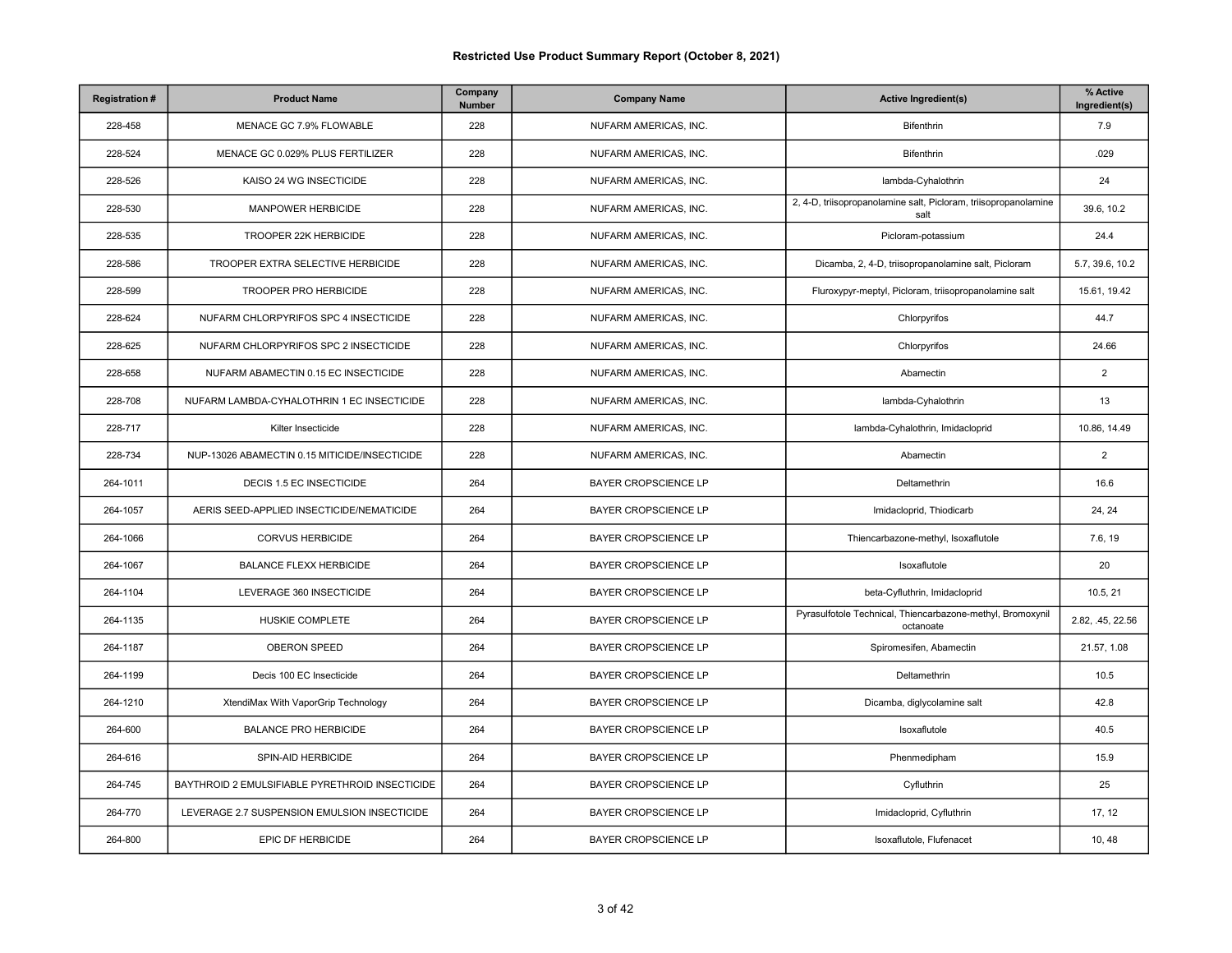# Restricted Use Product Summary Report (October 8, 2021)

| Registration # | Product Name | Company Number | Company Name | Active Ingredient(s) | % Active Ingredient(s) |
|---|---|---|---|---|---|
| 228-458 | MENACE GC 7.9% FLOWABLE | 228 | NUFARM AMERICAS, INC. | Bifenthrin | 7.9 |
| 228-524 | MENACE GC 0.029% PLUS FERTILIZER | 228 | NUFARM AMERICAS, INC. | Bifenthrin | .029 |
| 228-526 | KAISO 24 WG INSECTICIDE | 228 | NUFARM AMERICAS, INC. | lambda-Cyhalothrin | 24 |
| 228-530 | MANPOWER HERBICIDE | 228 | NUFARM AMERICAS, INC. | 2, 4-D, triisopropanolamine salt, Picloram, triisopropanolamine salt | 39.6, 10.2 |
| 228-535 | TROOPER 22K HERBICIDE | 228 | NUFARM AMERICAS, INC. | Picloram-potassium | 24.4 |
| 228-586 | TROOPER EXTRA SELECTIVE HERBICIDE | 228 | NUFARM AMERICAS, INC. | Dicamba, 2, 4-D, triisopropanolamine salt, Picloram | 5.7, 39.6, 10.2 |
| 228-599 | TROOPER PRO HERBICIDE | 228 | NUFARM AMERICAS, INC. | Fluroxypyr-meptyl, Picloram, triisopropanolamine salt | 15.61, 19.42 |
| 228-624 | NUFARM CHLORPYRIFOS SPC 4 INSECTICIDE | 228 | NUFARM AMERICAS, INC. | Chlorpyrifos | 44.7 |
| 228-625 | NUFARM CHLORPYRIFOS SPC 2 INSECTICIDE | 228 | NUFARM AMERICAS, INC. | Chlorpyrifos | 24.66 |
| 228-658 | NUFARM ABAMECTIN 0.15 EC INSECTICIDE | 228 | NUFARM AMERICAS, INC. | Abamectin | 2 |
| 228-708 | NUFARM LAMBDA-CYHALOTHRIN 1 EC INSECTICIDE | 228 | NUFARM AMERICAS, INC. | lambda-Cyhalothrin | 13 |
| 228-717 | Kilter Insecticide | 228 | NUFARM AMERICAS, INC. | lambda-Cyhalothrin, Imidacloprid | 10.86, 14.49 |
| 228-734 | NUP-13026 ABAMECTIN 0.15 MITICIDE/INSECTICIDE | 228 | NUFARM AMERICAS, INC. | Abamectin | 2 |
| 264-1011 | DECIS 1.5 EC INSECTICIDE | 264 | BAYER CROPSCIENCE LP | Deltamethrin | 16.6 |
| 264-1057 | AERIS SEED-APPLIED INSECTICIDE/NEMATICIDE | 264 | BAYER CROPSCIENCE LP | Imidacloprid, Thiodicarb | 24, 24 |
| 264-1066 | CORVUS HERBICIDE | 264 | BAYER CROPSCIENCE LP | Thiencarbazone-methyl, Isoxaflutole | 7.6, 19 |
| 264-1067 | BALANCE FLEXX HERBICIDE | 264 | BAYER CROPSCIENCE LP | Isoxaflutole | 20 |
| 264-1104 | LEVERAGE 360 INSECTICIDE | 264 | BAYER CROPSCIENCE LP | beta-Cyfluthrin, Imidacloprid | 10.5, 21 |
| 264-1135 | HUSKIE COMPLETE | 264 | BAYER CROPSCIENCE LP | Pyrasulfotole Technical, Thiencarbazone-methyl, Bromoxynil octanoate | 2.82, .45, 22.56 |
| 264-1187 | OBERON SPEED | 264 | BAYER CROPSCIENCE LP | Spiromesifen, Abamectin | 21.57, 1.08 |
| 264-1199 | Decis 100 EC Insecticide | 264 | BAYER CROPSCIENCE LP | Deltamethrin | 10.5 |
| 264-1210 | XtendiMax With VaporGrip Technology | 264 | BAYER CROPSCIENCE LP | Dicamba, diglycolamine salt | 42.8 |
| 264-600 | BALANCE PRO HERBICIDE | 264 | BAYER CROPSCIENCE LP | Isoxaflutole | 40.5 |
| 264-616 | SPIN-AID HERBICIDE | 264 | BAYER CROPSCIENCE LP | Phenmedipham | 15.9 |
| 264-745 | BAYTHROID 2 EMULSIFIABLE PYRETHROID INSECTICIDE | 264 | BAYER CROPSCIENCE LP | Cyfluthrin | 25 |
| 264-770 | LEVERAGE 2.7 SUSPENSION EMULSION INSECTICIDE | 264 | BAYER CROPSCIENCE LP | Imidacloprid, Cyfluthrin | 17, 12 |
| 264-800 | EPIC DF HERBICIDE | 264 | BAYER CROPSCIENCE LP | Isoxaflutole, Flufenacet | 10, 48 |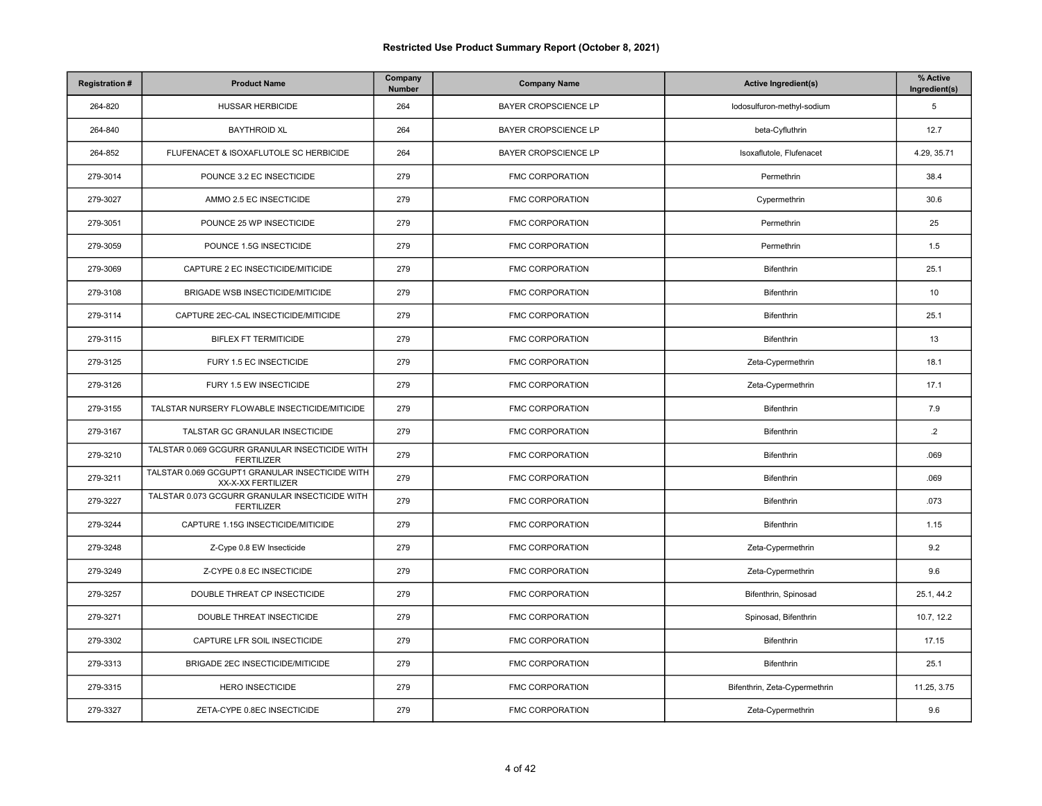# Restricted Use Product Summary Report (October 8, 2021)

| Registration # | Product Name | Company Number | Company Name | Active Ingredient(s) | % Active Ingredient(s) |
|---|---|---|---|---|---|
| 264-820 | HUSSAR HERBICIDE | 264 | BAYER CROPSCIENCE LP | Iodosulfuron-methyl-sodium | 5 |
| 264-840 | BAYTHROID XL | 264 | BAYER CROPSCIENCE LP | beta-Cyfluthrin | 12.7 |
| 264-852 | FLUFENACET & ISOXAFLUTOLE SC HERBICIDE | 264 | BAYER CROPSCIENCE LP | Isoxaflutole, Flufenacet | 4.29, 35.71 |
| 279-3014 | POUNCE 3.2 EC INSECTICIDE | 279 | FMC CORPORATION | Permethrin | 38.4 |
| 279-3027 | AMMO 2.5 EC INSECTICIDE | 279 | FMC CORPORATION | Cypermethrin | 30.6 |
| 279-3051 | POUNCE 25 WP INSECTICIDE | 279 | FMC CORPORATION | Permethrin | 25 |
| 279-3059 | POUNCE 1.5G INSECTICIDE | 279 | FMC CORPORATION | Permethrin | 1.5 |
| 279-3069 | CAPTURE 2 EC INSECTICIDE/MITICIDE | 279 | FMC CORPORATION | Bifenthrin | 25.1 |
| 279-3108 | BRIGADE WSB INSECTICIDE/MITICIDE | 279 | FMC CORPORATION | Bifenthrin | 10 |
| 279-3114 | CAPTURE 2EC-CAL INSECTICIDE/MITICIDE | 279 | FMC CORPORATION | Bifenthrin | 25.1 |
| 279-3115 | BIFLEX FT TERMITICIDE | 279 | FMC CORPORATION | Bifenthrin | 13 |
| 279-3125 | FURY 1.5 EC INSECTICIDE | 279 | FMC CORPORATION | Zeta-Cypermethrin | 18.1 |
| 279-3126 | FURY 1.5 EW INSECTICIDE | 279 | FMC CORPORATION | Zeta-Cypermethrin | 17.1 |
| 279-3155 | TALSTAR NURSERY FLOWABLE INSECTICIDE/MITICIDE | 279 | FMC CORPORATION | Bifenthrin | 7.9 |
| 279-3167 | TALSTAR GC GRANULAR INSECTICIDE | 279 | FMC CORPORATION | Bifenthrin | .2 |
| 279-3210 | TALSTAR 0.069 GCGURR GRANULAR INSECTICIDE WITH FERTILIZER | 279 | FMC CORPORATION | Bifenthrin | .069 |
| 279-3211 | TALSTAR 0.069 GCGUPT1 GRANULAR INSECTICIDE WITH XX-X-XX FERTILIZER | 279 | FMC CORPORATION | Bifenthrin | .069 |
| 279-3227 | TALSTAR 0.073 GCGURR GRANULAR INSECTICIDE WITH FERTILIZER | 279 | FMC CORPORATION | Bifenthrin | .073 |
| 279-3244 | CAPTURE 1.15G INSECTICIDE/MITICIDE | 279 | FMC CORPORATION | Bifenthrin | 1.15 |
| 279-3248 | Z-Cype 0.8 EW Insecticide | 279 | FMC CORPORATION | Zeta-Cypermethrin | 9.2 |
| 279-3249 | Z-CYPE 0.8 EC INSECTICIDE | 279 | FMC CORPORATION | Zeta-Cypermethrin | 9.6 |
| 279-3257 | DOUBLE THREAT CP INSECTICIDE | 279 | FMC CORPORATION | Bifenthrin, Spinosad | 25.1, 44.2 |
| 279-3271 | DOUBLE THREAT INSECTICIDE | 279 | FMC CORPORATION | Spinosad, Bifenthrin | 10.7, 12.2 |
| 279-3302 | CAPTURE LFR SOIL INSECTICIDE | 279 | FMC CORPORATION | Bifenthrin | 17.15 |
| 279-3313 | BRIGADE 2EC INSECTICIDE/MITICIDE | 279 | FMC CORPORATION | Bifenthrin | 25.1 |
| 279-3315 | HERO INSECTICIDE | 279 | FMC CORPORATION | Bifenthrin, Zeta-Cypermethrin | 11.25, 3.75 |
| 279-3327 | ZETA-CYPE 0.8EC INSECTICIDE | 279 | FMC CORPORATION | Zeta-Cypermethrin | 9.6 |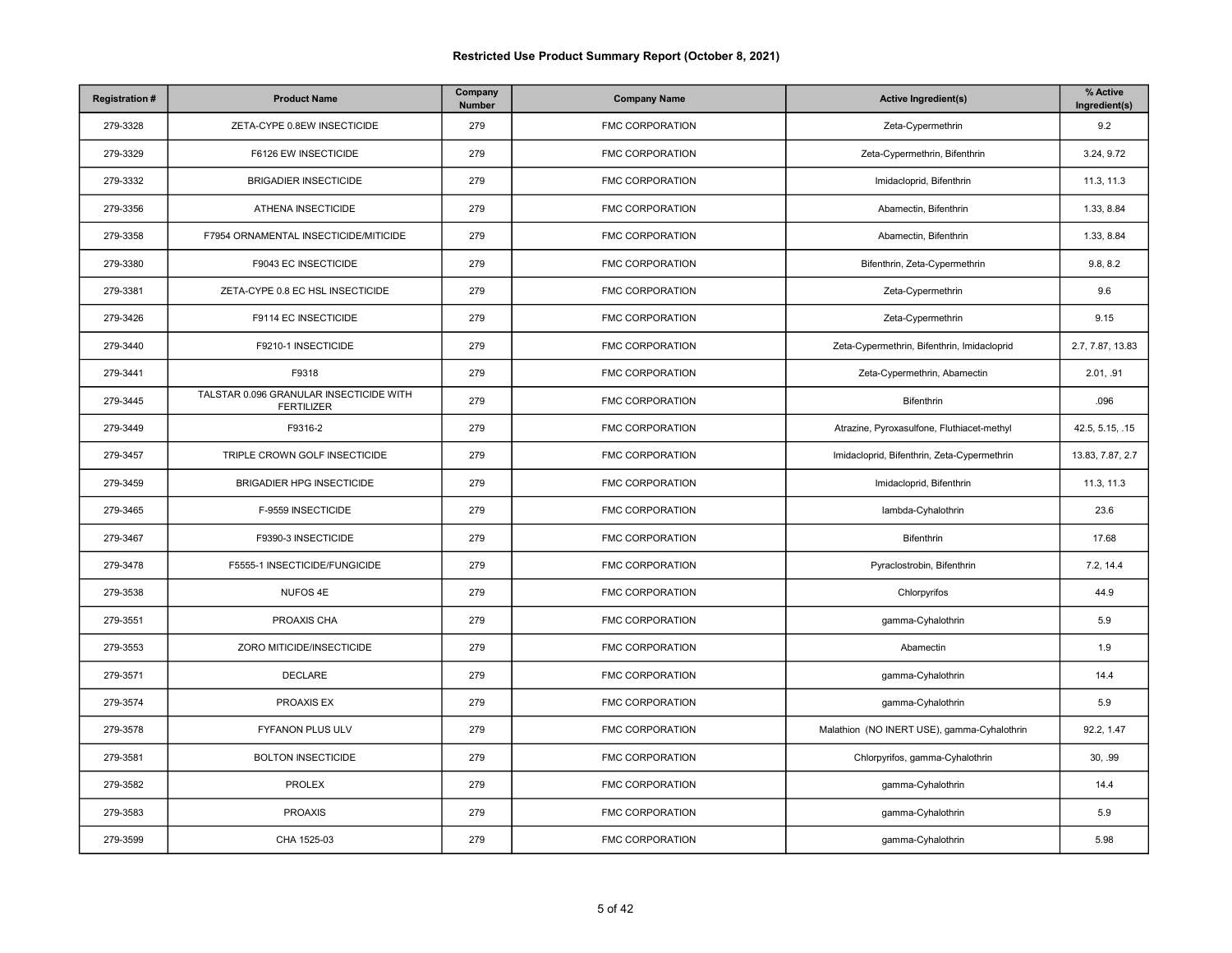## Restricted Use Product Summary Report (October 8, 2021)

| Registration # | Product Name | Company Number | Company Name | Active Ingredient(s) | % Active Ingredient(s) |
|---|---|---|---|---|---|
| 279-3328 | ZETA-CYPE 0.8EW INSECTICIDE | 279 | FMC CORPORATION | Zeta-Cypermethrin | 9.2 |
| 279-3329 | F6126 EW INSECTICIDE | 279 | FMC CORPORATION | Zeta-Cypermethrin, Bifenthrin | 3.24, 9.72 |
| 279-3332 | BRIGADIER INSECTICIDE | 279 | FMC CORPORATION | Imidacloprid, Bifenthrin | 11.3, 11.3 |
| 279-3356 | ATHENA INSECTICIDE | 279 | FMC CORPORATION | Abamectin, Bifenthrin | 1.33, 8.84 |
| 279-3358 | F7954 ORNAMENTAL INSECTICIDE/MITICIDE | 279 | FMC CORPORATION | Abamectin, Bifenthrin | 1.33, 8.84 |
| 279-3380 | F9043 EC INSECTICIDE | 279 | FMC CORPORATION | Bifenthrin, Zeta-Cypermethrin | 9.8, 8.2 |
| 279-3381 | ZETA-CYPE 0.8 EC HSL INSECTICIDE | 279 | FMC CORPORATION | Zeta-Cypermethrin | 9.6 |
| 279-3426 | F9114 EC INSECTICIDE | 279 | FMC CORPORATION | Zeta-Cypermethrin | 9.15 |
| 279-3440 | F9210-1 INSECTICIDE | 279 | FMC CORPORATION | Zeta-Cypermethrin, Bifenthrin, Imidacloprid | 2.7, 7.87, 13.83 |
| 279-3441 | F9318 | 279 | FMC CORPORATION | Zeta-Cypermethrin, Abamectin | 2.01, .91 |
| 279-3445 | TALSTAR 0.096 GRANULAR INSECTICIDE WITH FERTILIZER | 279 | FMC CORPORATION | Bifenthrin | .096 |
| 279-3449 | F9316-2 | 279 | FMC CORPORATION | Atrazine, Pyroxasulfone, Fluthiacet-methyl | 42.5, 5.15, .15 |
| 279-3457 | TRIPLE CROWN GOLF INSECTICIDE | 279 | FMC CORPORATION | Imidacloprid, Bifenthrin, Zeta-Cypermethrin | 13.83, 7.87, 2.7 |
| 279-3459 | BRIGADIER HPG INSECTICIDE | 279 | FMC CORPORATION | Imidacloprid, Bifenthrin | 11.3, 11.3 |
| 279-3465 | F-9559 INSECTICIDE | 279 | FMC CORPORATION | lambda-Cyhalothrin | 23.6 |
| 279-3467 | F9390-3 INSECTICIDE | 279 | FMC CORPORATION | Bifenthrin | 17.68 |
| 279-3478 | F5555-1 INSECTICIDE/FUNGICIDE | 279 | FMC CORPORATION | Pyraclostrobin, Bifenthrin | 7.2, 14.4 |
| 279-3538 | NUFOS 4E | 279 | FMC CORPORATION | Chlorpyrifos | 44.9 |
| 279-3551 | PROAXIS CHA | 279 | FMC CORPORATION | gamma-Cyhalothrin | 5.9 |
| 279-3553 | ZORO MITICIDE/INSECTICIDE | 279 | FMC CORPORATION | Abamectin | 1.9 |
| 279-3571 | DECLARE | 279 | FMC CORPORATION | gamma-Cyhalothrin | 14.4 |
| 279-3574 | PROAXIS EX | 279 | FMC CORPORATION | gamma-Cyhalothrin | 5.9 |
| 279-3578 | FYFANON PLUS ULV | 279 | FMC CORPORATION | Malathion (NO INERT USE), gamma-Cyhalothrin | 92.2, 1.47 |
| 279-3581 | BOLTON INSECTICIDE | 279 | FMC CORPORATION | Chlorpyrifos, gamma-Cyhalothrin | 30, .99 |
| 279-3582 | PROLEX | 279 | FMC CORPORATION | gamma-Cyhalothrin | 14.4 |
| 279-3583 | PROAXIS | 279 | FMC CORPORATION | gamma-Cyhalothrin | 5.9 |
| 279-3599 | CHA 1525-03 | 279 | FMC CORPORATION | gamma-Cyhalothrin | 5.98 |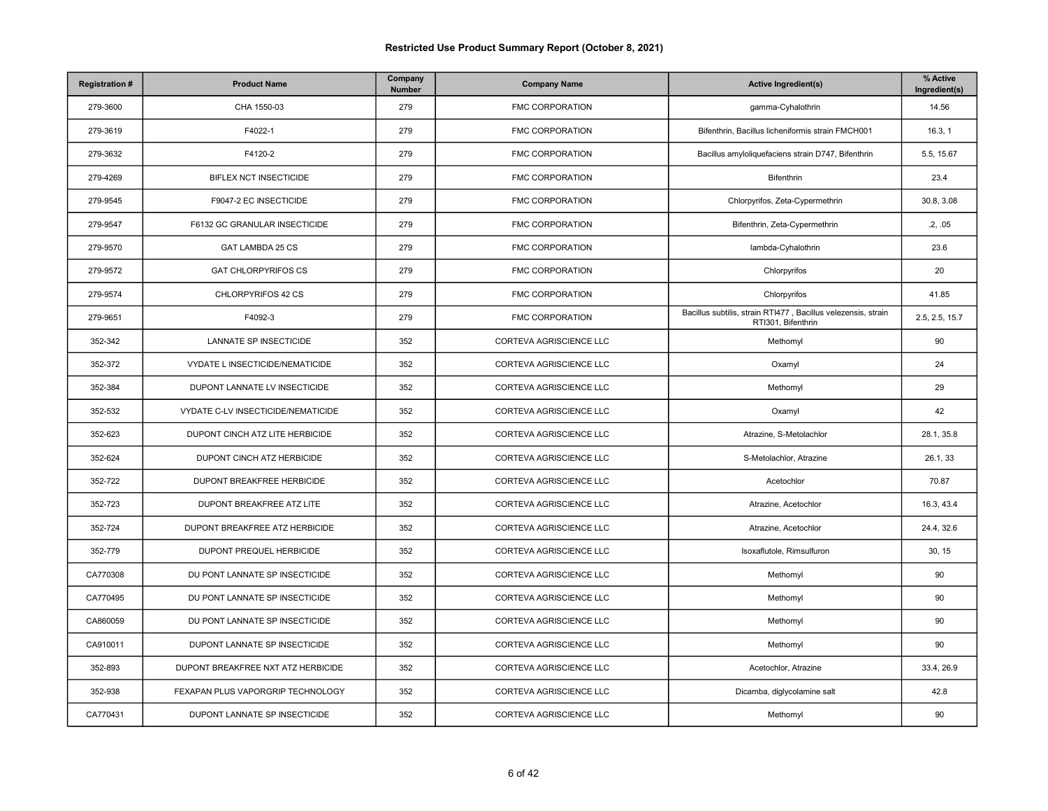# Restricted Use Product Summary Report (October 8, 2021)

| Registration # | Product Name | Company Number | Company Name | Active Ingredient(s) | % Active Ingredient(s) |
|---|---|---|---|---|---|
| 279-3600 | CHA 1550-03 | 279 | FMC CORPORATION | gamma-Cyhalothrin | 14.56 |
| 279-3619 | F4022-1 | 279 | FMC CORPORATION | Bifenthrin, Bacillus licheniformis strain FMCH001 | 16.3, 1 |
| 279-3632 | F4120-2 | 279 | FMC CORPORATION | Bacillus amyloliquefaciens strain D747, Bifenthrin | 5.5, 15.67 |
| 279-4269 | BIFLEX NCT INSECTICIDE | 279 | FMC CORPORATION | Bifenthrin | 23.4 |
| 279-9545 | F9047-2 EC INSECTICIDE | 279 | FMC CORPORATION | Chlorpyrifos, Zeta-Cypermethrin | 30.8, 3.08 |
| 279-9547 | F6132 GC GRANULAR INSECTICIDE | 279 | FMC CORPORATION | Bifenthrin, Zeta-Cypermethrin | .2, .05 |
| 279-9570 | GAT LAMBDA 25 CS | 279 | FMC CORPORATION | lambda-Cyhalothrin | 23.6 |
| 279-9572 | GAT CHLORPYRIFOS CS | 279 | FMC CORPORATION | Chlorpyrifos | 20 |
| 279-9574 | CHLORPYRIFOS 42 CS | 279 | FMC CORPORATION | Chlorpyrifos | 41.85 |
| 279-9651 | F4092-3 | 279 | FMC CORPORATION | Bacillus subtilis, strain RTI477 , Bacillus velezensis, strain RTI301, Bifenthrin | 2.5, 2.5, 15.7 |
| 352-342 | LANNATE SP INSECTICIDE | 352 | CORTEVA AGRISCIENCE LLC | Methomyl | 90 |
| 352-372 | VYDATE L INSECTICIDE/NEMATICIDE | 352 | CORTEVA AGRISCIENCE LLC | Oxamyl | 24 |
| 352-384 | DUPONT LANNATE LV INSECTICIDE | 352 | CORTEVA AGRISCIENCE LLC | Methomyl | 29 |
| 352-532 | VYDATE C-LV INSECTICIDE/NEMATICIDE | 352 | CORTEVA AGRISCIENCE LLC | Oxamyl | 42 |
| 352-623 | DUPONT CINCH ATZ LITE HERBICIDE | 352 | CORTEVA AGRISCIENCE LLC | Atrazine, S-Metolachlor | 28.1, 35.8 |
| 352-624 | DUPONT CINCH ATZ HERBICIDE | 352 | CORTEVA AGRISCIENCE LLC | S-Metolachlor, Atrazine | 26.1, 33 |
| 352-722 | DUPONT BREAKFREE HERBICIDE | 352 | CORTEVA AGRISCIENCE LLC | Acetochlor | 70.87 |
| 352-723 | DUPONT BREAKFREE ATZ LITE | 352 | CORTEVA AGRISCIENCE LLC | Atrazine, Acetochlor | 16.3, 43.4 |
| 352-724 | DUPONT BREAKFREE ATZ HERBICIDE | 352 | CORTEVA AGRISCIENCE LLC | Atrazine, Acetochlor | 24.4, 32.6 |
| 352-779 | DUPONT PREQUEL HERBICIDE | 352 | CORTEVA AGRISCIENCE LLC | Isoxaflutole, Rimsulfuron | 30, 15 |
| CA770308 | DU PONT LANNATE SP INSECTICIDE | 352 | CORTEVA AGRISCIENCE LLC | Methomyl | 90 |
| CA770495 | DU PONT LANNATE SP INSECTICIDE | 352 | CORTEVA AGRISCIENCE LLC | Methomyl | 90 |
| CA860059 | DU PONT LANNATE SP INSECTICIDE | 352 | CORTEVA AGRISCIENCE LLC | Methomyl | 90 |
| CA910011 | DUPONT LANNATE SP INSECTICIDE | 352 | CORTEVA AGRISCIENCE LLC | Methomyl | 90 |
| 352-893 | DUPONT BREAKFREE NXT ATZ HERBICIDE | 352 | CORTEVA AGRISCIENCE LLC | Acetochlor, Atrazine | 33.4, 26.9 |
| 352-938 | FEXAPAN PLUS VAPORGRIP TECHNOLOGY | 352 | CORTEVA AGRISCIENCE LLC | Dicamba, diglycolamine salt | 42.8 |
| CA770431 | DUPONT LANNATE SP INSECTICIDE | 352 | CORTEVA AGRISCIENCE LLC | Methomyl | 90 |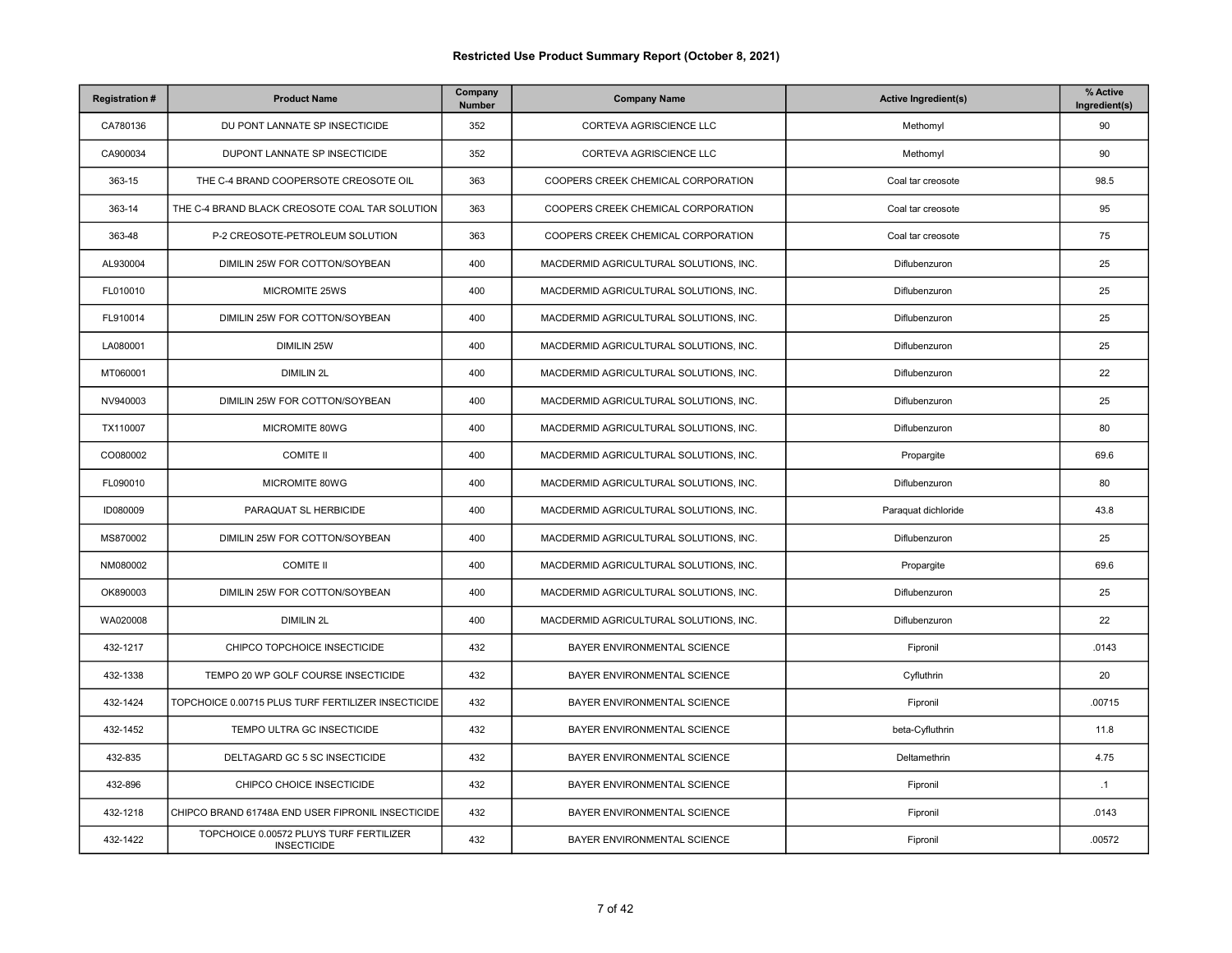# Restricted Use Product Summary Report (October 8, 2021)

| Registration # | Product Name | Company Number | Company Name | Active Ingredient(s) | % Active Ingredient(s) |
|---|---|---|---|---|---|
| CA780136 | DU PONT LANNATE SP INSECTICIDE | 352 | CORTEVA AGRISCIENCE LLC | Methomyl | 90 |
| CA900034 | DUPONT LANNATE SP INSECTICIDE | 352 | CORTEVA AGRISCIENCE LLC | Methomyl | 90 |
| 363-15 | THE C-4 BRAND COOPERSOTE CREOSOTE OIL | 363 | COOPERS CREEK CHEMICAL CORPORATION | Coal tar creosote | 98.5 |
| 363-14 | THE C-4 BRAND BLACK CREOSOTE COAL TAR SOLUTION | 363 | COOPERS CREEK CHEMICAL CORPORATION | Coal tar creosote | 95 |
| 363-48 | P-2 CREOSOTE-PETROLEUM SOLUTION | 363 | COOPERS CREEK CHEMICAL CORPORATION | Coal tar creosote | 75 |
| AL930004 | DIMILIN 25W FOR COTTON/SOYBEAN | 400 | MACDERMID AGRICULTURAL SOLUTIONS, INC. | Diflubenzuron | 25 |
| FL010010 | MICROMITE 25WS | 400 | MACDERMID AGRICULTURAL SOLUTIONS, INC. | Diflubenzuron | 25 |
| FL910014 | DIMILIN 25W FOR COTTON/SOYBEAN | 400 | MACDERMID AGRICULTURAL SOLUTIONS, INC. | Diflubenzuron | 25 |
| LA080001 | DIMILIN 25W | 400 | MACDERMID AGRICULTURAL SOLUTIONS, INC. | Diflubenzuron | 25 |
| MT060001 | DIMILIN 2L | 400 | MACDERMID AGRICULTURAL SOLUTIONS, INC. | Diflubenzuron | 22 |
| NV940003 | DIMILIN 25W FOR COTTON/SOYBEAN | 400 | MACDERMID AGRICULTURAL SOLUTIONS, INC. | Diflubenzuron | 25 |
| TX110007 | MICROMITE 80WG | 400 | MACDERMID AGRICULTURAL SOLUTIONS, INC. | Diflubenzuron | 80 |
| CO080002 | COMITE II | 400 | MACDERMID AGRICULTURAL SOLUTIONS, INC. | Propargite | 69.6 |
| FL090010 | MICROMITE 80WG | 400 | MACDERMID AGRICULTURAL SOLUTIONS, INC. | Diflubenzuron | 80 |
| ID080009 | PARAQUAT SL HERBICIDE | 400 | MACDERMID AGRICULTURAL SOLUTIONS, INC. | Paraquat dichloride | 43.8 |
| MS870002 | DIMILIN 25W FOR COTTON/SOYBEAN | 400 | MACDERMID AGRICULTURAL SOLUTIONS, INC. | Diflubenzuron | 25 |
| NM080002 | COMITE II | 400 | MACDERMID AGRICULTURAL SOLUTIONS, INC. | Propargite | 69.6 |
| OK890003 | DIMILIN 25W FOR COTTON/SOYBEAN | 400 | MACDERMID AGRICULTURAL SOLUTIONS, INC. | Diflubenzuron | 25 |
| WA020008 | DIMILIN 2L | 400 | MACDERMID AGRICULTURAL SOLUTIONS, INC. | Diflubenzuron | 22 |
| 432-1217 | CHIPCO TOPCHOICE INSECTICIDE | 432 | BAYER ENVIRONMENTAL SCIENCE | Fipronil | .0143 |
| 432-1338 | TEMPO 20 WP GOLF COURSE INSECTICIDE | 432 | BAYER ENVIRONMENTAL SCIENCE | Cyfluthrin | 20 |
| 432-1424 | TOPCHOICE 0.00715 PLUS TURF FERTILIZER INSECTICIDE | 432 | BAYER ENVIRONMENTAL SCIENCE | Fipronil | .00715 |
| 432-1452 | TEMPO ULTRA GC INSECTICIDE | 432 | BAYER ENVIRONMENTAL SCIENCE | beta-Cyfluthrin | 11.8 |
| 432-835 | DELTAGARD GC 5 SC INSECTICIDE | 432 | BAYER ENVIRONMENTAL SCIENCE | Deltamethrin | 4.75 |
| 432-896 | CHIPCO CHOICE INSECTICIDE | 432 | BAYER ENVIRONMENTAL SCIENCE | Fipronil | .1 |
| 432-1218 | CHIPCO BRAND 61748A END USER FIPRONIL INSECTICIDE | 432 | BAYER ENVIRONMENTAL SCIENCE | Fipronil | .0143 |
| 432-1422 | TOPCHOICE 0.00572 PLUYS TURF FERTILIZER INSECTICIDE | 432 | BAYER ENVIRONMENTAL SCIENCE | Fipronil | .00572 |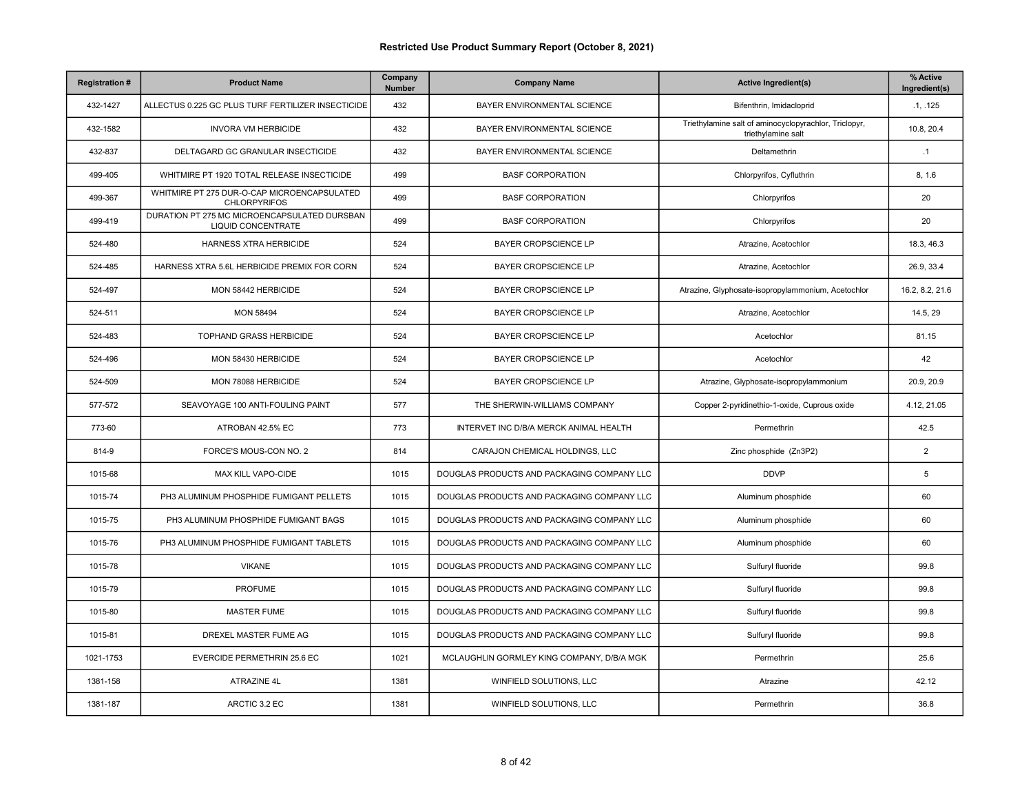## Restricted Use Product Summary Report (October 8, 2021)

| Registration # | Product Name | Company Number | Company Name | Active Ingredient(s) | % Active Ingredient(s) |
|---|---|---|---|---|---|
| 432-1427 | ALLECTUS 0.225 GC PLUS TURF FERTILIZER INSECTICIDE | 432 | BAYER ENVIRONMENTAL SCIENCE | Bifenthrin, Imidacloprid | .1, .125 |
| 432-1582 | INVORA VM HERBICIDE | 432 | BAYER ENVIRONMENTAL SCIENCE | Triethylamine salt of aminocyclopyrachlor, Triclopyr, triethylamine salt | 10.8, 20.4 |
| 432-837 | DELTAGARD GC GRANULAR INSECTICIDE | 432 | BAYER ENVIRONMENTAL SCIENCE | Deltamethrin | .1 |
| 499-405 | WHITMIRE PT 1920 TOTAL RELEASE INSECTICIDE | 499 | BASF CORPORATION | Chlorpyrifos, Cyfluthrin | 8, 1.6 |
| 499-367 | WHITMIRE PT 275 DUR-O-CAP MICROENCAPSULATED CHLORPYRIFOS | 499 | BASF CORPORATION | Chlorpyrifos | 20 |
| 499-419 | DURATION PT 275 MC MICROENCAPSULATED DURSBAN LIQUID CONCENTRATE | 499 | BASF CORPORATION | Chlorpyrifos | 20 |
| 524-480 | HARNESS XTRA HERBICIDE | 524 | BAYER CROPSCIENCE LP | Atrazine, Acetochlor | 18.3, 46.3 |
| 524-485 | HARNESS XTRA 5.6L HERBICIDE PREMIX FOR CORN | 524 | BAYER CROPSCIENCE LP | Atrazine, Acetochlor | 26.9, 33.4 |
| 524-497 | MON 58442 HERBICIDE | 524 | BAYER CROPSCIENCE LP | Atrazine, Glyphosate-isopropylammonium, Acetochlor | 16.2, 8.2, 21.6 |
| 524-511 | MON 58494 | 524 | BAYER CROPSCIENCE LP | Atrazine, Acetochlor | 14.5, 29 |
| 524-483 | TOPHAND GRASS HERBICIDE | 524 | BAYER CROPSCIENCE LP | Acetochlor | 81.15 |
| 524-496 | MON 58430 HERBICIDE | 524 | BAYER CROPSCIENCE LP | Acetochlor | 42 |
| 524-509 | MON 78088 HERBICIDE | 524 | BAYER CROPSCIENCE LP | Atrazine, Glyphosate-isopropylammonium | 20.9, 20.9 |
| 577-572 | SEAVOYAGE 100 ANTI-FOULING PAINT | 577 | THE SHERWIN-WILLIAMS COMPANY | Copper 2-pyridinethio-1-oxide, Cuprous oxide | 4.12, 21.05 |
| 773-60 | ATROBAN 42.5% EC | 773 | INTERVET INC D/B/A MERCK ANIMAL HEALTH | Permethrin | 42.5 |
| 814-9 | FORCE'S MOUS-CON NO. 2 | 814 | CARAJON CHEMICAL HOLDINGS, LLC | Zinc phosphide (Zn3P2) | 2 |
| 1015-68 | MAX KILL VAPO-CIDE | 1015 | DOUGLAS PRODUCTS AND PACKAGING COMPANY LLC | DDVP | 5 |
| 1015-74 | PH3 ALUMINUM PHOSPHIDE FUMIGANT PELLETS | 1015 | DOUGLAS PRODUCTS AND PACKAGING COMPANY LLC | Aluminum phosphide | 60 |
| 1015-75 | PH3 ALUMINUM PHOSPHIDE FUMIGANT BAGS | 1015 | DOUGLAS PRODUCTS AND PACKAGING COMPANY LLC | Aluminum phosphide | 60 |
| 1015-76 | PH3 ALUMINUM PHOSPHIDE FUMIGANT TABLETS | 1015 | DOUGLAS PRODUCTS AND PACKAGING COMPANY LLC | Aluminum phosphide | 60 |
| 1015-78 | VIKANE | 1015 | DOUGLAS PRODUCTS AND PACKAGING COMPANY LLC | Sulfuryl fluoride | 99.8 |
| 1015-79 | PROFUME | 1015 | DOUGLAS PRODUCTS AND PACKAGING COMPANY LLC | Sulfuryl fluoride | 99.8 |
| 1015-80 | MASTER FUME | 1015 | DOUGLAS PRODUCTS AND PACKAGING COMPANY LLC | Sulfuryl fluoride | 99.8 |
| 1015-81 | DREXEL MASTER FUME AG | 1015 | DOUGLAS PRODUCTS AND PACKAGING COMPANY LLC | Sulfuryl fluoride | 99.8 |
| 1021-1753 | EVERCIDE PERMETHRIN 25.6 EC | 1021 | MCLAUGHLIN GORMLEY KING COMPANY, D/B/A MGK | Permethrin | 25.6 |
| 1381-158 | ATRAZINE 4L | 1381 | WINFIELD SOLUTIONS, LLC | Atrazine | 42.12 |
| 1381-187 | ARCTIC 3.2 EC | 1381 | WINFIELD SOLUTIONS, LLC | Permethrin | 36.8 |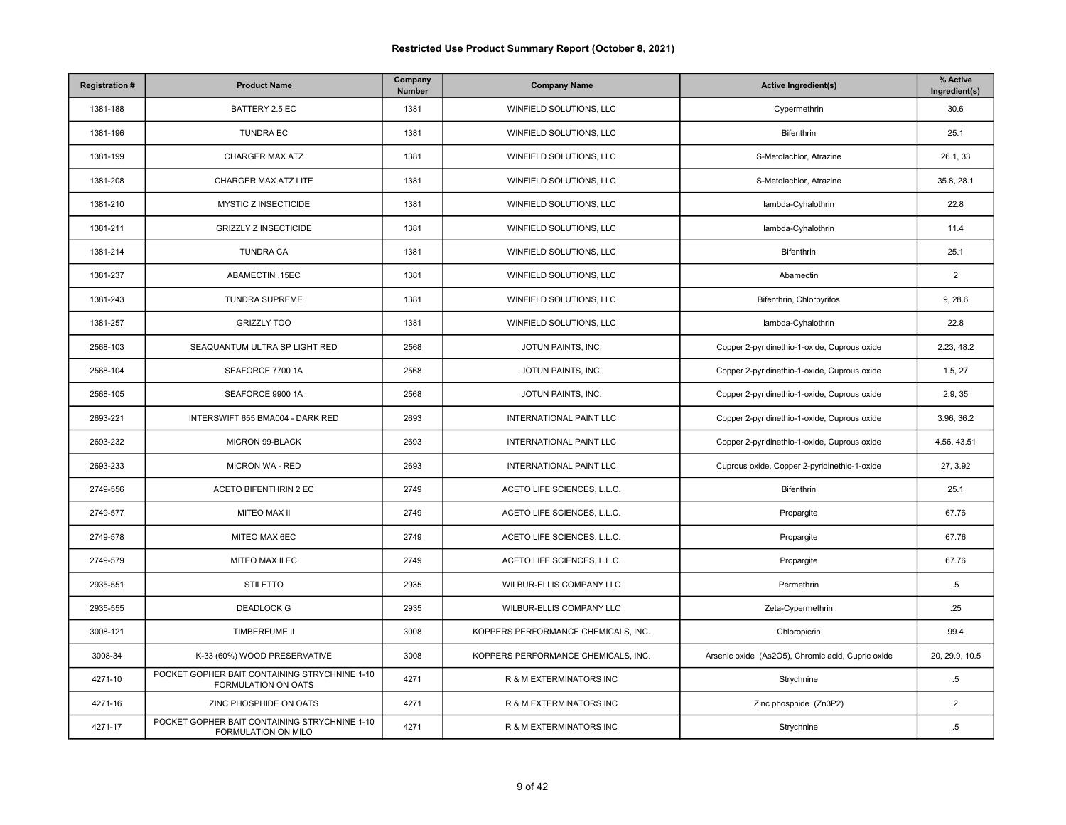# Restricted Use Product Summary Report (October 8, 2021)

| Registration # | Product Name | Company Number | Company Name | Active Ingredient(s) | % Active Ingredient(s) |
|---|---|---|---|---|---|
| 1381-188 | BATTERY 2.5 EC | 1381 | WINFIELD SOLUTIONS, LLC | Cypermethrin | 30.6 |
| 1381-196 | TUNDRA EC | 1381 | WINFIELD SOLUTIONS, LLC | Bifenthrin | 25.1 |
| 1381-199 | CHARGER MAX ATZ | 1381 | WINFIELD SOLUTIONS, LLC | S-Metolachlor, Atrazine | 26.1, 33 |
| 1381-208 | CHARGER MAX ATZ LITE | 1381 | WINFIELD SOLUTIONS, LLC | S-Metolachlor, Atrazine | 35.8, 28.1 |
| 1381-210 | MYSTIC Z INSECTICIDE | 1381 | WINFIELD SOLUTIONS, LLC | lambda-Cyhalothrin | 22.8 |
| 1381-211 | GRIZZLY Z INSECTICIDE | 1381 | WINFIELD SOLUTIONS, LLC | lambda-Cyhalothrin | 11.4 |
| 1381-214 | TUNDRA CA | 1381 | WINFIELD SOLUTIONS, LLC | Bifenthrin | 25.1 |
| 1381-237 | ABAMECTIN .15EC | 1381 | WINFIELD SOLUTIONS, LLC | Abamectin | 2 |
| 1381-243 | TUNDRA SUPREME | 1381 | WINFIELD SOLUTIONS, LLC | Bifenthrin, Chlorpyrifos | 9, 28.6 |
| 1381-257 | GRIZZLY TOO | 1381 | WINFIELD SOLUTIONS, LLC | lambda-Cyhalothrin | 22.8 |
| 2568-103 | SEAQUANTUM ULTRA SP LIGHT RED | 2568 | JOTUN PAINTS, INC. | Copper 2-pyridinethio-1-oxide, Cuprous oxide | 2.23, 48.2 |
| 2568-104 | SEAFORCE 7700 1A | 2568 | JOTUN PAINTS, INC. | Copper 2-pyridinethio-1-oxide, Cuprous oxide | 1.5, 27 |
| 2568-105 | SEAFORCE 9900 1A | 2568 | JOTUN PAINTS, INC. | Copper 2-pyridinethio-1-oxide, Cuprous oxide | 2.9, 35 |
| 2693-221 | INTERSWIFT 655 BMA004 - DARK RED | 2693 | INTERNATIONAL PAINT LLC | Copper 2-pyridinethio-1-oxide, Cuprous oxide | 3.96, 36.2 |
| 2693-232 | MICRON 99-BLACK | 2693 | INTERNATIONAL PAINT LLC | Copper 2-pyridinethio-1-oxide, Cuprous oxide | 4.56, 43.51 |
| 2693-233 | MICRON WA - RED | 2693 | INTERNATIONAL PAINT LLC | Cuprous oxide, Copper 2-pyridinethio-1-oxide | 27, 3.92 |
| 2749-556 | ACETO BIFENTHRIN 2 EC | 2749 | ACETO LIFE SCIENCES, L.L.C. | Bifenthrin | 25.1 |
| 2749-577 | MITEO MAX II | 2749 | ACETO LIFE SCIENCES, L.L.C. | Propargite | 67.76 |
| 2749-578 | MITEO MAX 6EC | 2749 | ACETO LIFE SCIENCES, L.L.C. | Propargite | 67.76 |
| 2749-579 | MITEO MAX II EC | 2749 | ACETO LIFE SCIENCES, L.L.C. | Propargite | 67.76 |
| 2935-551 | STILETTO | 2935 | WILBUR-ELLIS COMPANY LLC | Permethrin | .5 |
| 2935-555 | DEADLOCK G | 2935 | WILBUR-ELLIS COMPANY LLC | Zeta-Cypermethrin | .25 |
| 3008-121 | TIMBERFUME II | 3008 | KOPPERS PERFORMANCE CHEMICALS, INC. | Chloropicrin | 99.4 |
| 3008-34 | K-33 (60%) WOOD PRESERVATIVE | 3008 | KOPPERS PERFORMANCE CHEMICALS, INC. | Arsenic oxide ($As_2O_5$), Chromic acid, Cupric oxide | 20, 29.9, 10.5 |
| 4271-10 | POCKET GOPHER BAIT CONTAINING STRYCHNINE 1-10 FORMULATION ON OATS | 4271 | R & M EXTERMINATORS INC | Strychnine | .5 |
| 4271-16 | ZINC PHOSPHIDE ON OATS | 4271 | R & M EXTERMINATORS INC | Zinc phosphide ($Zn_3P_2$) | 2 |
| 4271-17 | POCKET GOPHER BAIT CONTAINING STRYCHNINE 1-10 FORMULATION ON MILO | 4271 | R & M EXTERMINATORS INC | Strychnine | .5 |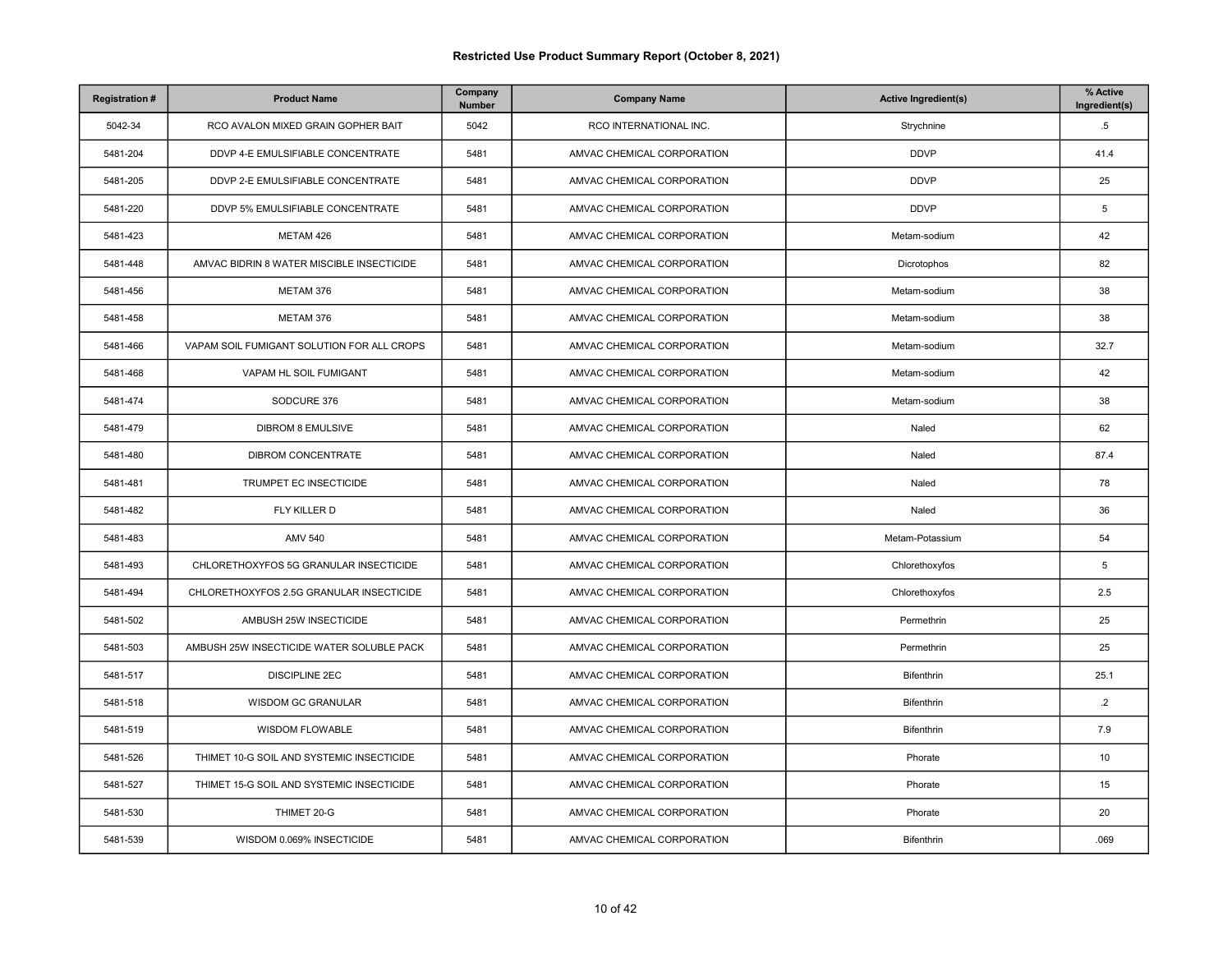**Restricted Use Product Summary Report (October 8, 2021)**

| Registration # | Product Name | Company Number | Company Name | Active Ingredient(s) | % Active Ingredient(s) |
|---|---|---|---|---|---|
| 5042-34 | RCO AVALON MIXED GRAIN GOPHER BAIT | 5042 | RCO INTERNATIONAL INC. | Strychnine | .5 |
| 5481-204 | DDVP 4-E EMULSIFIABLE CONCENTRATE | 5481 | AMVAC CHEMICAL CORPORATION | DDVP | 41.4 |
| 5481-205 | DDVP 2-E EMULSIFIABLE CONCENTRATE | 5481 | AMVAC CHEMICAL CORPORATION | DDVP | 25 |
| 5481-220 | DDVP 5% EMULSIFIABLE CONCENTRATE | 5481 | AMVAC CHEMICAL CORPORATION | DDVP | 5 |
| 5481-423 | METAM 426 | 5481 | AMVAC CHEMICAL CORPORATION | Metam-sodium | 42 |
| 5481-448 | AMVAC BIDRIN 8 WATER MISCIBLE INSECTICIDE | 5481 | AMVAC CHEMICAL CORPORATION | Dicrotophos | 82 |
| 5481-456 | METAM 376 | 5481 | AMVAC CHEMICAL CORPORATION | Metam-sodium | 38 |
| 5481-458 | METAM 376 | 5481 | AMVAC CHEMICAL CORPORATION | Metam-sodium | 38 |
| 5481-466 | VAPAM SOIL FUMIGANT SOLUTION FOR ALL CROPS | 5481 | AMVAC CHEMICAL CORPORATION | Metam-sodium | 32.7 |
| 5481-468 | VAPAM HL SOIL FUMIGANT | 5481 | AMVAC CHEMICAL CORPORATION | Metam-sodium | 42 |
| 5481-474 | SODCURE 376 | 5481 | AMVAC CHEMICAL CORPORATION | Metam-sodium | 38 |
| 5481-479 | DIBROM 8 EMULSIVE | 5481 | AMVAC CHEMICAL CORPORATION | Naled | 62 |
| 5481-480 | DIBROM CONCENTRATE | 5481 | AMVAC CHEMICAL CORPORATION | Naled | 87.4 |
| 5481-481 | TRUMPET EC INSECTICIDE | 5481 | AMVAC CHEMICAL CORPORATION | Naled | 78 |
| 5481-482 | FLY KILLER D | 5481 | AMVAC CHEMICAL CORPORATION | Naled | 36 |
| 5481-483 | AMV 540 | 5481 | AMVAC CHEMICAL CORPORATION | Metam-Potassium | 54 |
| 5481-493 | CHLORETHOXYFOS 5G GRANULAR INSECTICIDE | 5481 | AMVAC CHEMICAL CORPORATION | Chlorethoxyfos | 5 |
| 5481-494 | CHLORETHOXYFOS 2.5G GRANULAR INSECTICIDE | 5481 | AMVAC CHEMICAL CORPORATION | Chlorethoxyfos | 2.5 |
| 5481-502 | AMBUSH 25W INSECTICIDE | 5481 | AMVAC CHEMICAL CORPORATION | Permethrin | 25 |
| 5481-503 | AMBUSH 25W INSECTICIDE WATER SOLUBLE PACK | 5481 | AMVAC CHEMICAL CORPORATION | Permethrin | 25 |
| 5481-517 | DISCIPLINE 2EC | 5481 | AMVAC CHEMICAL CORPORATION | Bifenthrin | 25.1 |
| 5481-518 | WISDOM GC GRANULAR | 5481 | AMVAC CHEMICAL CORPORATION | Bifenthrin | .2 |
| 5481-519 | WISDOM FLOWABLE | 5481 | AMVAC CHEMICAL CORPORATION | Bifenthrin | 7.9 |
| 5481-526 | THIMET 10-G SOIL AND SYSTEMIC INSECTICIDE | 5481 | AMVAC CHEMICAL CORPORATION | Phorate | 10 |
| 5481-527 | THIMET 15-G SOIL AND SYSTEMIC INSECTICIDE | 5481 | AMVAC CHEMICAL CORPORATION | Phorate | 15 |
| 5481-530 | THIMET 20-G | 5481 | AMVAC CHEMICAL CORPORATION | Phorate | 20 |
| 5481-539 | WISDOM 0.069% INSECTICIDE | 5481 | AMVAC CHEMICAL CORPORATION | Bifenthrin | .069 |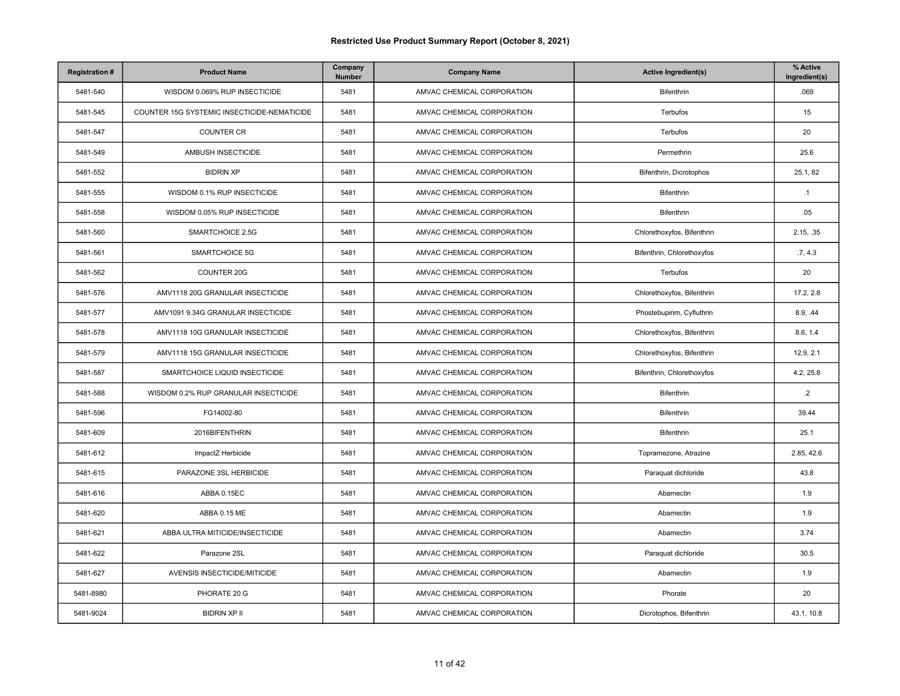# Restricted Use Product Summary Report (October 8, 2021)

| Registration # | Product Name | Company Number | Company Name | Active Ingredient(s) | % Active Ingredient(s) |
|---|---|---|---|---|---|
| 5481-540 | WISDOM 0.069% RUP INSECTICIDE | 5481 | AMVAC CHEMICAL CORPORATION | Bifenthrin | .069 |
| 5481-545 | COUNTER 15G SYSTEMIC INSECTICIDE-NEMATICIDE | 5481 | AMVAC CHEMICAL CORPORATION | Terbufos | 15 |
| 5481-547 | COUNTER CR | 5481 | AMVAC CHEMICAL CORPORATION | Terbufos | 20 |
| 5481-549 | AMBUSH INSECTICIDE | 5481 | AMVAC CHEMICAL CORPORATION | Permethrin | 25.6 |
| 5481-552 | BIDRIN XP | 5481 | AMVAC CHEMICAL CORPORATION | Bifenthrin, Dicrotophos | 25.1, 82 |
| 5481-555 | WISDOM 0.1% RUP INSECTICIDE | 5481 | AMVAC CHEMICAL CORPORATION | Bifenthrin | .1 |
| 5481-558 | WISDOM 0.05% RUP INSECTICIDE | 5481 | AMVAC CHEMICAL CORPORATION | Bifenthrin | .05 |
| 5481-560 | SMARTCHOICE 2.5G | 5481 | AMVAC CHEMICAL CORPORATION | Chlorethoxyfos, Bifenthrin | 2.15, .35 |
| 5481-561 | SMARTCHOICE 5G | 5481 | AMVAC CHEMICAL CORPORATION | Bifenthrin, Chlorethoxyfos | .7, 4.3 |
| 5481-562 | COUNTER 20G | 5481 | AMVAC CHEMICAL CORPORATION | Terbufos | 20 |
| 5481-576 | AMV1118 20G GRANULAR INSECTICIDE | 5481 | AMVAC CHEMICAL CORPORATION | Chlorethoxyfos, Bifenthrin | 17.2, 2.8 |
| 5481-577 | AMV1091 9.34G GRANULAR INSECTICIDE | 5481 | AMVAC CHEMICAL CORPORATION | Phostebupirim, Cyfluthrin | 8.9, .44 |
| 5481-578 | AMV1118 10G GRANULAR INSECTICIDE | 5481 | AMVAC CHEMICAL CORPORATION | Chlorethoxyfos, Bifenthrin | 8.6, 1.4 |
| 5481-579 | AMV1118 15G GRANULAR INSECTICIDE | 5481 | AMVAC CHEMICAL CORPORATION | Chlorethoxyfos, Bifenthrin | 12.9, 2.1 |
| 5481-587 | SMARTCHOICE LIQUID INSECTICIDE | 5481 | AMVAC CHEMICAL CORPORATION | Bifenthrin, Chlorethoxyfos | 4.2, 25.8 |
| 5481-588 | WISDOM 0.2% RUP GRANULAR INSECTICIDE | 5481 | AMVAC CHEMICAL CORPORATION | Bifenthrin | .2 |
| 5481-596 | FG14002-80 | 5481 | AMVAC CHEMICAL CORPORATION | Bifenthrin | 39.44 |
| 5481-609 | 2016BIFENTHRIN | 5481 | AMVAC CHEMICAL CORPORATION | Bifenthrin | 25.1 |
| 5481-612 | ImpactZ Herbicide | 5481 | AMVAC CHEMICAL CORPORATION | Topramezone, Atrazine | 2.85, 42.6 |
| 5481-615 | PARAZONE 3SL HERBICIDE | 5481 | AMVAC CHEMICAL CORPORATION | Paraquat dichloride | 43.8 |
| 5481-616 | ABBA 0.15EC | 5481 | AMVAC CHEMICAL CORPORATION | Abamectin | 1.9 |
| 5481-620 | ABBA 0.15 ME | 5481 | AMVAC CHEMICAL CORPORATION | Abamectin | 1.9 |
| 5481-621 | ABBA ULTRA MITICIDE/INSECTICIDE | 5481 | AMVAC CHEMICAL CORPORATION | Abamectin | 3.74 |
| 5481-622 | Parazone 2SL | 5481 | AMVAC CHEMICAL CORPORATION | Paraquat dichloride | 30.5 |
| 5481-627 | AVENSIS INSECTICIDE/MITICIDE | 5481 | AMVAC CHEMICAL CORPORATION | Abamectin | 1.9 |
| 5481-8980 | PHORATE 20 G | 5481 | AMVAC CHEMICAL CORPORATION | Phorate | 20 |
| 5481-9024 | BIDRIN XP II | 5481 | AMVAC CHEMICAL CORPORATION | Dicrotophos, Bifenthrin | 43.1, 10.8 |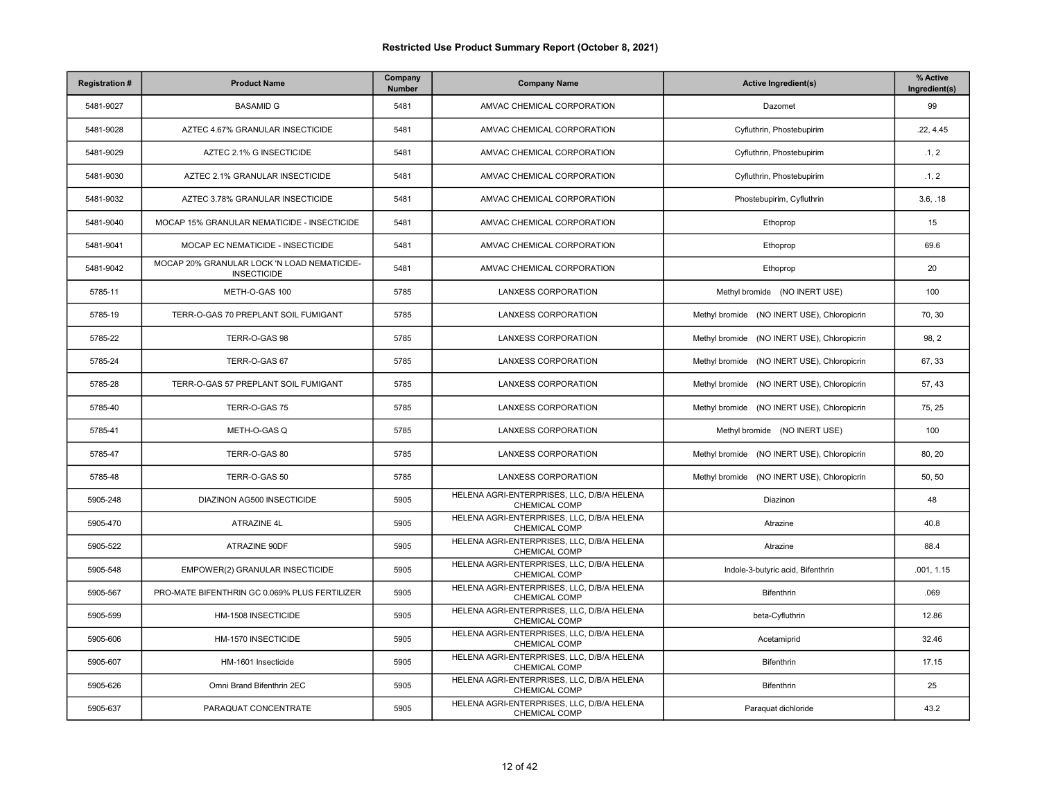# Restricted Use Product Summary Report (October 8, 2021)

| Registration # | Product Name | Company Number | Company Name | Active Ingredient(s) | % Active Ingredient(s) |
|---|---|---|---|---|---|
| 5481-9027 | BASAMID G | 5481 | AMVAC CHEMICAL CORPORATION | Dazomet | 99 |
| 5481-9028 | AZTEC 4.67% GRANULAR INSECTICIDE | 5481 | AMVAC CHEMICAL CORPORATION | Cyfluthrin, Phostebupirim | .22, 4.45 |
| 5481-9029 | AZTEC 2.1% G INSECTICIDE | 5481 | AMVAC CHEMICAL CORPORATION | Cyfluthrin, Phostebupirim | .1, 2 |
| 5481-9030 | AZTEC 2.1% GRANULAR INSECTICIDE | 5481 | AMVAC CHEMICAL CORPORATION | Cyfluthrin, Phostebupirim | .1, 2 |
| 5481-9032 | AZTEC 3.78% GRANULAR INSECTICIDE | 5481 | AMVAC CHEMICAL CORPORATION | Phostebupirim, Cyfluthrin | 3.6, .18 |
| 5481-9040 | MOCAP 15% GRANULAR NEMATICIDE - INSECTICIDE | 5481 | AMVAC CHEMICAL CORPORATION | Ethoprop | 15 |
| 5481-9041 | MOCAP EC NEMATICIDE - INSECTICIDE | 5481 | AMVAC CHEMICAL CORPORATION | Ethoprop | 69.6 |
| 5481-9042 | MOCAP 20% GRANULAR LOCK 'N LOAD NEMATICIDE-INSECTICIDE | 5481 | AMVAC CHEMICAL CORPORATION | Ethoprop | 20 |
| 5785-11 | METH-O-GAS 100 | 5785 | LANXESS CORPORATION | Methyl bromide (NO INERT USE) | 100 |
| 5785-19 | TERR-O-GAS 70 PREPLANT SOIL FUMIGANT | 5785 | LANXESS CORPORATION | Methyl bromide (NO INERT USE), Chloropicrin | 70, 30 |
| 5785-22 | TERR-O-GAS 98 | 5785 | LANXESS CORPORATION | Methyl bromide (NO INERT USE), Chloropicrin | 98, 2 |
| 5785-24 | TERR-O-GAS 67 | 5785 | LANXESS CORPORATION | Methyl bromide (NO INERT USE), Chloropicrin | 67, 33 |
| 5785-28 | TERR-O-GAS 57 PREPLANT SOIL FUMIGANT | 5785 | LANXESS CORPORATION | Methyl bromide (NO INERT USE), Chloropicrin | 57, 43 |
| 5785-40 | TERR-O-GAS 75 | 5785 | LANXESS CORPORATION | Methyl bromide (NO INERT USE), Chloropicrin | 75, 25 |
| 5785-41 | METH-O-GAS Q | 5785 | LANXESS CORPORATION | Methyl bromide (NO INERT USE) | 100 |
| 5785-47 | TERR-O-GAS 80 | 5785 | LANXESS CORPORATION | Methyl bromide (NO INERT USE), Chloropicrin | 80, 20 |
| 5785-48 | TERR-O-GAS 50 | 5785 | LANXESS CORPORATION | Methyl bromide (NO INERT USE), Chloropicrin | 50, 50 |
| 5905-248 | DIAZINON AG500 INSECTICIDE | 5905 | HELENA AGRI-ENTERPRISES, LLC, D/B/A HELENA CHEMICAL COMP | Diazinon | 48 |
| 5905-470 | ATRAZINE 4L | 5905 | HELENA AGRI-ENTERPRISES, LLC, D/B/A HELENA CHEMICAL COMP | Atrazine | 40.8 |
| 5905-522 | ATRAZINE 90DF | 5905 | HELENA AGRI-ENTERPRISES, LLC, D/B/A HELENA CHEMICAL COMP | Atrazine | 88.4 |
| 5905-548 | EMPOWER(2) GRANULAR INSECTICIDE | 5905 | HELENA AGRI-ENTERPRISES, LLC, D/B/A HELENA CHEMICAL COMP | Indole-3-butyric acid, Bifenthrin | .001, 1.15 |
| 5905-567 | PRO-MATE BIFENTHRIN GC 0.069% PLUS FERTILIZER | 5905 | HELENA AGRI-ENTERPRISES, LLC, D/B/A HELENA CHEMICAL COMP | Bifenthrin | .069 |
| 5905-599 | HM-1508 INSECTICIDE | 5905 | HELENA AGRI-ENTERPRISES, LLC, D/B/A HELENA CHEMICAL COMP | beta-Cyfluthrin | 12.86 |
| 5905-606 | HM-1570 INSECTICIDE | 5905 | HELENA AGRI-ENTERPRISES, LLC, D/B/A HELENA CHEMICAL COMP | Acetamiprid | 32.46 |
| 5905-607 | HM-1601 Insecticide | 5905 | HELENA AGRI-ENTERPRISES, LLC, D/B/A HELENA CHEMICAL COMP | Bifenthrin | 17.15 |
| 5905-626 | Omni Brand Bifenthrin 2EC | 5905 | HELENA AGRI-ENTERPRISES, LLC, D/B/A HELENA CHEMICAL COMP | Bifenthrin | 25 |
| 5905-637 | PARAQUAT CONCENTRATE | 5905 | HELENA AGRI-ENTERPRISES, LLC, D/B/A HELENA CHEMICAL COMP | Paraquat dichloride | 43.2 |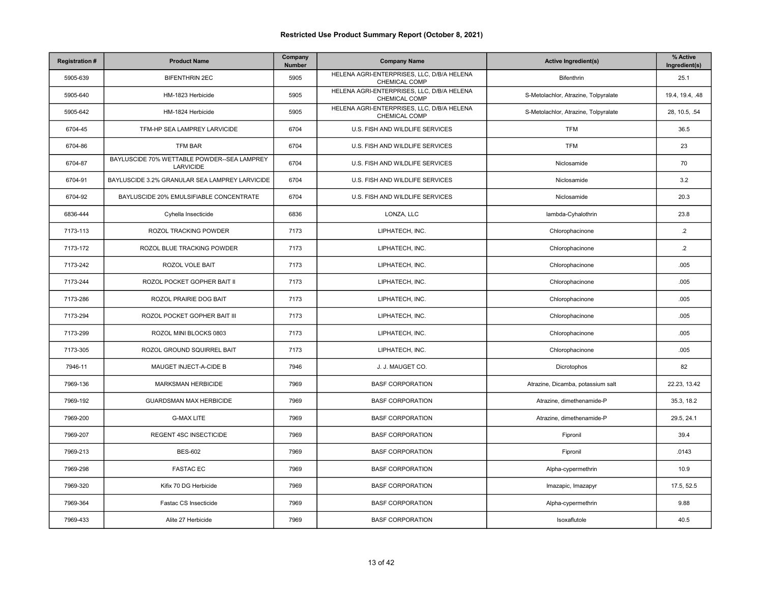# Restricted Use Product Summary Report (October 8, 2021)

| Registration # | Product Name | Company Number | Company Name | Active Ingredient(s) | % Active Ingredient(s) |
|---|---|---|---|---|---|
| 5905-639 | BIFENTHRIN 2EC | 5905 | HELENA AGRI-ENTERPRISES, LLC, D/B/A HELENA CHEMICAL COMP | Bifenthrin | 25.1 |
| 5905-640 | HM-1823 Herbicide | 5905 | HELENA AGRI-ENTERPRISES, LLC, D/B/A HELENA CHEMICAL COMP | S-Metolachlor, Atrazine, Tolpyralate | 19.4, 19.4, .48 |
| 5905-642 | HM-1824 Herbicide | 5905 | HELENA AGRI-ENTERPRISES, LLC, D/B/A HELENA CHEMICAL COMP | S-Metolachlor, Atrazine, Tolpyralate | 28, 10.5, .54 |
| 6704-45 | TFM-HP SEA LAMPREY LARVICIDE | 6704 | U.S. FISH AND WILDLIFE SERVICES | TFM | 36.5 |
| 6704-86 | TFM BAR | 6704 | U.S. FISH AND WILDLIFE SERVICES | TFM | 23 |
| 6704-87 | BAYLUSCIDE 70% WETTABLE POWDER--SEA LAMPREY LARVICIDE | 6704 | U.S. FISH AND WILDLIFE SERVICES | Niclosamide | 70 |
| 6704-91 | BAYLUSCIDE 3.2% GRANULAR SEA LAMPREY LARVICIDE | 6704 | U.S. FISH AND WILDLIFE SERVICES | Niclosamide | 3.2 |
| 6704-92 | BAYLUSCIDE 20% EMULSIFIABLE CONCENTRATE | 6704 | U.S. FISH AND WILDLIFE SERVICES | Niclosamide | 20.3 |
| 6836-444 | Cyhella Insecticide | 6836 | LONZA, LLC | lambda-Cyhalothrin | 23.8 |
| 7173-113 | ROZOL TRACKING POWDER | 7173 | LIPHATECH, INC. | Chlorophacinone | .2 |
| 7173-172 | ROZOL BLUE TRACKING POWDER | 7173 | LIPHATECH, INC. | Chlorophacinone | .2 |
| 7173-242 | ROZOL VOLE BAIT | 7173 | LIPHATECH, INC. | Chlorophacinone | .005 |
| 7173-244 | ROZOL POCKET GOPHER BAIT II | 7173 | LIPHATECH, INC. | Chlorophacinone | .005 |
| 7173-286 | ROZOL PRAIRIE DOG BAIT | 7173 | LIPHATECH, INC. | Chlorophacinone | .005 |
| 7173-294 | ROZOL POCKET GOPHER BAIT III | 7173 | LIPHATECH, INC. | Chlorophacinone | .005 |
| 7173-299 | ROZOL MINI BLOCKS 0803 | 7173 | LIPHATECH, INC. | Chlorophacinone | .005 |
| 7173-305 | ROZOL GROUND SQUIRREL BAIT | 7173 | LIPHATECH, INC. | Chlorophacinone | .005 |
| 7946-11 | MAUGET INJECT-A-CIDE B | 7946 | J. J. MAUGET CO. | Dicrotophos | 82 |
| 7969-136 | MARKSMAN HERBICIDE | 7969 | BASF CORPORATION | Atrazine, Dicamba, potassium salt | 22.23, 13.42 |
| 7969-192 | GUARDSMAN MAX HERBICIDE | 7969 | BASF CORPORATION | Atrazine, dimethenamide-P | 35.3, 18.2 |
| 7969-200 | G-MAX LITE | 7969 | BASF CORPORATION | Atrazine, dimethenamide-P | 29.5, 24.1 |
| 7969-207 | REGENT 4SC INSECTICIDE | 7969 | BASF CORPORATION | Fipronil | 39.4 |
| 7969-213 | BES-602 | 7969 | BASF CORPORATION | Fipronil | .0143 |
| 7969-298 | FASTAC EC | 7969 | BASF CORPORATION | Alpha-cypermethrin | 10.9 |
| 7969-320 | Kifix 70 DG Herbicide | 7969 | BASF CORPORATION | Imazapic, Imazapyr | 17.5, 52.5 |
| 7969-364 | Fastac CS Insecticide | 7969 | BASF CORPORATION | Alpha-cypermethrin | 9.88 |
| 7969-433 | Alite 27 Herbicide | 7969 | BASF CORPORATION | Isoxaflutole | 40.5 |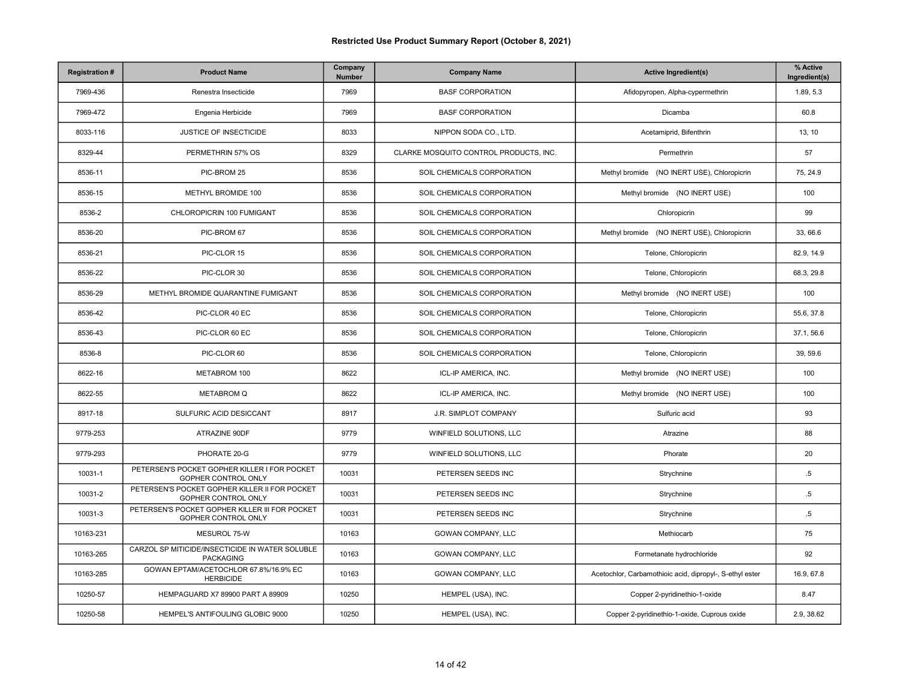# Restricted Use Product Summary Report (October 8, 2021)

| Registration # | Product Name | Company Number | Company Name | Active Ingredient(s) | % Active Ingredient(s) |
|---|---|---|---|---|---|
| 7969-436 | Renestra Insecticide | 7969 | BASF CORPORATION | Afidopyropen, Alpha-cypermethrin | 1.89, 5.3 |
| 7969-472 | Engenia Herbicide | 7969 | BASF CORPORATION | Dicamba | 60.8 |
| 8033-116 | JUSTICE OF INSECTICIDE | 8033 | NIPPON SODA CO., LTD. | Acetamiprid, Bifenthrin | 13, 10 |
| 8329-44 | PERMETHRIN 57% OS | 8329 | CLARKE MOSQUITO CONTROL PRODUCTS, INC. | Permethrin | 57 |
| 8536-11 | PIC-BROM 25 | 8536 | SOIL CHEMICALS CORPORATION | Methyl bromide (NO INERT USE), Chloropicrin | 75, 24.9 |
| 8536-15 | METHYL BROMIDE 100 | 8536 | SOIL CHEMICALS CORPORATION | Methyl bromide (NO INERT USE) | 100 |
| 8536-2 | CHLOROPICRIN 100 FUMIGANT | 8536 | SOIL CHEMICALS CORPORATION | Chloropicrin | 99 |
| 8536-20 | PIC-BROM 67 | 8536 | SOIL CHEMICALS CORPORATION | Methyl bromide (NO INERT USE), Chloropicrin | 33, 66.6 |
| 8536-21 | PIC-CLOR 15 | 8536 | SOIL CHEMICALS CORPORATION | Telone, Chloropicrin | 82.9, 14.9 |
| 8536-22 | PIC-CLOR 30 | 8536 | SOIL CHEMICALS CORPORATION | Telone, Chloropicrin | 68.3, 29.8 |
| 8536-29 | METHYL BROMIDE QUARANTINE FUMIGANT | 8536 | SOIL CHEMICALS CORPORATION | Methyl bromide (NO INERT USE) | 100 |
| 8536-42 | PIC-CLOR 40 EC | 8536 | SOIL CHEMICALS CORPORATION | Telone, Chloropicrin | 55.6, 37.8 |
| 8536-43 | PIC-CLOR 60 EC | 8536 | SOIL CHEMICALS CORPORATION | Telone, Chloropicrin | 37.1, 56.6 |
| 8536-8 | PIC-CLOR 60 | 8536 | SOIL CHEMICALS CORPORATION | Telone, Chloropicrin | 39, 59.6 |
| 8622-16 | METABROM 100 | 8622 | ICL-IP AMERICA, INC. | Methyl bromide (NO INERT USE) | 100 |
| 8622-55 | METABROM Q | 8622 | ICL-IP AMERICA, INC. | Methyl bromide (NO INERT USE) | 100 |
| 8917-18 | SULFURIC ACID DESICCANT | 8917 | J.R. SIMPLOT COMPANY | Sulfuric acid | 93 |
| 9779-253 | ATRAZINE 90DF | 9779 | WINFIELD SOLUTIONS, LLC | Atrazine | 88 |
| 9779-293 | PHORATE 20-G | 9779 | WINFIELD SOLUTIONS, LLC | Phorate | 20 |
| 10031-1 | PETERSEN'S POCKET GOPHER KILLER I FOR POCKET GOPHER CONTROL ONLY | 10031 | PETERSEN SEEDS INC | Strychnine | .5 |
| 10031-2 | PETERSEN'S POCKET GOPHER KILLER II FOR POCKET GOPHER CONTROL ONLY | 10031 | PETERSEN SEEDS INC | Strychnine | .5 |
| 10031-3 | PETERSEN'S POCKET GOPHER KILLER III FOR POCKET GOPHER CONTROL ONLY | 10031 | PETERSEN SEEDS INC | Strychnine | .5 |
| 10163-231 | MESUROL 75-W | 10163 | GOWAN COMPANY, LLC | Methiocarb | 75 |
| 10163-265 | CARZOL SP MITICIDE/INSECTICIDE IN WATER SOLUBLE PACKAGING | 10163 | GOWAN COMPANY, LLC | Formetanate hydrochloride | 92 |
| 10163-285 | GOWAN EPTAM/ACETOCHLOR 67.8%/16.9% EC HERBICIDE | 10163 | GOWAN COMPANY, LLC | Acetochlor, Carbamothioic acid, dipropyl-, S-ethyl ester | 16.9, 67.8 |
| 10250-57 | HEMPAGUARD X7 89900 PART A 89909 | 10250 | HEMPEL (USA), INC. | Copper 2-pyridinethio-1-oxide | 8.47 |
| 10250-58 | HEMPEL'S ANTIFOULING GLOBIC 9000 | 10250 | HEMPEL (USA), INC. | Copper 2-pyridinethio-1-oxide, Cuprous oxide | 2.9, 38.62 |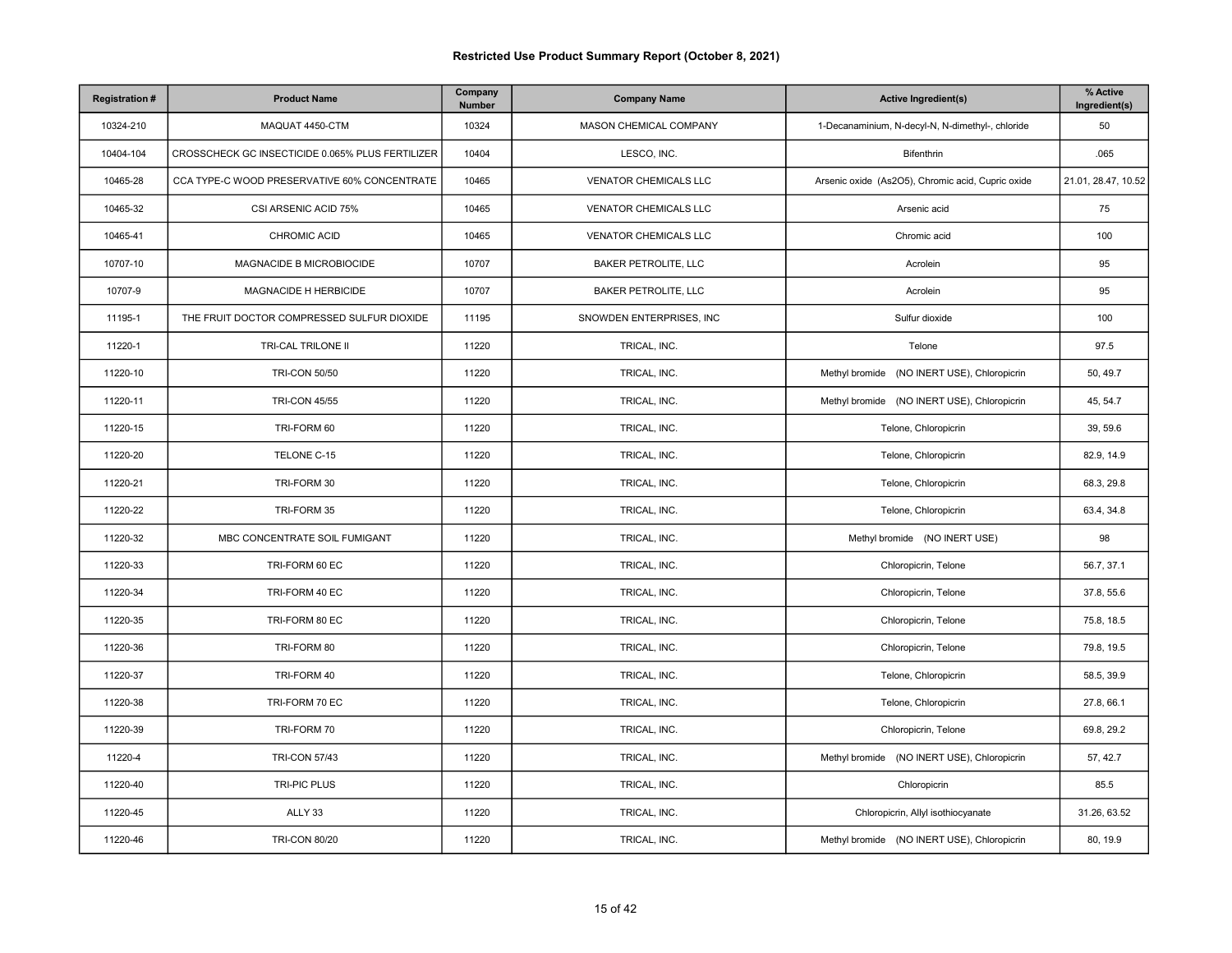## Restricted Use Product Summary Report (October 8, 2021)

| Registration # | Product Name | Company Number | Company Name | Active Ingredient(s) | % Active Ingredient(s) |
|---|---|---|---|---|---|
| 10324-210 | MAQUAT 4450-CTM | 10324 | MASON CHEMICAL COMPANY | 1-Decanaminium, N-decyl-N, N-dimethyl-, chloride | 50 |
| 10404-104 | CROSSCHECK GC INSECTICIDE 0.065% PLUS FERTILIZER | 10404 | LESCO, INC. | Bifenthrin | .065 |
| 10465-28 | CCA TYPE-C WOOD PRESERVATIVE 60% CONCENTRATE | 10465 | VENATOR CHEMICALS LLC | Arsenic oxide (As2O5), Chromic acid, Cupric oxide | 21.01, 28.47, 10.52 |
| 10465-32 | CSI ARSENIC ACID 75% | 10465 | VENATOR CHEMICALS LLC | Arsenic acid | 75 |
| 10465-41 | CHROMIC ACID | 10465 | VENATOR CHEMICALS LLC | Chromic acid | 100 |
| 10707-10 | MAGNACIDE B MICROBIOCIDE | 10707 | BAKER PETROLITE, LLC | Acrolein | 95 |
| 10707-9 | MAGNACIDE H HERBICIDE | 10707 | BAKER PETROLITE, LLC | Acrolein | 95 |
| 11195-1 | THE FRUIT DOCTOR COMPRESSED SULFUR DIOXIDE | 11195 | SNOWDEN ENTERPRISES, INC | Sulfur dioxide | 100 |
| 11220-1 | TRI-CAL TRILONE II | 11220 | TRICAL, INC. | Telone | 97.5 |
| 11220-10 | TRI-CON 50/50 | 11220 | TRICAL, INC. | Methyl bromide (NO INERT USE), Chloropicrin | 50, 49.7 |
| 11220-11 | TRI-CON 45/55 | 11220 | TRICAL, INC. | Methyl bromide (NO INERT USE), Chloropicrin | 45, 54.7 |
| 11220-15 | TRI-FORM 60 | 11220 | TRICAL, INC. | Telone, Chloropicrin | 39, 59.6 |
| 11220-20 | TELONE C-15 | 11220 | TRICAL, INC. | Telone, Chloropicrin | 82.9, 14.9 |
| 11220-21 | TRI-FORM 30 | 11220 | TRICAL, INC. | Telone, Chloropicrin | 68.3, 29.8 |
| 11220-22 | TRI-FORM 35 | 11220 | TRICAL, INC. | Telone, Chloropicrin | 63.4, 34.8 |
| 11220-32 | MBC CONCENTRATE SOIL FUMIGANT | 11220 | TRICAL, INC. | Methyl bromide (NO INERT USE) | 98 |
| 11220-33 | TRI-FORM 60 EC | 11220 | TRICAL, INC. | Chloropicrin, Telone | 56.7, 37.1 |
| 11220-34 | TRI-FORM 40 EC | 11220 | TRICAL, INC. | Chloropicrin, Telone | 37.8, 55.6 |
| 11220-35 | TRI-FORM 80 EC | 11220 | TRICAL, INC. | Chloropicrin, Telone | 75.8, 18.5 |
| 11220-36 | TRI-FORM 80 | 11220 | TRICAL, INC. | Chloropicrin, Telone | 79.8, 19.5 |
| 11220-37 | TRI-FORM 40 | 11220 | TRICAL, INC. | Telone, Chloropicrin | 58.5, 39.9 |
| 11220-38 | TRI-FORM 70 EC | 11220 | TRICAL, INC. | Telone, Chloropicrin | 27.8, 66.1 |
| 11220-39 | TRI-FORM 70 | 11220 | TRICAL, INC. | Chloropicrin, Telone | 69.8, 29.2 |
| 11220-4 | TRI-CON 57/43 | 11220 | TRICAL, INC. | Methyl bromide (NO INERT USE), Chloropicrin | 57, 42.7 |
| 11220-40 | TRI-PIC PLUS | 11220 | TRICAL, INC. | Chloropicrin | 85.5 |
| 11220-45 | ALLY 33 | 11220 | TRICAL, INC. | Chloropicrin, Allyl isothiocyanate | 31.26, 63.52 |
| 11220-46 | TRI-CON 80/20 | 11220 | TRICAL, INC. | Methyl bromide (NO INERT USE), Chloropicrin | 80, 19.9 |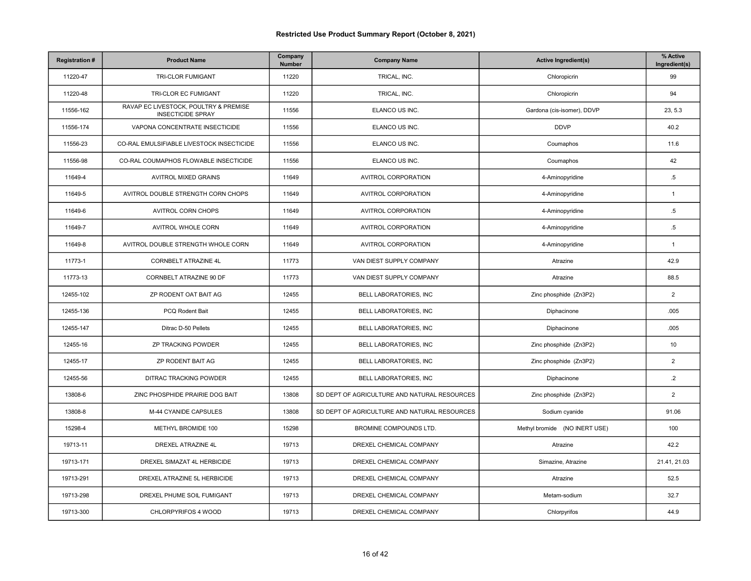### Restricted Use Product Summary Report (October 8, 2021)

| Registration # | Product Name | Company Number | Company Name | Active Ingredient(s) | % Active Ingredient(s) |
|---|---|---|---|---|---|
| 11220-47 | TRI-CLOR FUMIGANT | 11220 | TRICAL, INC. | Chloropicrin | 99 |
| 11220-48 | TRI-CLOR EC FUMIGANT | 11220 | TRICAL, INC. | Chloropicrin | 94 |
| 11556-162 | RAVAP EC LIVESTOCK, POULTRY & PREMISE INSECTICIDE SPRAY | 11556 | ELANCO US INC. | Gardona (cis-isomer), DDVP | 23, 5.3 |
| 11556-174 | VAPONA CONCENTRATE INSECTICIDE | 11556 | ELANCO US INC. | DDVP | 40.2 |
| 11556-23 | CO-RAL EMULSIFIABLE LIVESTOCK INSECTICIDE | 11556 | ELANCO US INC. | Coumaphos | 11.6 |
| 11556-98 | CO-RAL COUMAPHOS FLOWABLE INSECTICIDE | 11556 | ELANCO US INC. | Coumaphos | 42 |
| 11649-4 | AVITROL MIXED GRAINS | 11649 | AVITROL CORPORATION | 4-Aminopyridine | .5 |
| 11649-5 | AVITROL DOUBLE STRENGTH CORN CHOPS | 11649 | AVITROL CORPORATION | 4-Aminopyridine | 1 |
| 11649-6 | AVITROL CORN CHOPS | 11649 | AVITROL CORPORATION | 4-Aminopyridine | .5 |
| 11649-7 | AVITROL WHOLE CORN | 11649 | AVITROL CORPORATION | 4-Aminopyridine | .5 |
| 11649-8 | AVITROL DOUBLE STRENGTH WHOLE CORN | 11649 | AVITROL CORPORATION | 4-Aminopyridine | 1 |
| 11773-1 | CORNBELT ATRAZINE 4L | 11773 | VAN DIEST SUPPLY COMPANY | Atrazine | 42.9 |
| 11773-13 | CORNBELT ATRAZINE 90 DF | 11773 | VAN DIEST SUPPLY COMPANY | Atrazine | 88.5 |
| 12455-102 | ZP RODENT OAT BAIT AG | 12455 | BELL LABORATORIES, INC | Zinc phosphide (Zn3P2) | 2 |
| 12455-136 | PCQ Rodent Bait | 12455 | BELL LABORATORIES, INC | Diphacinone | .005 |
| 12455-147 | Ditrac D-50 Pellets | 12455 | BELL LABORATORIES, INC | Diphacinone | .005 |
| 12455-16 | ZP TRACKING POWDER | 12455 | BELL LABORATORIES, INC | Zinc phosphide (Zn3P2) | 10 |
| 12455-17 | ZP RODENT BAIT AG | 12455 | BELL LABORATORIES, INC | Zinc phosphide (Zn3P2) | 2 |
| 12455-56 | DITRAC TRACKING POWDER | 12455 | BELL LABORATORIES, INC | Diphacinone | .2 |
| 13808-6 | ZINC PHOSPHIDE PRAIRIE DOG BAIT | 13808 | SD DEPT OF AGRICULTURE AND NATURAL RESOURCES | Zinc phosphide (Zn3P2) | 2 |
| 13808-8 | M-44 CYANIDE CAPSULES | 13808 | SD DEPT OF AGRICULTURE AND NATURAL RESOURCES | Sodium cyanide | 91.06 |
| 15298-4 | METHYL BROMIDE 100 | 15298 | BROMINE COMPOUNDS LTD. | Methyl bromide (NO INERT USE) | 100 |
| 19713-11 | DREXEL ATRAZINE 4L | 19713 | DREXEL CHEMICAL COMPANY | Atrazine | 42.2 |
| 19713-171 | DREXEL SIMAZAT 4L HERBICIDE | 19713 | DREXEL CHEMICAL COMPANY | Simazine, Atrazine | 21.41, 21.03 |
| 19713-291 | DREXEL ATRAZINE 5L HERBICIDE | 19713 | DREXEL CHEMICAL COMPANY | Atrazine | 52.5 |
| 19713-298 | DREXEL PHUME SOIL FUMIGANT | 19713 | DREXEL CHEMICAL COMPANY | Metam-sodium | 32.7 |
| 19713-300 | CHLORPYRIFOS 4 WOOD | 19713 | DREXEL CHEMICAL COMPANY | Chlorpyrifos | 44.9 |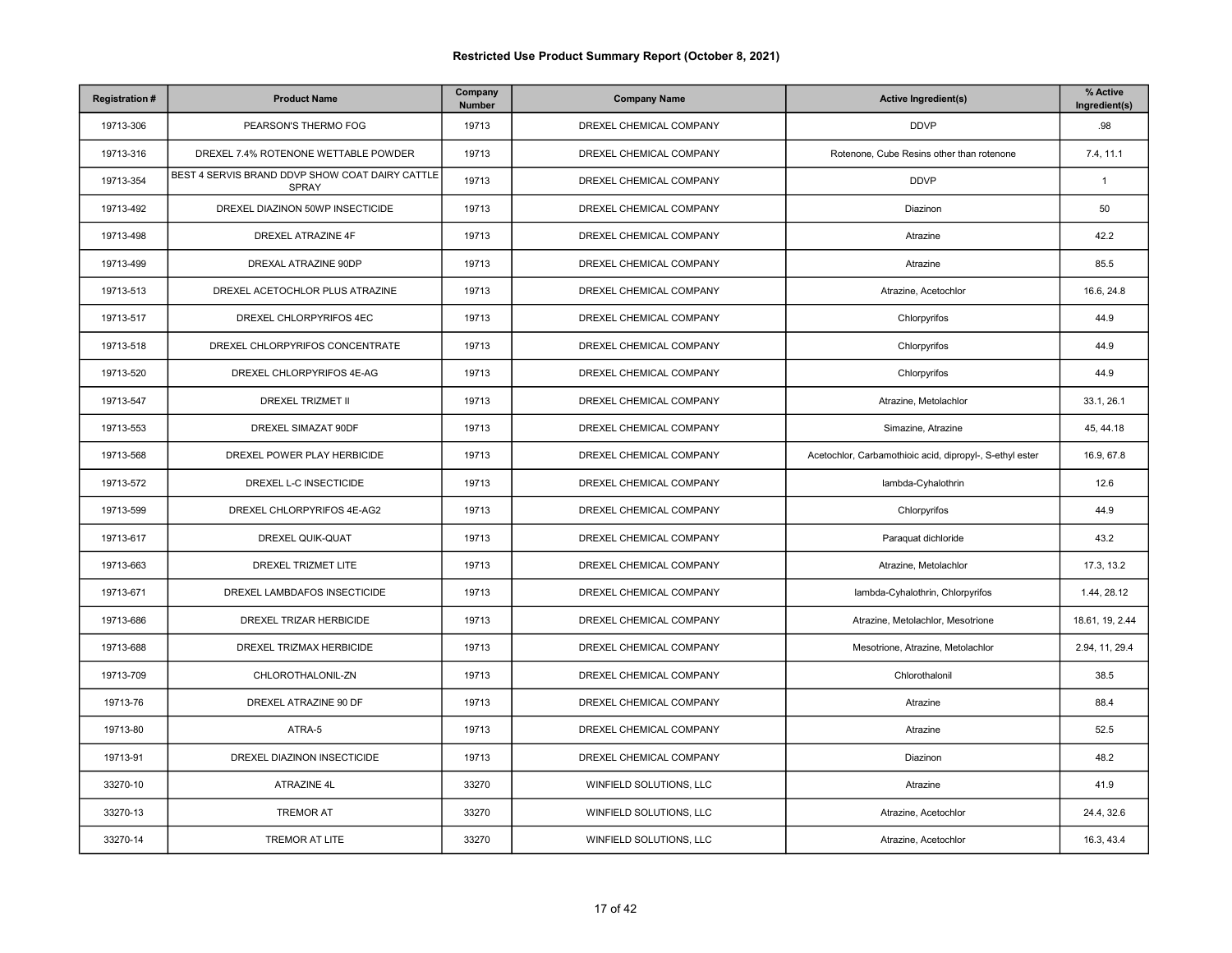# Restricted Use Product Summary Report (October 8, 2021)

| Registration # | Product Name | Company Number | Company Name | Active Ingredient(s) | % Active Ingredient(s) |
|---|---|---|---|---|---|
| 19713-306 | PEARSON'S THERMO FOG | 19713 | DREXEL CHEMICAL COMPANY | DDVP | .98 |
| 19713-316 | DREXEL 7.4% ROTENONE WETTABLE POWDER | 19713 | DREXEL CHEMICAL COMPANY | Rotenone, Cube Resins other than rotenone | 7.4, 11.1 |
| 19713-354 | BEST 4 SERVIS BRAND DDVP SHOW COAT DAIRY CATTLE SPRAY | 19713 | DREXEL CHEMICAL COMPANY | DDVP | 1 |
| 19713-492 | DREXEL DIAZINON 50WP INSECTICIDE | 19713 | DREXEL CHEMICAL COMPANY | Diazinon | 50 |
| 19713-498 | DREXEL ATRAZINE 4F | 19713 | DREXEL CHEMICAL COMPANY | Atrazine | 42.2 |
| 19713-499 | DREXAL ATRAZINE 90DP | 19713 | DREXEL CHEMICAL COMPANY | Atrazine | 85.5 |
| 19713-513 | DREXEL ACETOCHLOR PLUS ATRAZINE | 19713 | DREXEL CHEMICAL COMPANY | Atrazine, Acetochlor | 16.6, 24.8 |
| 19713-517 | DREXEL CHLORPYRIFOS 4EC | 19713 | DREXEL CHEMICAL COMPANY | Chlorpyrifos | 44.9 |
| 19713-518 | DREXEL CHLORPYRIFOS CONCENTRATE | 19713 | DREXEL CHEMICAL COMPANY | Chlorpyrifos | 44.9 |
| 19713-520 | DREXEL CHLORPYRIFOS 4E-AG | 19713 | DREXEL CHEMICAL COMPANY | Chlorpyrifos | 44.9 |
| 19713-547 | DREXEL TRIZMET II | 19713 | DREXEL CHEMICAL COMPANY | Atrazine, Metolachlor | 33.1, 26.1 |
| 19713-553 | DREXEL SIMAZAT 90DF | 19713 | DREXEL CHEMICAL COMPANY | Simazine, Atrazine | 45, 44.18 |
| 19713-568 | DREXEL POWER PLAY HERBICIDE | 19713 | DREXEL CHEMICAL COMPANY | Acetochlor, Carbamothioic acid, dipropyl-, S-ethyl ester | 16.9, 67.8 |
| 19713-572 | DREXEL L-C INSECTICIDE | 19713 | DREXEL CHEMICAL COMPANY | lambda-Cyhalothrin | 12.6 |
| 19713-599 | DREXEL CHLORPYRIFOS 4E-AG2 | 19713 | DREXEL CHEMICAL COMPANY | Chlorpyrifos | 44.9 |
| 19713-617 | DREXEL QUIK-QUAT | 19713 | DREXEL CHEMICAL COMPANY | Paraquat dichloride | 43.2 |
| 19713-663 | DREXEL TRIZMET LITE | 19713 | DREXEL CHEMICAL COMPANY | Atrazine, Metolachlor | 17.3, 13.2 |
| 19713-671 | DREXEL LAMBDAFOS INSECTICIDE | 19713 | DREXEL CHEMICAL COMPANY | lambda-Cyhalothrin, Chlorpyrifos | 1.44, 28.12 |
| 19713-686 | DREXEL TRIZAR HERBICIDE | 19713 | DREXEL CHEMICAL COMPANY | Atrazine, Metolachlor, Mesotrione | 18.61, 19, 2.44 |
| 19713-688 | DREXEL TRIZMAX HERBICIDE | 19713 | DREXEL CHEMICAL COMPANY | Mesotrione, Atrazine, Metolachlor | 2.94, 11, 29.4 |
| 19713-709 | CHLOROTHALONIL-ZN | 19713 | DREXEL CHEMICAL COMPANY | Chlorothalonil | 38.5 |
| 19713-76 | DREXEL ATRAZINE 90 DF | 19713 | DREXEL CHEMICAL COMPANY | Atrazine | 88.4 |
| 19713-80 | ATRA-5 | 19713 | DREXEL CHEMICAL COMPANY | Atrazine | 52.5 |
| 19713-91 | DREXEL DIAZINON INSECTICIDE | 19713 | DREXEL CHEMICAL COMPANY | Diazinon | 48.2 |
| 33270-10 | ATRAZINE 4L | 33270 | WINFIELD SOLUTIONS, LLC | Atrazine | 41.9 |
| 33270-13 | TREMOR AT | 33270 | WINFIELD SOLUTIONS, LLC | Atrazine, Acetochlor | 24.4, 32.6 |
| 33270-14 | TREMOR AT LITE | 33270 | WINFIELD SOLUTIONS, LLC | Atrazine, Acetochlor | 16.3, 43.4 |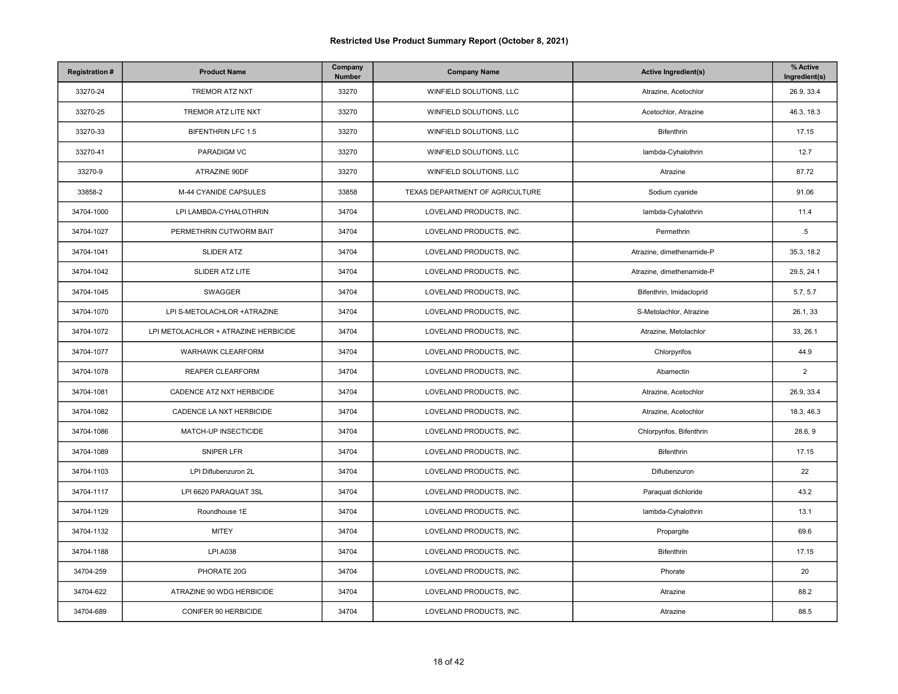## Restricted Use Product Summary Report (October 8, 2021)

| Registration # | Product Name | Company Number | Company Name | Active Ingredient(s) | % Active Ingredient(s) |
|---|---|---|---|---|---|
| 33270-24 | TREMOR ATZ NXT | 33270 | WINFIELD SOLUTIONS, LLC | Atrazine, Acetochlor | 26.9, 33.4 |
| 33270-25 | TREMOR ATZ LITE NXT | 33270 | WINFIELD SOLUTIONS, LLC | Acetochlor, Atrazine | 46.3, 18.3 |
| 33270-33 | BIFENTHRIN LFC 1.5 | 33270 | WINFIELD SOLUTIONS, LLC | Bifenthrin | 17.15 |
| 33270-41 | PARADIGM VC | 33270 | WINFIELD SOLUTIONS, LLC | lambda-Cyhalothrin | 12.7 |
| 33270-9 | ATRAZINE 90DF | 33270 | WINFIELD SOLUTIONS, LLC | Atrazine | 87.72 |
| 33858-2 | M-44 CYANIDE CAPSULES | 33858 | TEXAS DEPARTMENT OF AGRICULTURE | Sodium cyanide | 91.06 |
| 34704-1000 | LPI LAMBDA-CYHALOTHRIN | 34704 | LOVELAND PRODUCTS, INC. | lambda-Cyhalothrin | 11.4 |
| 34704-1027 | PERMETHRIN CUTWORM BAIT | 34704 | LOVELAND PRODUCTS, INC. | Permethrin | .5 |
| 34704-1041 | SLIDER ATZ | 34704 | LOVELAND PRODUCTS, INC. | Atrazine, dimethenamide-P | 35.3, 18.2 |
| 34704-1042 | SLIDER ATZ LITE | 34704 | LOVELAND PRODUCTS, INC. | Atrazine, dimethenamide-P | 29.5, 24.1 |
| 34704-1045 | SWAGGER | 34704 | LOVELAND PRODUCTS, INC. | Bifenthrin, Imidacloprid | 5.7, 5.7 |
| 34704-1070 | LPI S-METOLACHLOR +ATRAZINE | 34704 | LOVELAND PRODUCTS, INC. | S-Metolachlor, Atrazine | 26.1, 33 |
| 34704-1072 | LPI METOLACHLOR + ATRAZINE HERBICIDE | 34704 | LOVELAND PRODUCTS, INC. | Atrazine, Metolachlor | 33, 26.1 |
| 34704-1077 | WARHAWK CLEARFORM | 34704 | LOVELAND PRODUCTS, INC. | Chlorpyrifos | 44.9 |
| 34704-1078 | REAPER CLEARFORM | 34704 | LOVELAND PRODUCTS, INC. | Abamectin | 2 |
| 34704-1081 | CADENCE ATZ NXT HERBICIDE | 34704 | LOVELAND PRODUCTS, INC. | Atrazine, Acetochlor | 26.9, 33.4 |
| 34704-1082 | CADENCE LA NXT HERBICIDE | 34704 | LOVELAND PRODUCTS, INC. | Atrazine, Acetochlor | 18.3, 46.3 |
| 34704-1086 | MATCH-UP INSECTICIDE | 34704 | LOVELAND PRODUCTS, INC. | Chlorpyrifos, Bifenthrin | 28.6, 9 |
| 34704-1089 | SNIPER LFR | 34704 | LOVELAND PRODUCTS, INC. | Bifenthrin | 17.15 |
| 34704-1103 | LPI Diflubenzuron 2L | 34704 | LOVELAND PRODUCTS, INC. | Diflubenzuron | 22 |
| 34704-1117 | LPI 6620 PARAQUAT 3SL | 34704 | LOVELAND PRODUCTS, INC. | Paraquat dichloride | 43.2 |
| 34704-1129 | Roundhouse 1E | 34704 | LOVELAND PRODUCTS, INC. | lambda-Cyhalothrin | 13.1 |
| 34704-1132 | MITEY | 34704 | LOVELAND PRODUCTS, INC. | Propargite | 69.6 |
| 34704-1188 | LPI.A038 | 34704 | LOVELAND PRODUCTS, INC. | Bifenthrin | 17.15 |
| 34704-259 | PHORATE 20G | 34704 | LOVELAND PRODUCTS, INC. | Phorate | 20 |
| 34704-622 | ATRAZINE 90 WDG HERBICIDE | 34704 | LOVELAND PRODUCTS, INC. | Atrazine | 88.2 |
| 34704-689 | CONIFER 90 HERBICIDE | 34704 | LOVELAND PRODUCTS, INC. | Atrazine | 88.5 |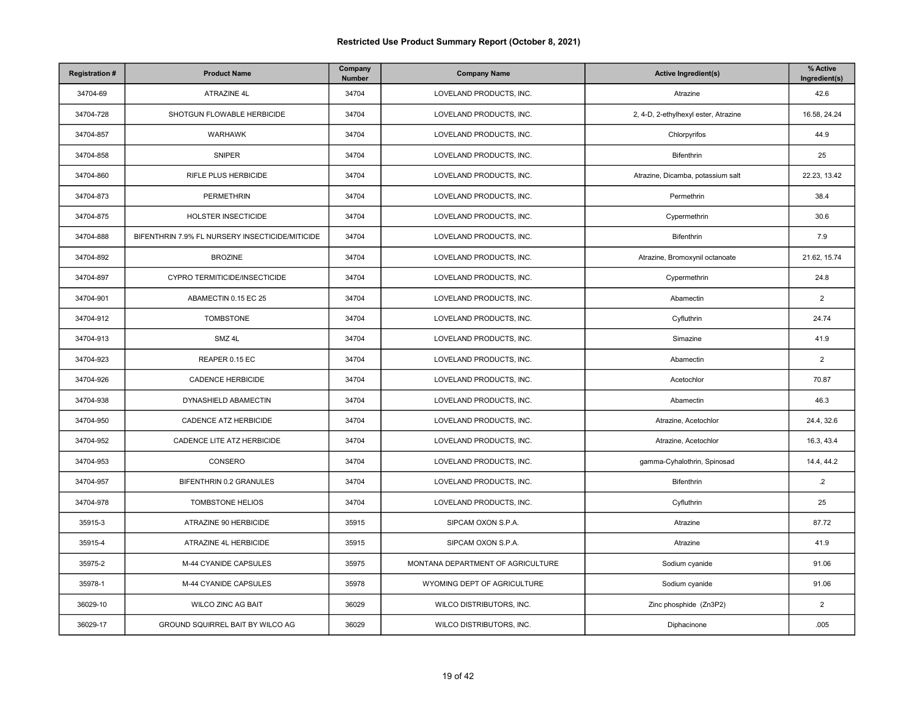### Restricted Use Product Summary Report (October 8, 2021)

| Registration # | Product Name | Company Number | Company Name | Active Ingredient(s) | % Active Ingredient(s) |
|---|---|---|---|---|---|
| 34704-69 | ATRAZINE 4L | 34704 | LOVELAND PRODUCTS, INC. | Atrazine | 42.6 |
| 34704-728 | SHOTGUN FLOWABLE HERBICIDE | 34704 | LOVELAND PRODUCTS, INC. | 2, 4-D, 2-ethylhexyl ester, Atrazine | 16.58, 24.24 |
| 34704-857 | WARHAWK | 34704 | LOVELAND PRODUCTS, INC. | Chlorpyrifos | 44.9 |
| 34704-858 | SNIPER | 34704 | LOVELAND PRODUCTS, INC. | Bifenthrin | 25 |
| 34704-860 | RIFLE PLUS HERBICIDE | 34704 | LOVELAND PRODUCTS, INC. | Atrazine, Dicamba, potassium salt | 22.23, 13.42 |
| 34704-873 | PERMETHRIN | 34704 | LOVELAND PRODUCTS, INC. | Permethrin | 38.4 |
| 34704-875 | HOLSTER INSECTICIDE | 34704 | LOVELAND PRODUCTS, INC. | Cypermethrin | 30.6 |
| 34704-888 | BIFENTHRIN 7.9% FL NURSERY INSECTICIDE/MITICIDE | 34704 | LOVELAND PRODUCTS, INC. | Bifenthrin | 7.9 |
| 34704-892 | BROZINE | 34704 | LOVELAND PRODUCTS, INC. | Atrazine, Bromoxynil octanoate | 21.62, 15.74 |
| 34704-897 | CYPRO TERMITICIDE/INSECTICIDE | 34704 | LOVELAND PRODUCTS, INC. | Cypermethrin | 24.8 |
| 34704-901 | ABAMECTIN 0.15 EC 25 | 34704 | LOVELAND PRODUCTS, INC. | Abamectin | 2 |
| 34704-912 | TOMBSTONE | 34704 | LOVELAND PRODUCTS, INC. | Cyfluthrin | 24.74 |
| 34704-913 | SMZ 4L | 34704 | LOVELAND PRODUCTS, INC. | Simazine | 41.9 |
| 34704-923 | REAPER 0.15 EC | 34704 | LOVELAND PRODUCTS, INC. | Abamectin | 2 |
| 34704-926 | CADENCE HERBICIDE | 34704 | LOVELAND PRODUCTS, INC. | Acetochlor | 70.87 |
| 34704-938 | DYNASHIELD ABAMECTIN | 34704 | LOVELAND PRODUCTS, INC. | Abamectin | 46.3 |
| 34704-950 | CADENCE ATZ HERBICIDE | 34704 | LOVELAND PRODUCTS, INC. | Atrazine, Acetochlor | 24.4, 32.6 |
| 34704-952 | CADENCE LITE ATZ HERBICIDE | 34704 | LOVELAND PRODUCTS, INC. | Atrazine, Acetochlor | 16.3, 43.4 |
| 34704-953 | CONSERO | 34704 | LOVELAND PRODUCTS, INC. | gamma-Cyhalothrin, Spinosad | 14.4, 44.2 |
| 34704-957 | BIFENTHRIN 0.2 GRANULES | 34704 | LOVELAND PRODUCTS, INC. | Bifenthrin | .2 |
| 34704-978 | TOMBSTONE HELIOS | 34704 | LOVELAND PRODUCTS, INC. | Cyfluthrin | 25 |
| 35915-3 | ATRAZINE 90 HERBICIDE | 35915 | SIPCAM OXON S.P.A. | Atrazine | 87.72 |
| 35915-4 | ATRAZINE 4L HERBICIDE | 35915 | SIPCAM OXON S.P.A. | Atrazine | 41.9 |
| 35975-2 | M-44 CYANIDE CAPSULES | 35975 | MONTANA DEPARTMENT OF AGRICULTURE | Sodium cyanide | 91.06 |
| 35978-1 | M-44 CYANIDE CAPSULES | 35978 | WYOMING DEPT OF AGRICULTURE | Sodium cyanide | 91.06 |
| 36029-10 | WILCO ZINC AG BAIT | 36029 | WILCO DISTRIBUTORS, INC. | Zinc phosphide ($Zn_3P_2$) | 2 |
| 36029-17 | GROUND SQUIRREL BAIT BY WILCO AG | 36029 | WILCO DISTRIBUTORS, INC. | Diphacinone | .005 |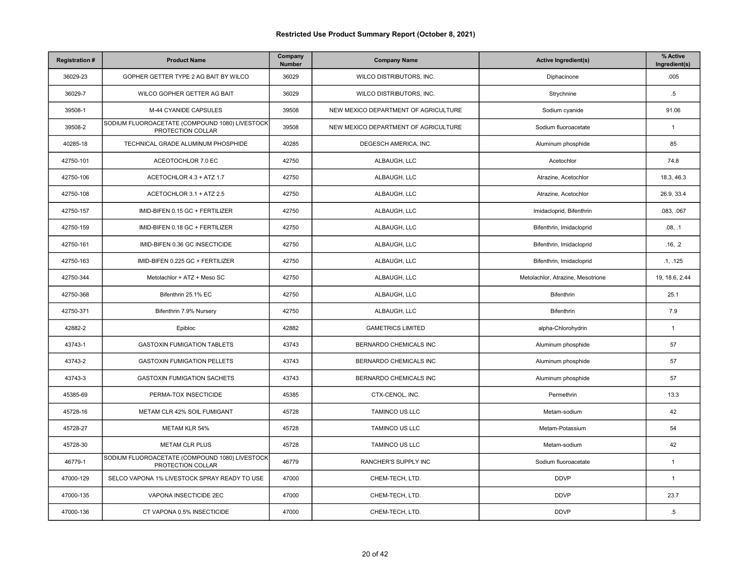# Restricted Use Product Summary Report (October 8, 2021)

| Registration # | Product Name | Company Number | Company Name | Active Ingredient(s) | % Active Ingredient(s) |
|---|---|---|---|---|---|
| 36029-23 | GOPHER GETTER TYPE 2 AG BAIT BY WILCO | 36029 | WILCO DISTRIBUTORS, INC. | Diphacinone | .005 |
| 36029-7 | WILCO GOPHER GETTER AG BAIT | 36029 | WILCO DISTRIBUTORS, INC. | Strychnine | .5 |
| 39508-1 | M-44 CYANIDE CAPSULES | 39508 | NEW MEXICO DEPARTMENT OF AGRICULTURE | Sodium cyanide | 91.06 |
| 39508-2 | SODIUM FLUOROACETATE (COMPOUND 1080) LIVESTOCK PROTECTION COLLAR | 39508 | NEW MEXICO DEPARTMENT OF AGRICULTURE | Sodium fluoroacetate | 1 |
| 40285-18 | TECHNICAL GRADE ALUMINUM PHOSPHIDE | 40285 | DEGESCH AMERICA, INC. | Aluminum phosphide | 85 |
| 42750-101 | ACEOTOCHLOR 7.0 EC | 42750 | ALBAUGH, LLC | Acetochlor | 74.8 |
| 42750-106 | ACETOCHLOR 4.3 + ATZ 1.7 | 42750 | ALBAUGH, LLC | Atrazine, Acetochlor | 18.3, 46.3 |
| 42750-108 | ACETOCHLOR 3.1 + ATZ 2.5 | 42750 | ALBAUGH, LLC | Atrazine, Acetochlor | 26.9, 33.4 |
| 42750-157 | IMID-BIFEN 0.15 GC + FERTILIZER | 42750 | ALBAUGH, LLC | Imidacloprid, Bifenthrin | .083, .067 |
| 42750-159 | IMID-BIFEN 0.18 GC + FERTILIZER | 42750 | ALBAUGH, LLC | Bifenthrin, Imidacloprid | .08, .1 |
| 42750-161 | IMID-BIFEN 0.36 GC INSECTICIDE | 42750 | ALBAUGH, LLC | Bifenthrin, Imidacloprid | .16, .2 |
| 42750-163 | IMID-BIFEN 0.225 GC + FERTILIZER | 42750 | ALBAUGH, LLC | Bifenthrin, Imidacloprid | .1, .125 |
| 42750-344 | Metolachlor + ATZ + Meso SC | 42750 | ALBAUGH, LLC | Metolachlor, Atrazine, Mesotrione | 19, 18.6, 2.44 |
| 42750-368 | Bifenthrin 25.1% EC | 42750 | ALBAUGH, LLC | Bifenthrin | 25.1 |
| 42750-371 | Bifenthrin 7.9% Nursery | 42750 | ALBAUGH, LLC | Bifenthrin | 7.9 |
| 42882-2 | Epibloc | 42882 | GAMETRICS LIMITED | alpha-Chlorohydrin | 1 |
| 43743-1 | GASTOXIN FUMIGATION TABLETS | 43743 | BERNARDO CHEMICALS INC | Aluminum phosphide | 57 |
| 43743-2 | GASTOXIN FUMIGATION PELLETS | 43743 | BERNARDO CHEMICALS INC | Aluminum phosphide | 57 |
| 43743-3 | GASTOXIN FUMIGATION SACHETS | 43743 | BERNARDO CHEMICALS INC | Aluminum phosphide | 57 |
| 45385-69 | PERMA-TOX INSECTICIDE | 45385 | CTX-CENOL, INC. | Permethrin | 13.3 |
| 45728-16 | METAM CLR 42% SOIL FUMIGANT | 45728 | TAMINCO US LLC | Metam-sodium | 42 |
| 45728-27 | METAM KLR 54% | 45728 | TAMINCO US LLC | Metam-Potassium | 54 |
| 45728-30 | METAM CLR PLUS | 45728 | TAMINCO US LLC | Metam-sodium | 42 |
| 46779-1 | SODIUM FLUOROACETATE (COMPOUND 1080) LIVESTOCK PROTECTION COLLAR | 46779 | RANCHER'S SUPPLY INC | Sodium fluoroacetate | 1 |
| 47000-129 | SELCO VAPONA 1% LIVESTOCK SPRAY READY TO USE | 47000 | CHEM-TECH, LTD. | DDVP | 1 |
| 47000-135 | VAPONA INSECTICIDE 2EC | 47000 | CHEM-TECH, LTD. | DDVP | 23.7 |
| 47000-136 | CT VAPONA 0.5% INSECTICIDE | 47000 | CHEM-TECH, LTD. | DDVP | .5 |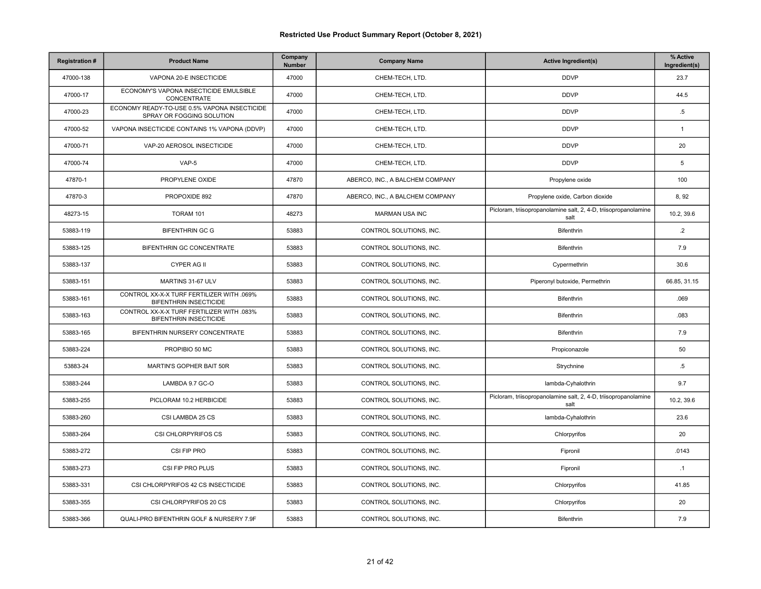# Restricted Use Product Summary Report (October 8, 2021)

| Registration # | Product Name | Company Number | Company Name | Active Ingredient(s) | % Active Ingredient(s) |
|---|---|---|---|---|---|
| 47000-138 | VAPONA 20-E INSECTICIDE | 47000 | CHEM-TECH, LTD. | DDVP | 23.7 |
| 47000-17 | ECONOMY'S VAPONA INSECTICIDE EMULSIBLE CONCENTRATE | 47000 | CHEM-TECH, LTD. | DDVP | 44.5 |
| 47000-23 | ECONOMY READY-TO-USE 0.5% VAPONA INSECTICIDE SPRAY OR FOGGING SOLUTION | 47000 | CHEM-TECH, LTD. | DDVP | .5 |
| 47000-52 | VAPONA INSECTICIDE CONTAINS 1% VAPONA (DDVP) | 47000 | CHEM-TECH, LTD. | DDVP | 1 |
| 47000-71 | VAP-20 AEROSOL INSECTICIDE | 47000 | CHEM-TECH, LTD. | DDVP | 20 |
| 47000-74 | VAP-5 | 47000 | CHEM-TECH, LTD. | DDVP | 5 |
| 47870-1 | PROPYLENE OXIDE | 47870 | ABERCO, INC., A BALCHEM COMPANY | Propylene oxide | 100 |
| 47870-3 | PROPOXIDE 892 | 47870 | ABERCO, INC., A BALCHEM COMPANY | Propylene oxide, Carbon dioxide | 8, 92 |
| 48273-15 | TORAM 101 | 48273 | MARMAN USA INC | Picloram, triisopropanolamine salt, 2, 4-D, triisopropanolamine salt | 10.2, 39.6 |
| 53883-119 | BIFENTHRIN GC G | 53883 | CONTROL SOLUTIONS, INC. | Bifenthrin | .2 |
| 53883-125 | BIFENTHRIN GC CONCENTRATE | 53883 | CONTROL SOLUTIONS, INC. | Bifenthrin | 7.9 |
| 53883-137 | CYPER AG II | 53883 | CONTROL SOLUTIONS, INC. | Cypermethrin | 30.6 |
| 53883-151 | MARTINS 31-67 ULV | 53883 | CONTROL SOLUTIONS, INC. | Piperonyl butoxide, Permethrin | 66.85, 31.15 |
| 53883-161 | CONTROL XX-X-X TURF FERTILIZER WITH .069% BIFENTHRIN INSECTICIDE | 53883 | CONTROL SOLUTIONS, INC. | Bifenthrin | .069 |
| 53883-163 | CONTROL XX-X-X TURF FERTILIZER WITH .083% BIFENTHRIN INSECTICIDE | 53883 | CONTROL SOLUTIONS, INC. | Bifenthrin | .083 |
| 53883-165 | BIFENTHRIN NURSERY CONCENTRATE | 53883 | CONTROL SOLUTIONS, INC. | Bifenthrin | 7.9 |
| 53883-224 | PROPIBIO 50 MC | 53883 | CONTROL SOLUTIONS, INC. | Propiconazole | 50 |
| 53883-24 | MARTIN'S GOPHER BAIT 50R | 53883 | CONTROL SOLUTIONS, INC. | Strychnine | .5 |
| 53883-244 | LAMBDA 9.7 GC-O | 53883 | CONTROL SOLUTIONS, INC. | lambda-Cyhalothrin | 9.7 |
| 53883-255 | PICLORAM 10.2 HERBICIDE | 53883 | CONTROL SOLUTIONS, INC. | Picloram, triisopropanolamine salt, 2, 4-D, triisopropanolamine salt | 10.2, 39.6 |
| 53883-260 | CSI LAMBDA 25 CS | 53883 | CONTROL SOLUTIONS, INC. | lambda-Cyhalothrin | 23.6 |
| 53883-264 | CSI CHLORPYRIFOS CS | 53883 | CONTROL SOLUTIONS, INC. | Chlorpyrifos | 20 |
| 53883-272 | CSI FIP PRO | 53883 | CONTROL SOLUTIONS, INC. | Fipronil | .0143 |
| 53883-273 | CSI FIP PRO PLUS | 53883 | CONTROL SOLUTIONS, INC. | Fipronil | .1 |
| 53883-331 | CSI CHLORPYRIFOS 42 CS INSECTICIDE | 53883 | CONTROL SOLUTIONS, INC. | Chlorpyrifos | 41.85 |
| 53883-355 | CSI CHLORPYRIFOS 20 CS | 53883 | CONTROL SOLUTIONS, INC. | Chlorpyrifos | 20 |
| 53883-366 | QUALI-PRO BIFENTHRIN GOLF & NURSERY 7.9F | 53883 | CONTROL SOLUTIONS, INC. | Bifenthrin | 7.9 |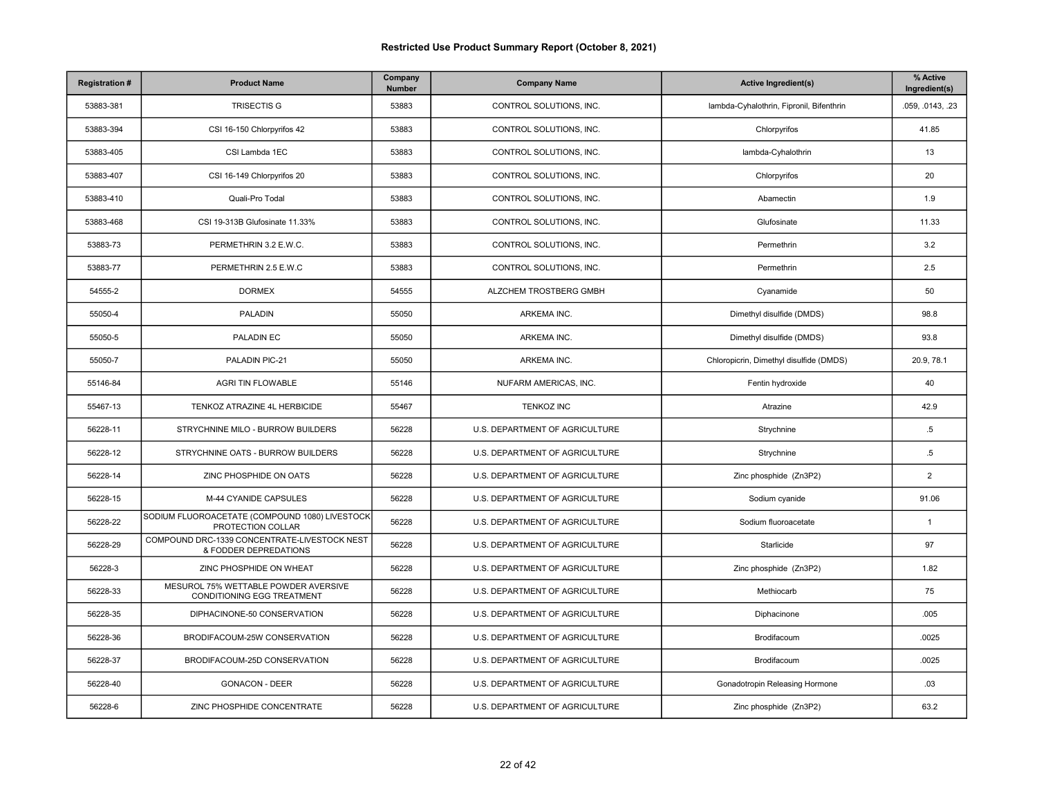# Restricted Use Product Summary Report (October 8, 2021)

| Registration # | Product Name | Company Number | Company Name | Active Ingredient(s) | % Active Ingredient(s) |
|---|---|---|---|---|---|
| 53883-381 | TRISECTIS G | 53883 | CONTROL SOLUTIONS, INC. | lambda-Cyhalothrin, Fipronil, Bifenthrin | .059, .0143, .23 |
| 53883-394 | CSI 16-150 Chlorpyrifos 42 | 53883 | CONTROL SOLUTIONS, INC. | Chlorpyrifos | 41.85 |
| 53883-405 | CSI Lambda 1EC | 53883 | CONTROL SOLUTIONS, INC. | lambda-Cyhalothrin | 13 |
| 53883-407 | CSI 16-149 Chlorpyrifos 20 | 53883 | CONTROL SOLUTIONS, INC. | Chlorpyrifos | 20 |
| 53883-410 | Quali-Pro Todal | 53883 | CONTROL SOLUTIONS, INC. | Abamectin | 1.9 |
| 53883-468 | CSI 19-313B Glufosinate 11.33% | 53883 | CONTROL SOLUTIONS, INC. | Glufosinate | 11.33 |
| 53883-73 | PERMETHRIN 3.2 E.W.C. | 53883 | CONTROL SOLUTIONS, INC. | Permethrin | 3.2 |
| 53883-77 | PERMETHRIN 2.5 E.W.C | 53883 | CONTROL SOLUTIONS, INC. | Permethrin | 2.5 |
| 54555-2 | DORMEX | 54555 | ALZCHEM TROSTBERG GMBH | Cyanamide | 50 |
| 55050-4 | PALADIN | 55050 | ARKEMA INC. | Dimethyl disulfide (DMDS) | 98.8 |
| 55050-5 | PALADIN EC | 55050 | ARKEMA INC. | Dimethyl disulfide (DMDS) | 93.8 |
| 55050-7 | PALADIN PIC-21 | 55050 | ARKEMA INC. | Chloropicrin, Dimethyl disulfide (DMDS) | 20.9, 78.1 |
| 55146-84 | AGRI TIN FLOWABLE | 55146 | NUFARM AMERICAS, INC. | Fentin hydroxide | 40 |
| 55467-13 | TENKOZ ATRAZINE 4L HERBICIDE | 55467 | TENKOZ INC | Atrazine | 42.9 |
| 56228-11 | STRYCHNINE MILO - BURROW BUILDERS | 56228 | U.S. DEPARTMENT OF AGRICULTURE | Strychnine | .5 |
| 56228-12 | STRYCHNINE OATS - BURROW BUILDERS | 56228 | U.S. DEPARTMENT OF AGRICULTURE | Strychnine | .5 |
| 56228-14 | ZINC PHOSPHIDE ON OATS | 56228 | U.S. DEPARTMENT OF AGRICULTURE | Zinc phosphide (Zn3P2) | 2 |
| 56228-15 | M-44 CYANIDE CAPSULES | 56228 | U.S. DEPARTMENT OF AGRICULTURE | Sodium cyanide | 91.06 |
| 56228-22 | SODIUM FLUOROACETATE (COMPOUND 1080) LIVESTOCK PROTECTION COLLAR | 56228 | U.S. DEPARTMENT OF AGRICULTURE | Sodium fluoroacetate | 1 |
| 56228-29 | COMPOUND DRC-1339 CONCENTRATE-LIVESTOCK NEST & FODDER DEPREDATIONS | 56228 | U.S. DEPARTMENT OF AGRICULTURE | Starlicide | 97 |
| 56228-3 | ZINC PHOSPHIDE ON WHEAT | 56228 | U.S. DEPARTMENT OF AGRICULTURE | Zinc phosphide (Zn3P2) | 1.82 |
| 56228-33 | MESUROL 75% WETTABLE POWDER AVERSIVE CONDITIONING EGG TREATMENT | 56228 | U.S. DEPARTMENT OF AGRICULTURE | Methiocarb | 75 |
| 56228-35 | DIPHACINONE-50 CONSERVATION | 56228 | U.S. DEPARTMENT OF AGRICULTURE | Diphacinone | .005 |
| 56228-36 | BRODIFACOUM-25W CONSERVATION | 56228 | U.S. DEPARTMENT OF AGRICULTURE | Brodifacoum | .0025 |
| 56228-37 | BRODIFACOUM-25D CONSERVATION | 56228 | U.S. DEPARTMENT OF AGRICULTURE | Brodifacoum | .0025 |
| 56228-40 | GONACON - DEER | 56228 | U.S. DEPARTMENT OF AGRICULTURE | Gonadotropin Releasing Hormone | .03 |
| 56228-6 | ZINC PHOSPHIDE CONCENTRATE | 56228 | U.S. DEPARTMENT OF AGRICULTURE | Zinc phosphide (Zn3P2) | 63.2 |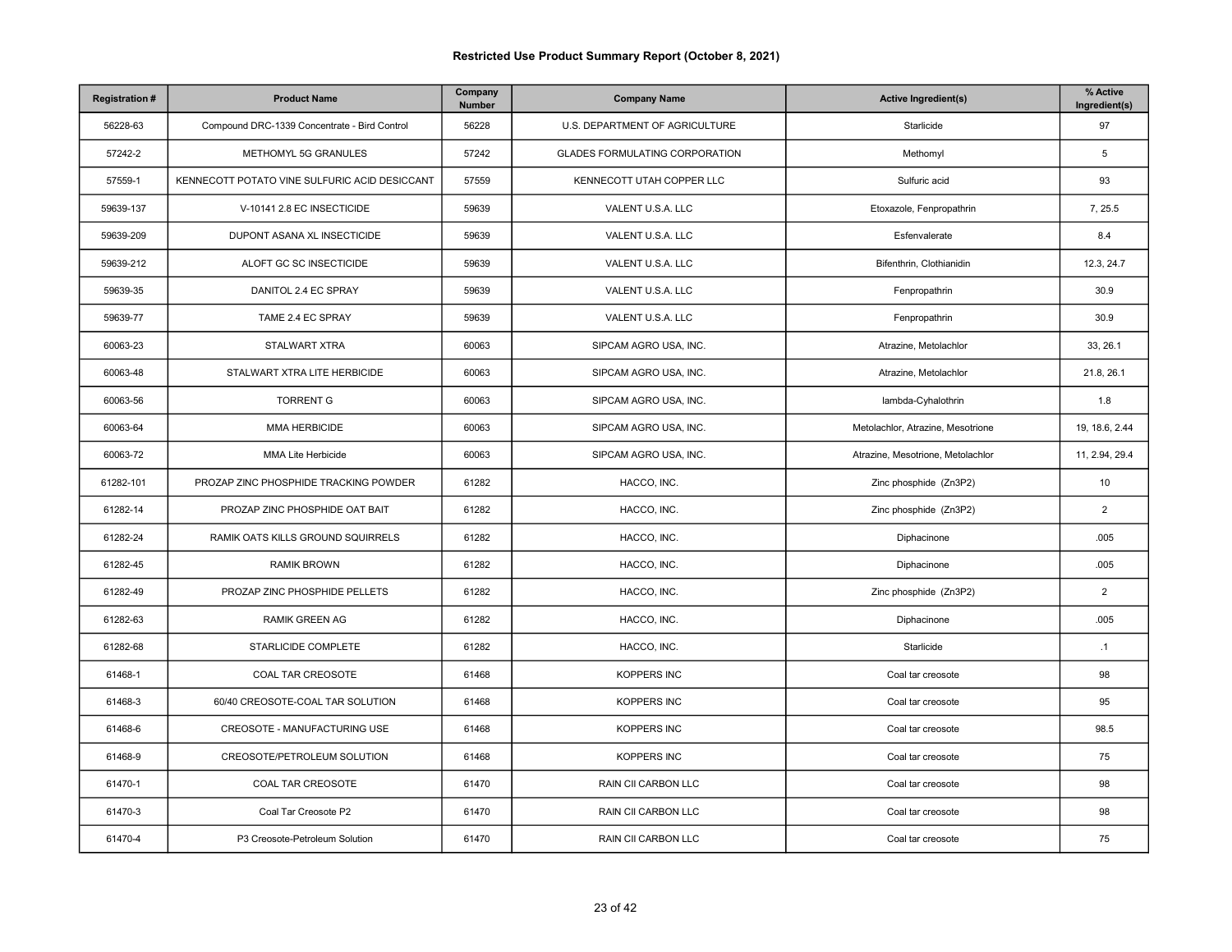# Restricted Use Product Summary Report (October 8, 2021)

| Registration # | Product Name | Company Number | Company Name | Active Ingredient(s) | % Active Ingredient(s) |
|---|---|---|---|---|---|
| 56228-63 | Compound DRC-1339 Concentrate - Bird Control | 56228 | U.S. DEPARTMENT OF AGRICULTURE | Starlicide | 97 |
| 57242-2 | METHOMYL 5G GRANULES | 57242 | GLADES FORMULATING CORPORATION | Methomyl | 5 |
| 57559-1 | KENNECOTT POTATO VINE SULFURIC ACID DESICCANT | 57559 | KENNECOTT UTAH COPPER LLC | Sulfuric acid | 93 |
| 59639-137 | V-10141 2.8 EC INSECTICIDE | 59639 | VALENT U.S.A. LLC | Etoxazole, Fenpropathrin | 7, 25.5 |
| 59639-209 | DUPONT ASANA XL INSECTICIDE | 59639 | VALENT U.S.A. LLC | Esfenvalerate | 8.4 |
| 59639-212 | ALOFT GC SC INSECTICIDE | 59639 | VALENT U.S.A. LLC | Bifenthrin, Clothianidin | 12.3, 24.7 |
| 59639-35 | DANITOL 2.4 EC SPRAY | 59639 | VALENT U.S.A. LLC | Fenpropathrin | 30.9 |
| 59639-77 | TAME 2.4 EC SPRAY | 59639 | VALENT U.S.A. LLC | Fenpropathrin | 30.9 |
| 60063-23 | STALWART XTRA | 60063 | SIPCAM AGRO USA, INC. | Atrazine, Metolachlor | 33, 26.1 |
| 60063-48 | STALWART XTRA LITE HERBICIDE | 60063 | SIPCAM AGRO USA, INC. | Atrazine, Metolachlor | 21.8, 26.1 |
| 60063-56 | TORRENT G | 60063 | SIPCAM AGRO USA, INC. | lambda-Cyhalothrin | 1.8 |
| 60063-64 | MMA HERBICIDE | 60063 | SIPCAM AGRO USA, INC. | Metolachlor, Atrazine, Mesotrione | 19, 18.6, 2.44 |
| 60063-72 | MMA Lite Herbicide | 60063 | SIPCAM AGRO USA, INC. | Atrazine, Mesotrione, Metolachlor | 11, 2.94, 29.4 |
| 61282-101 | PROZAP ZINC PHOSPHIDE TRACKING POWDER | 61282 | HACCO, INC. | Zinc phosphide (Zn3P2) | 10 |
| 61282-14 | PROZAP ZINC PHOSPHIDE OAT BAIT | 61282 | HACCO, INC. | Zinc phosphide (Zn3P2) | 2 |
| 61282-24 | RAMIK OATS KILLS GROUND SQUIRRELS | 61282 | HACCO, INC. | Diphacinone | .005 |
| 61282-45 | RAMIK BROWN | 61282 | HACCO, INC. | Diphacinone | .005 |
| 61282-49 | PROZAP ZINC PHOSPHIDE PELLETS | 61282 | HACCO, INC. | Zinc phosphide (Zn3P2) | 2 |
| 61282-63 | RAMIK GREEN AG | 61282 | HACCO, INC. | Diphacinone | .005 |
| 61282-68 | STARLICIDE COMPLETE | 61282 | HACCO, INC. | Starlicide | .1 |
| 61468-1 | COAL TAR CREOSOTE | 61468 | KOPPERS INC | Coal tar creosote | 98 |
| 61468-3 | 60/40 CREOSOTE-COAL TAR SOLUTION | 61468 | KOPPERS INC | Coal tar creosote | 95 |
| 61468-6 | CREOSOTE - MANUFACTURING USE | 61468 | KOPPERS INC | Coal tar creosote | 98.5 |
| 61468-9 | CREOSOTE/PETROLEUM SOLUTION | 61468 | KOPPERS INC | Coal tar creosote | 75 |
| 61470-1 | COAL TAR CREOSOTE | 61470 | RAIN CII CARBON LLC | Coal tar creosote | 98 |
| 61470-3 | Coal Tar Creosote P2 | 61470 | RAIN CII CARBON LLC | Coal tar creosote | 98 |
| 61470-4 | P3 Creosote-Petroleum Solution | 61470 | RAIN CII CARBON LLC | Coal tar creosote | 75 |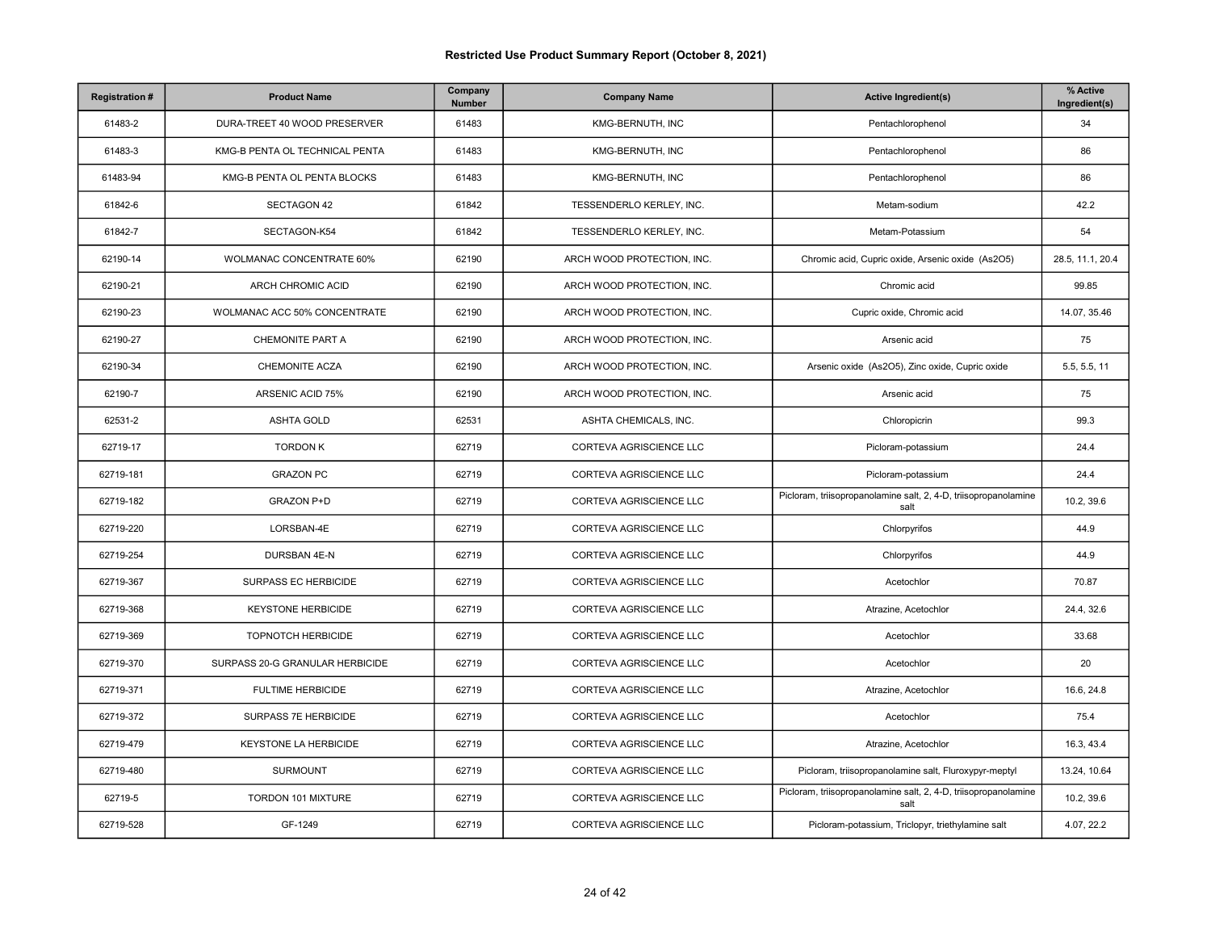# Restricted Use Product Summary Report (October 8, 2021)

| Registration # | Product Name | Company Number | Company Name | Active Ingredient(s) | % Active Ingredient(s) |
|---|---|---|---|---|---|
| 61483-2 | DURA-TREET 40 WOOD PRESERVER | 61483 | KMG-BERNUTH, INC | Pentachlorophenol | 34 |
| 61483-3 | KMG-B PENTA OL TECHNICAL PENTA | 61483 | KMG-BERNUTH, INC | Pentachlorophenol | 86 |
| 61483-94 | KMG-B PENTA OL PENTA BLOCKS | 61483 | KMG-BERNUTH, INC | Pentachlorophenol | 86 |
| 61842-6 | SECTAGON 42 | 61842 | TESSENDERLO KERLEY, INC. | Metam-sodium | 42.2 |
| 61842-7 | SECTAGON-K54 | 61842 | TESSENDERLO KERLEY, INC. | Metam-Potassium | 54 |
| 62190-14 | WOLMANAC CONCENTRATE 60% | 62190 | ARCH WOOD PROTECTION, INC. | Chromic acid, Cupric oxide, Arsenic oxide (As2O5) | 28.5, 11.1, 20.4 |
| 62190-21 | ARCH CHROMIC ACID | 62190 | ARCH WOOD PROTECTION, INC. | Chromic acid | 99.85 |
| 62190-23 | WOLMANAC ACC 50% CONCENTRATE | 62190 | ARCH WOOD PROTECTION, INC. | Cupric oxide, Chromic acid | 14.07, 35.46 |
| 62190-27 | CHEMONITE PART A | 62190 | ARCH WOOD PROTECTION, INC. | Arsenic acid | 75 |
| 62190-34 | CHEMONITE ACZA | 62190 | ARCH WOOD PROTECTION, INC. | Arsenic oxide (As2O5), Zinc oxide, Cupric oxide | 5.5, 5.5, 11 |
| 62190-7 | ARSENIC ACID 75% | 62190 | ARCH WOOD PROTECTION, INC. | Arsenic acid | 75 |
| 62531-2 | ASHTA GOLD | 62531 | ASHTA CHEMICALS, INC. | Chloropicrin | 99.3 |
| 62719-17 | TORDON K | 62719 | CORTEVA AGRISCIENCE LLC | Picloram-potassium | 24.4 |
| 62719-181 | GRAZON PC | 62719 | CORTEVA AGRISCIENCE LLC | Picloram-potassium | 24.4 |
| 62719-182 | GRAZON P+D | 62719 | CORTEVA AGRISCIENCE LLC | Picloram, triisopropanolamine salt, 2, 4-D, triisopropanolamine salt | 10.2, 39.6 |
| 62719-220 | LORSBAN-4E | 62719 | CORTEVA AGRISCIENCE LLC | Chlorpyrifos | 44.9 |
| 62719-254 | DURSBAN 4E-N | 62719 | CORTEVA AGRISCIENCE LLC | Chlorpyrifos | 44.9 |
| 62719-367 | SURPASS EC HERBICIDE | 62719 | CORTEVA AGRISCIENCE LLC | Acetochlor | 70.87 |
| 62719-368 | KEYSTONE HERBICIDE | 62719 | CORTEVA AGRISCIENCE LLC | Atrazine, Acetochlor | 24.4, 32.6 |
| 62719-369 | TOPNOTCH HERBICIDE | 62719 | CORTEVA AGRISCIENCE LLC | Acetochlor | 33.68 |
| 62719-370 | SURPASS 20-G GRANULAR HERBICIDE | 62719 | CORTEVA AGRISCIENCE LLC | Acetochlor | 20 |
| 62719-371 | FULTIME HERBICIDE | 62719 | CORTEVA AGRISCIENCE LLC | Atrazine, Acetochlor | 16.6, 24.8 |
| 62719-372 | SURPASS 7E HERBICIDE | 62719 | CORTEVA AGRISCIENCE LLC | Acetochlor | 75.4 |
| 62719-479 | KEYSTONE LA HERBICIDE | 62719 | CORTEVA AGRISCIENCE LLC | Atrazine, Acetochlor | 16.3, 43.4 |
| 62719-480 | SURMOUNT | 62719 | CORTEVA AGRISCIENCE LLC | Picloram, triisopropanolamine salt, Fluroxypyr-meptyl | 13.24, 10.64 |
| 62719-5 | TORDON 101 MIXTURE | 62719 | CORTEVA AGRISCIENCE LLC | Picloram, triisopropanolamine salt, 2, 4-D, triisopropanolamine salt | 10.2, 39.6 |
| 62719-528 | GF-1249 | 62719 | CORTEVA AGRISCIENCE LLC | Picloram-potassium, Triclopyr, triethylamine salt | 4.07, 22.2 |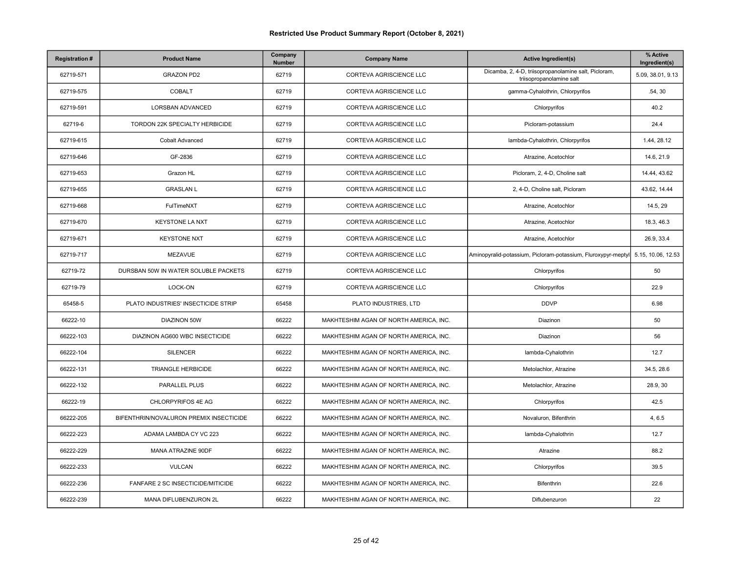# Restricted Use Product Summary Report (October 8, 2021)

| Registration # | Product Name | Company Number | Company Name | Active Ingredient(s) | % Active Ingredient(s) |
|---|---|---|---|---|---|
| 62719-571 | GRAZON PD2 | 62719 | CORTEVA AGRISCIENCE LLC | Dicamba, 2, 4-D, triisopropanolamine salt, Picloram, triisopropanolamine salt | 5.09, 38.01, 9.13 |
| 62719-575 | COBALT | 62719 | CORTEVA AGRISCIENCE LLC | gamma-Cyhalothrin, Chlorpyrifos | .54, 30 |
| 62719-591 | LORSBAN ADVANCED | 62719 | CORTEVA AGRISCIENCE LLC | Chlorpyrifos | 40.2 |
| 62719-6 | TORDON 22K SPECIALTY HERBICIDE | 62719 | CORTEVA AGRISCIENCE LLC | Picloram-potassium | 24.4 |
| 62719-615 | Cobalt Advanced | 62719 | CORTEVA AGRISCIENCE LLC | lambda-Cyhalothrin, Chlorpyrifos | 1.44, 28.12 |
| 62719-646 | GF-2836 | 62719 | CORTEVA AGRISCIENCE LLC | Atrazine, Acetochlor | 14.6, 21.9 |
| 62719-653 | Grazon HL | 62719 | CORTEVA AGRISCIENCE LLC | Picloram, 2, 4-D, Choline salt | 14.44, 43.62 |
| 62719-655 | GRASLAN L | 62719 | CORTEVA AGRISCIENCE LLC | 2, 4-D, Choline salt, Picloram | 43.62, 14.44 |
| 62719-668 | FulTimeNXT | 62719 | CORTEVA AGRISCIENCE LLC | Atrazine, Acetochlor | 14.5, 29 |
| 62719-670 | KEYSTONE LA NXT | 62719 | CORTEVA AGRISCIENCE LLC | Atrazine, Acetochlor | 18.3, 46.3 |
| 62719-671 | KEYSTONE NXT | 62719 | CORTEVA AGRISCIENCE LLC | Atrazine, Acetochlor | 26.9, 33.4 |
| 62719-717 | MEZAVUE | 62719 | CORTEVA AGRISCIENCE LLC | Aminopyralid-potassium, Picloram-potassium, Fluroxypyr-meptyl | 5.15, 10.06, 12.53 |
| 62719-72 | DURSBAN 50W IN WATER SOLUBLE PACKETS | 62719 | CORTEVA AGRISCIENCE LLC | Chlorpyrifos | 50 |
| 62719-79 | LOCK-ON | 62719 | CORTEVA AGRISCIENCE LLC | Chlorpyrifos | 22.9 |
| 65458-5 | PLATO INDUSTRIES' INSECTICIDE STRIP | 65458 | PLATO INDUSTRIES, LTD | DDVP | 6.98 |
| 66222-10 | DIAZINON 50W | 66222 | MAKHTESHIM AGAN OF NORTH AMERICA, INC. | Diazinon | 50 |
| 66222-103 | DIAZINON AG600 WBC INSECTICIDE | 66222 | MAKHTESHIM AGAN OF NORTH AMERICA, INC. | Diazinon | 56 |
| 66222-104 | SILENCER | 66222 | MAKHTESHIM AGAN OF NORTH AMERICA, INC. | lambda-Cyhalothrin | 12.7 |
| 66222-131 | TRIANGLE HERBICIDE | 66222 | MAKHTESHIM AGAN OF NORTH AMERICA, INC. | Metolachlor, Atrazine | 34.5, 28.6 |
| 66222-132 | PARALLEL PLUS | 66222 | MAKHTESHIM AGAN OF NORTH AMERICA, INC. | Metolachlor, Atrazine | 28.9, 30 |
| 66222-19 | CHLORPYRIFOS 4E AG | 66222 | MAKHTESHIM AGAN OF NORTH AMERICA, INC. | Chlorpyrifos | 42.5 |
| 66222-205 | BIFENTHRIN/NOVALURON PREMIX INSECTICIDE | 66222 | MAKHTESHIM AGAN OF NORTH AMERICA, INC. | Novaluron, Bifenthrin | 4, 6.5 |
| 66222-223 | ADAMA LAMBDA CY VC 223 | 66222 | MAKHTESHIM AGAN OF NORTH AMERICA, INC. | lambda-Cyhalothrin | 12.7 |
| 66222-229 | MANA ATRAZINE 90DF | 66222 | MAKHTESHIM AGAN OF NORTH AMERICA, INC. | Atrazine | 88.2 |
| 66222-233 | VULCAN | 66222 | MAKHTESHIM AGAN OF NORTH AMERICA, INC. | Chlorpyrifos | 39.5 |
| 66222-236 | FANFARE 2 SC INSECTICIDE/MITICIDE | 66222 | MAKHTESHIM AGAN OF NORTH AMERICA, INC. | Bifenthrin | 22.6 |
| 66222-239 | MANA DIFLUBENZURON 2L | 66222 | MAKHTESHIM AGAN OF NORTH AMERICA, INC. | Diflubenzuron | 22 |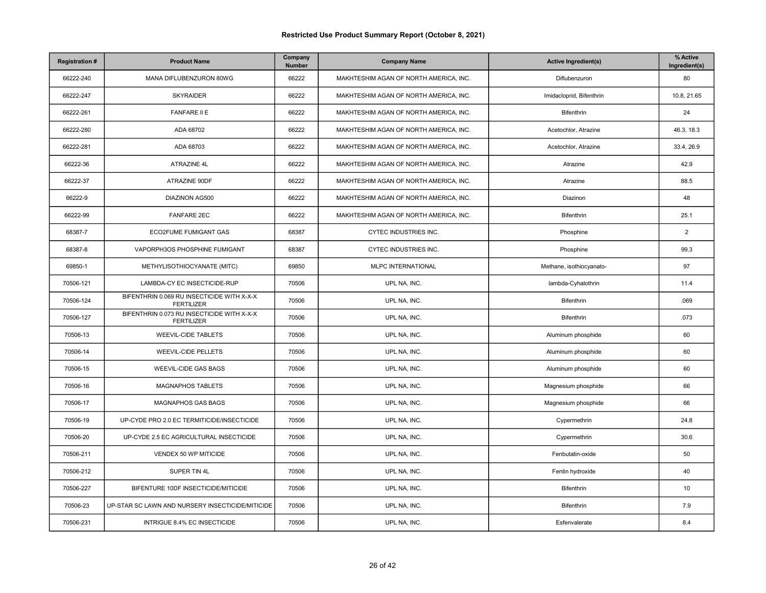# Restricted Use Product Summary Report (October 8, 2021)

| Registration # | Product Name | Company Number | Company Name | Active Ingredient(s) | % Active Ingredient(s) |
|---|---|---|---|---|---|
| 66222-240 | MANA DIFLUBENZURON 80WG | 66222 | MAKHTESHIM AGAN OF NORTH AMERICA, INC. | Diflubenzuron | 80 |
| 66222-247 | SKYRAIDER | 66222 | MAKHTESHIM AGAN OF NORTH AMERICA, INC. | Imidacloprid, Bifenthrin | 10.8, 21.65 |
| 66222-261 | FANFARE II E | 66222 | MAKHTESHIM AGAN OF NORTH AMERICA, INC. | Bifenthrin | 24 |
| 66222-280 | ADA 68702 | 66222 | MAKHTESHIM AGAN OF NORTH AMERICA, INC. | Acetochlor, Atrazine | 46.3, 18.3 |
| 66222-281 | ADA 68703 | 66222 | MAKHTESHIM AGAN OF NORTH AMERICA, INC. | Acetochlor, Atrazine | 33.4, 26.9 |
| 66222-36 | ATRAZINE 4L | 66222 | MAKHTESHIM AGAN OF NORTH AMERICA, INC. | Atrazine | 42.9 |
| 66222-37 | ATRAZINE 90DF | 66222 | MAKHTESHIM AGAN OF NORTH AMERICA, INC. | Atrazine | 88.5 |
| 66222-9 | DIAZINON AG500 | 66222 | MAKHTESHIM AGAN OF NORTH AMERICA, INC. | Diazinon | 48 |
| 66222-99 | FANFARE 2EC | 66222 | MAKHTESHIM AGAN OF NORTH AMERICA, INC. | Bifenthrin | 25.1 |
| 68387-7 | ECO2FUME FUMIGANT GAS | 68387 | CYTEC INDUSTRIES INC. | Phosphine | 2 |
| 68387-8 | VAPORPH3OS PHOSPHINE FUMIGANT | 68387 | CYTEC INDUSTRIES INC. | Phosphine | 99.3 |
| 69850-1 | METHYLISOTHIOCYANATE (MITC) | 69850 | MLPC INTERNATIONAL | Methane, isothiocyanato- | 97 |
| 70506-121 | LAMBDA-CY EC INSECTICIDE-RUP | 70506 | UPL NA, INC. | lambda-Cyhalothrin | 11.4 |
| 70506-124 | BIFENTHRIN 0.069 RU INSECTICIDE WITH X-X-X FERTILIZER | 70506 | UPL NA, INC. | Bifenthrin | .069 |
| 70506-127 | BIFENTHRIN 0.073 RU INSECTICIDE WITH X-X-X FERTILIZER | 70506 | UPL NA, INC. | Bifenthrin | .073 |
| 70506-13 | WEEVIL-CIDE TABLETS | 70506 | UPL NA, INC. | Aluminum phosphide | 60 |
| 70506-14 | WEEVIL-CIDE PELLETS | 70506 | UPL NA, INC. | Aluminum phosphide | 60 |
| 70506-15 | WEEVIL-CIDE GAS BAGS | 70506 | UPL NA, INC. | Aluminum phosphide | 60 |
| 70506-16 | MAGNAPHOS TABLETS | 70506 | UPL NA, INC. | Magnesium phosphide | 66 |
| 70506-17 | MAGNAPHOS GAS BAGS | 70506 | UPL NA, INC. | Magnesium phosphide | 66 |
| 70506-19 | UP-CYDE PRO 2.0 EC TERMITICIDE/INSECTICIDE | 70506 | UPL NA, INC. | Cypermethrin | 24.8 |
| 70506-20 | UP-CYDE 2.5 EC AGRICULTURAL INSECTICIDE | 70506 | UPL NA, INC. | Cypermethrin | 30.6 |
| 70506-211 | VENDEX 50 WP MITICIDE | 70506 | UPL NA, INC. | Fenbutatin-oxide | 50 |
| 70506-212 | SUPER TIN 4L | 70506 | UPL NA, INC. | Fentin hydroxide | 40 |
| 70506-227 | BIFENTURE 10DF INSECTICIDE/MITICIDE | 70506 | UPL NA, INC. | Bifenthrin | 10 |
| 70506-23 | UP-STAR SC LAWN AND NURSERY INSECTICIDE/MITICIDE | 70506 | UPL NA, INC. | Bifenthrin | 7.9 |
| 70506-231 | INTRIGUE 8.4% EC INSECTICIDE | 70506 | UPL NA, INC. | Esfenvalerate | 8.4 |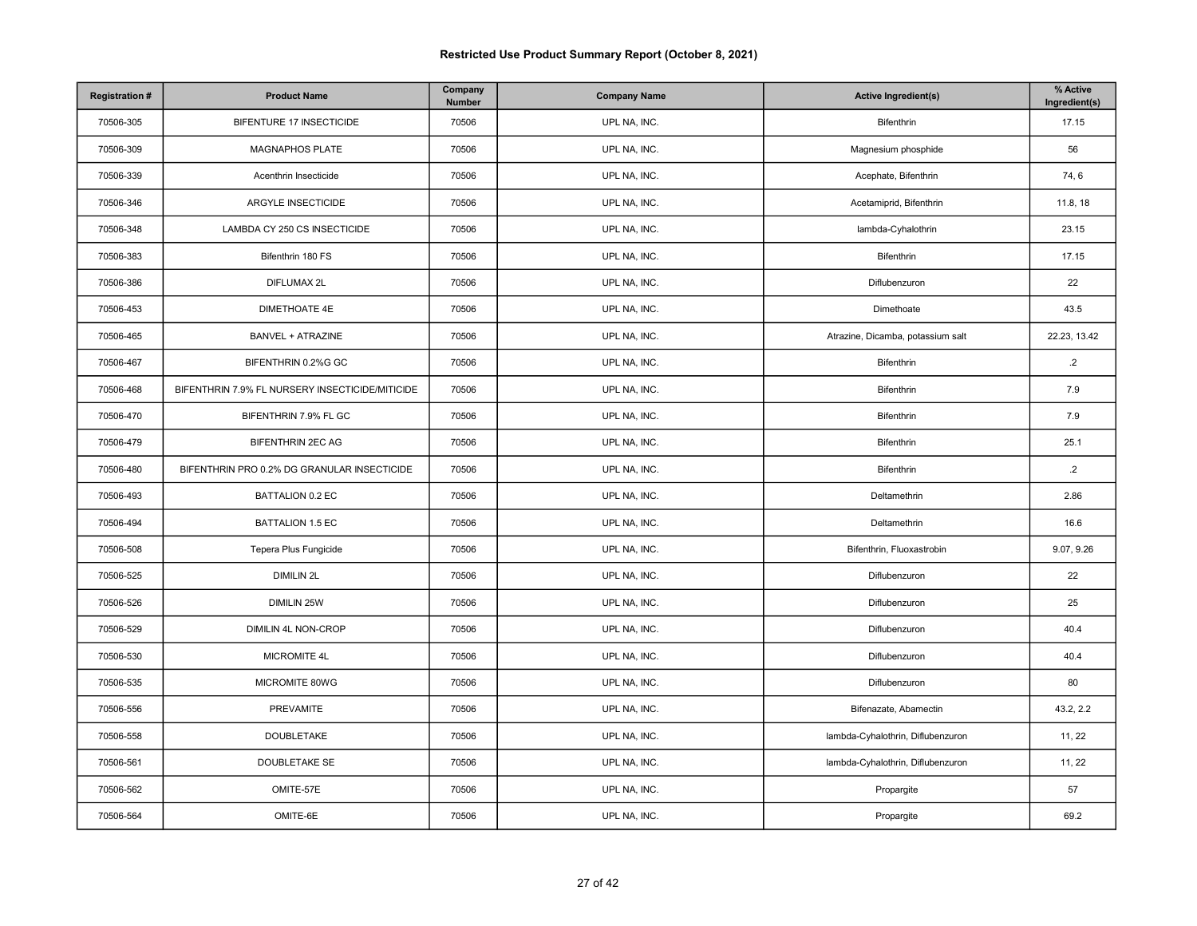# Restricted Use Product Summary Report (October 8, 2021)

| Registration # | Product Name | Company Number | Company Name | Active Ingredient(s) | % Active Ingredient(s) |
|---|---|---|---|---|---|
| 70506-305 | BIFENTURE 17 INSECTICIDE | 70506 | UPL NA, INC. | Bifenthrin | 17.15 |
| 70506-309 | MAGNAPHOS PLATE | 70506 | UPL NA, INC. | Magnesium phosphide | 56 |
| 70506-339 | Acenthrin Insecticide | 70506 | UPL NA, INC. | Acephate, Bifenthrin | 74, 6 |
| 70506-346 | ARGYLE INSECTICIDE | 70506 | UPL NA, INC. | Acetamiprid, Bifenthrin | 11.8, 18 |
| 70506-348 | LAMBDA CY 250 CS INSECTICIDE | 70506 | UPL NA, INC. | lambda-Cyhalothrin | 23.15 |
| 70506-383 | Bifenthrin 180 FS | 70506 | UPL NA, INC. | Bifenthrin | 17.15 |
| 70506-386 | DIFLUMAX 2L | 70506 | UPL NA, INC. | Diflubenzuron | 22 |
| 70506-453 | DIMETHOATE 4E | 70506 | UPL NA, INC. | Dimethoate | 43.5 |
| 70506-465 | BANVEL + ATRAZINE | 70506 | UPL NA, INC. | Atrazine, Dicamba, potassium salt | 22.23, 13.42 |
| 70506-467 | BIFENTHRIN 0.2%G GC | 70506 | UPL NA, INC. | Bifenthrin | .2 |
| 70506-468 | BIFENTHRIN 7.9% FL NURSERY INSECTICIDE/MITICIDE | 70506 | UPL NA, INC. | Bifenthrin | 7.9 |
| 70506-470 | BIFENTHRIN 7.9% FL GC | 70506 | UPL NA, INC. | Bifenthrin | 7.9 |
| 70506-479 | BIFENTHRIN 2EC AG | 70506 | UPL NA, INC. | Bifenthrin | 25.1 |
| 70506-480 | BIFENTHRIN PRO 0.2% DG GRANULAR INSECTICIDE | 70506 | UPL NA, INC. | Bifenthrin | .2 |
| 70506-493 | BATTALION 0.2 EC | 70506 | UPL NA, INC. | Deltamethrin | 2.86 |
| 70506-494 | BATTALION 1.5 EC | 70506 | UPL NA, INC. | Deltamethrin | 16.6 |
| 70506-508 | Tepera Plus Fungicide | 70506 | UPL NA, INC. | Bifenthrin, Fluoxastrobin | 9.07, 9.26 |
| 70506-525 | DIMILIN 2L | 70506 | UPL NA, INC. | Diflubenzuron | 22 |
| 70506-526 | DIMILIN 25W | 70506 | UPL NA, INC. | Diflubenzuron | 25 |
| 70506-529 | DIMILIN 4L NON-CROP | 70506 | UPL NA, INC. | Diflubenzuron | 40.4 |
| 70506-530 | MICROMITE 4L | 70506 | UPL NA, INC. | Diflubenzuron | 40.4 |
| 70506-535 | MICROMITE 80WG | 70506 | UPL NA, INC. | Diflubenzuron | 80 |
| 70506-556 | PREVAMITE | 70506 | UPL NA, INC. | Bifenazate, Abamectin | 43.2, 2.2 |
| 70506-558 | DOUBLETAKE | 70506 | UPL NA, INC. | lambda-Cyhalothrin, Diflubenzuron | 11, 22 |
| 70506-561 | DOUBLETAKE SE | 70506 | UPL NA, INC. | lambda-Cyhalothrin, Diflubenzuron | 11, 22 |
| 70506-562 | OMITE-57E | 70506 | UPL NA, INC. | Propargite | 57 |
| 70506-564 | OMITE-6E | 70506 | UPL NA, INC. | Propargite | 69.2 |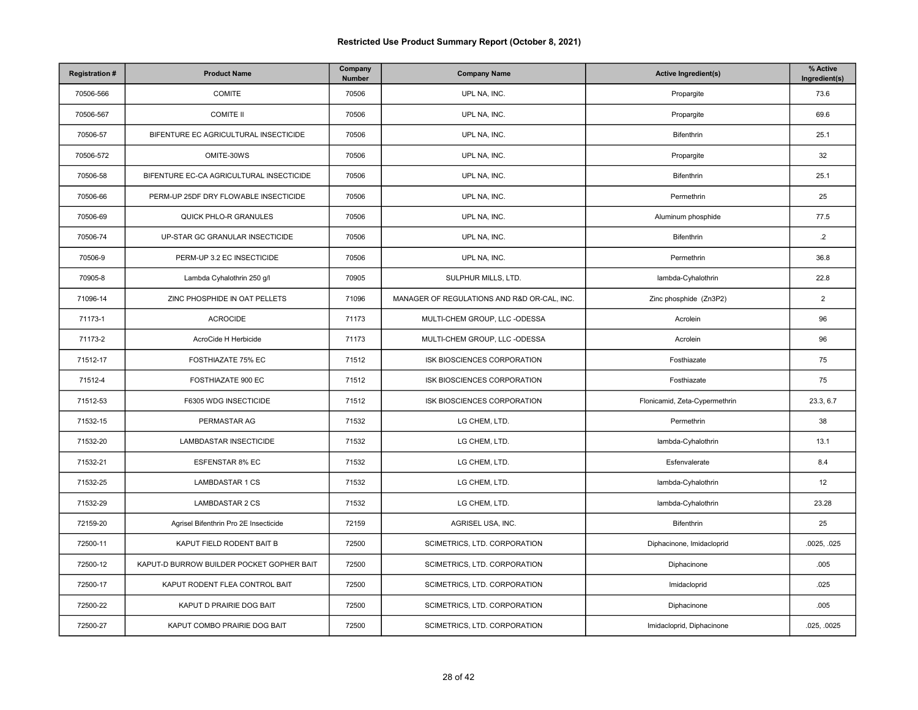# Restricted Use Product Summary Report (October 8, 2021)

| Registration # | Product Name | Company Number | Company Name | Active Ingredient(s) | % Active Ingredient(s) |
|---|---|---|---|---|---|
| 70506-566 | COMITE | 70506 | UPL NA, INC. | Propargite | 73.6 |
| 70506-567 | COMITE II | 70506 | UPL NA, INC. | Propargite | 69.6 |
| 70506-57 | BIFENTURE EC AGRICULTURAL INSECTICIDE | 70506 | UPL NA, INC. | Bifenthrin | 25.1 |
| 70506-572 | OMITE-30WS | 70506 | UPL NA, INC. | Propargite | 32 |
| 70506-58 | BIFENTURE EC-CA AGRICULTURAL INSECTICIDE | 70506 | UPL NA, INC. | Bifenthrin | 25.1 |
| 70506-66 | PERM-UP 25DF DRY FLOWABLE INSECTICIDE | 70506 | UPL NA, INC. | Permethrin | 25 |
| 70506-69 | QUICK PHLO-R GRANULES | 70506 | UPL NA, INC. | Aluminum phosphide | 77.5 |
| 70506-74 | UP-STAR GC GRANULAR INSECTICIDE | 70506 | UPL NA, INC. | Bifenthrin | .2 |
| 70506-9 | PERM-UP 3.2 EC INSECTICIDE | 70506 | UPL NA, INC. | Permethrin | 36.8 |
| 70905-8 | Lambda Cyhalothrin 250 g/l | 70905 | SULPHUR MILLS, LTD. | lambda-Cyhalothrin | 22.8 |
| 71096-14 | ZINC PHOSPHIDE IN OAT PELLETS | 71096 | MANAGER OF REGULATIONS AND R&D OR-CAL, INC. | Zinc phosphide ($Zn_3P_2$) | 2 |
| 71173-1 | ACROCIDE | 71173 | MULTI-CHEM GROUP, LLC -ODESSA | Acrolein | 96 |
| 71173-2 | AcroCide H Herbicide | 71173 | MULTI-CHEM GROUP, LLC -ODESSA | Acrolein | 96 |
| 71512-17 | FOSTHIAZATE 75% EC | 71512 | ISK BIOSCIENCES CORPORATION | Fosthiazate | 75 |
| 71512-4 | FOSTHIAZATE 900 EC | 71512 | ISK BIOSCIENCES CORPORATION | Fosthiazate | 75 |
| 71512-53 | F6305 WDG INSECTICIDE | 71512 | ISK BIOSCIENCES CORPORATION | Flonicamid, Zeta-Cypermethrin | 23.3, 6.7 |
| 71532-15 | PERMASTAR AG | 71532 | LG CHEM, LTD. | Permethrin | 38 |
| 71532-20 | LAMBDASTAR INSECTICIDE | 71532 | LG CHEM, LTD. | lambda-Cyhalothrin | 13.1 |
| 71532-21 | ESFENSTAR 8% EC | 71532 | LG CHEM, LTD. | Esfenvalerate | 8.4 |
| 71532-25 | LAMBDASTAR 1 CS | 71532 | LG CHEM, LTD. | lambda-Cyhalothrin | 12 |
| 71532-29 | LAMBDASTAR 2 CS | 71532 | LG CHEM, LTD. | lambda-Cyhalothrin | 23.28 |
| 72159-20 | Agrisel Bifenthrin Pro 2E Insecticide | 72159 | AGRISEL USA, INC. | Bifenthrin | 25 |
| 72500-11 | KAPUT FIELD RODENT BAIT B | 72500 | SCIMETRICS, LTD. CORPORATION | Diphacinone, Imidacloprid | .0025, .025 |
| 72500-12 | KAPUT-D BURROW BUILDER POCKET GOPHER BAIT | 72500 | SCIMETRICS, LTD. CORPORATION | Diphacinone | .005 |
| 72500-17 | KAPUT RODENT FLEA CONTROL BAIT | 72500 | SCIMETRICS, LTD. CORPORATION | Imidacloprid | .025 |
| 72500-22 | KAPUT D PRAIRIE DOG BAIT | 72500 | SCIMETRICS, LTD. CORPORATION | Diphacinone | .005 |
| 72500-27 | KAPUT COMBO PRAIRIE DOG BAIT | 72500 | SCIMETRICS, LTD. CORPORATION | Imidacloprid, Diphacinone | .025, .0025 |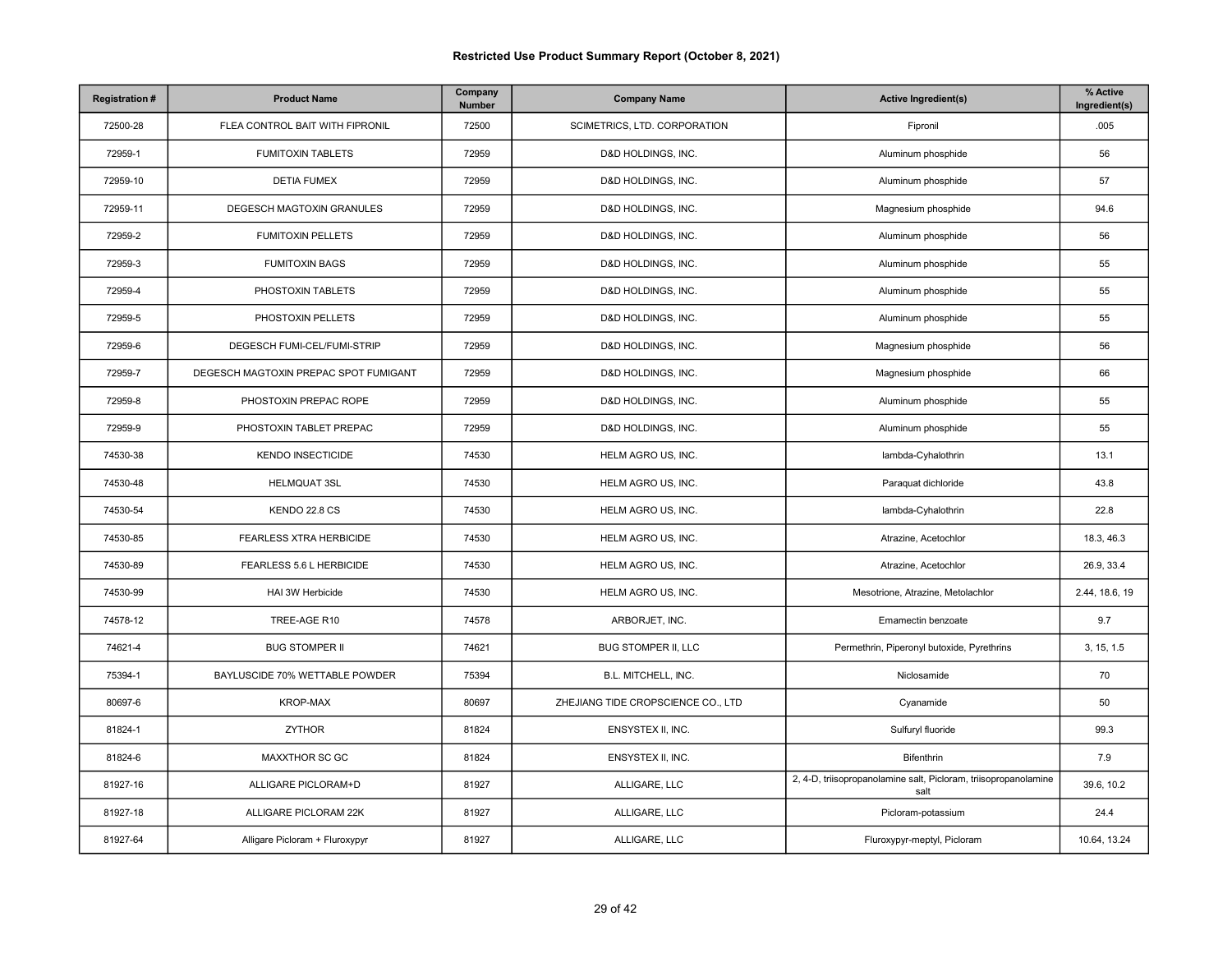# Restricted Use Product Summary Report (October 8, 2021)

| Registration # | Product Name | Company Number | Company Name | Active Ingredient(s) | % Active Ingredient(s) |
|---|---|---|---|---|---|
| 72500-28 | FLEA CONTROL BAIT WITH FIPRONIL | 72500 | SCIMETRICS, LTD. CORPORATION | Fipronil | .005 |
| 72959-1 | FUMITOXIN TABLETS | 72959 | D&D HOLDINGS, INC. | Aluminum phosphide | 56 |
| 72959-10 | DETIA FUMEX | 72959 | D&D HOLDINGS, INC. | Aluminum phosphide | 57 |
| 72959-11 | DEGESCH MAGTOXIN GRANULES | 72959 | D&D HOLDINGS, INC. | Magnesium phosphide | 94.6 |
| 72959-2 | FUMITOXIN PELLETS | 72959 | D&D HOLDINGS, INC. | Aluminum phosphide | 56 |
| 72959-3 | FUMITOXIN BAGS | 72959 | D&D HOLDINGS, INC. | Aluminum phosphide | 55 |
| 72959-4 | PHOSTOXIN TABLETS | 72959 | D&D HOLDINGS, INC. | Aluminum phosphide | 55 |
| 72959-5 | PHOSTOXIN PELLETS | 72959 | D&D HOLDINGS, INC. | Aluminum phosphide | 55 |
| 72959-6 | DEGESCH FUMI-CEL/FUMI-STRIP | 72959 | D&D HOLDINGS, INC. | Magnesium phosphide | 56 |
| 72959-7 | DEGESCH MAGTOXIN PREPAC SPOT FUMIGANT | 72959 | D&D HOLDINGS, INC. | Magnesium phosphide | 66 |
| 72959-8 | PHOSTOXIN PREPAC ROPE | 72959 | D&D HOLDINGS, INC. | Aluminum phosphide | 55 |
| 72959-9 | PHOSTOXIN TABLET PREPAC | 72959 | D&D HOLDINGS, INC. | Aluminum phosphide | 55 |
| 74530-38 | KENDO INSECTICIDE | 74530 | HELM AGRO US, INC. | lambda-Cyhalothrin | 13.1 |
| 74530-48 | HELMQUAT 3SL | 74530 | HELM AGRO US, INC. | Paraquat dichloride | 43.8 |
| 74530-54 | KENDO 22.8 CS | 74530 | HELM AGRO US, INC. | lambda-Cyhalothrin | 22.8 |
| 74530-85 | FEARLESS XTRA HERBICIDE | 74530 | HELM AGRO US, INC. | Atrazine, Acetochlor | 18.3, 46.3 |
| 74530-89 | FEARLESS 5.6 L HERBICIDE | 74530 | HELM AGRO US, INC. | Atrazine, Acetochlor | 26.9, 33.4 |
| 74530-99 | HAI 3W Herbicide | 74530 | HELM AGRO US, INC. | Mesotrione, Atrazine, Metolachlor | 2.44, 18.6, 19 |
| 74578-12 | TREE-AGE R10 | 74578 | ARBORJET, INC. | Emamectin benzoate | 9.7 |
| 74621-4 | BUG STOMPER II | 74621 | BUG STOMPER II, LLC | Permethrin, Piperonyl butoxide, Pyrethrins | 3, 15, 1.5 |
| 75394-1 | BAYLUSCIDE 70% WETTABLE POWDER | 75394 | B.L. MITCHELL, INC. | Niclosamide | 70 |
| 80697-6 | KROP-MAX | 80697 | ZHEJIANG TIDE CROPSCIENCE CO., LTD | Cyanamide | 50 |
| 81824-1 | ZYTHOR | 81824 | ENSYSTEX II, INC. | Sulfuryl fluoride | 99.3 |
| 81824-6 | MAXXTHOR SC GC | 81824 | ENSYSTEX II, INC. | Bifenthrin | 7.9 |
| 81927-16 | ALLIGARE PICLORAM+D | 81927 | ALLIGARE, LLC | 2, 4-D, triisopropanolamine salt, Picloram, triisopropanolamine salt | 39.6, 10.2 |
| 81927-18 | ALLIGARE PICLORAM 22K | 81927 | ALLIGARE, LLC | Picloram-potassium | 24.4 |
| 81927-64 | Alligare Picloram + Fluroxypyr | 81927 | ALLIGARE, LLC | Fluroxypyr-meptyl, Picloram | 10.64, 13.24 |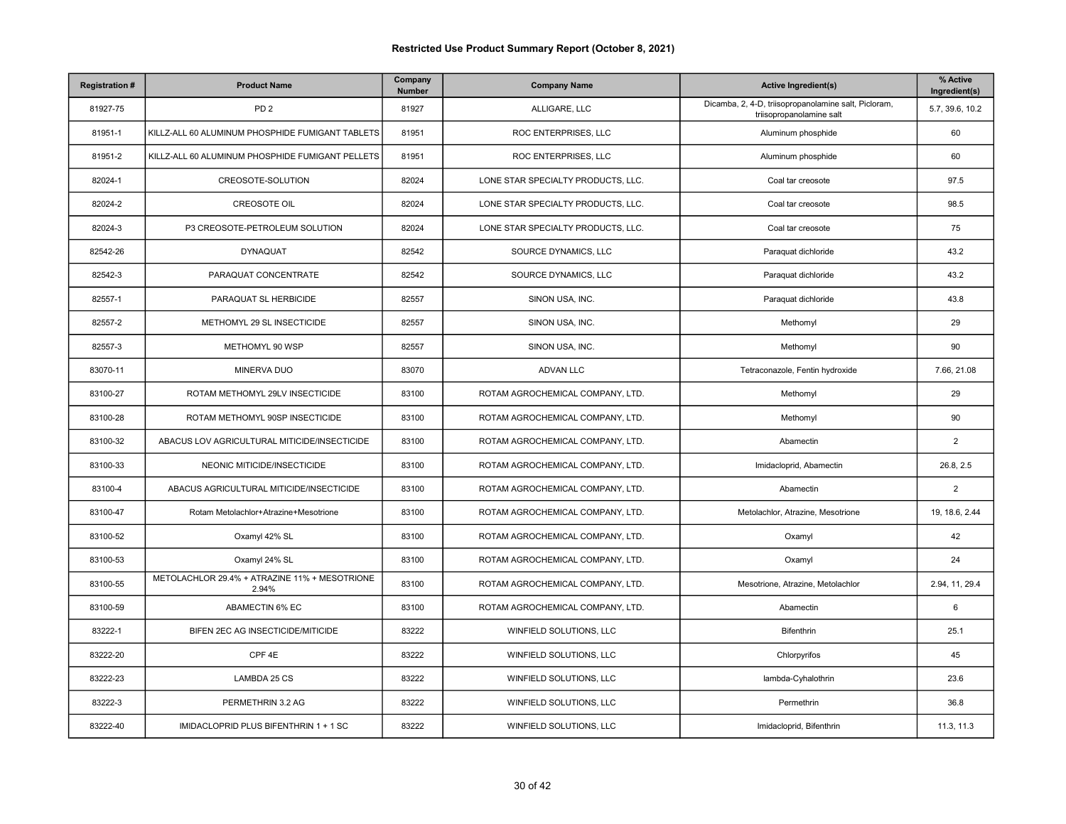## Restricted Use Product Summary Report (October 8, 2021)

| Registration # | Product Name | Company Number | Company Name | Active Ingredient(s) | % Active Ingredient(s) |
|---|---|---|---|---|---|
| 81927-75 | PD 2 | 81927 | ALLIGARE, LLC | Dicamba, 2, 4-D, triisopropanolamine salt, Picloram, triisopropanolamine salt | 5.7, 39.6, 10.2 |
| 81951-1 | KILLZ-ALL 60 ALUMINUM PHOSPHIDE FUMIGANT TABLETS | 81951 | ROC ENTERPRISES, LLC | Aluminum phosphide | 60 |
| 81951-2 | KILLZ-ALL 60 ALUMINUM PHOSPHIDE FUMIGANT PELLETS | 81951 | ROC ENTERPRISES, LLC | Aluminum phosphide | 60 |
| 82024-1 | CREOSOTE-SOLUTION | 82024 | LONE STAR SPECIALTY PRODUCTS, LLC. | Coal tar creosote | 97.5 |
| 82024-2 | CREOSOTE OIL | 82024 | LONE STAR SPECIALTY PRODUCTS, LLC. | Coal tar creosote | 98.5 |
| 82024-3 | P3 CREOSOTE-PETROLEUM SOLUTION | 82024 | LONE STAR SPECIALTY PRODUCTS, LLC. | Coal tar creosote | 75 |
| 82542-26 | DYNAQUAT | 82542 | SOURCE DYNAMICS, LLC | Paraquat dichloride | 43.2 |
| 82542-3 | PARAQUAT CONCENTRATE | 82542 | SOURCE DYNAMICS, LLC | Paraquat dichloride | 43.2 |
| 82557-1 | PARAQUAT SL HERBICIDE | 82557 | SINON USA, INC. | Paraquat dichloride | 43.8 |
| 82557-2 | METHOMYL 29 SL INSECTICIDE | 82557 | SINON USA, INC. | Methomyl | 29 |
| 82557-3 | METHOMYL 90 WSP | 82557 | SINON USA, INC. | Methomyl | 90 |
| 83070-11 | MINERVA DUO | 83070 | ADVAN LLC | Tetraconazole, Fentin hydroxide | 7.66, 21.08 |
| 83100-27 | ROTAM METHOMYL 29LV INSECTICIDE | 83100 | ROTAM AGROCHEMICAL COMPANY, LTD. | Methomyl | 29 |
| 83100-28 | ROTAM METHOMYL 90SP INSECTICIDE | 83100 | ROTAM AGROCHEMICAL COMPANY, LTD. | Methomyl | 90 |
| 83100-32 | ABACUS LOV AGRICULTURAL MITICIDE/INSECTICIDE | 83100 | ROTAM AGROCHEMICAL COMPANY, LTD. | Abamectin | 2 |
| 83100-33 | NEONIC MITICIDE/INSECTICIDE | 83100 | ROTAM AGROCHEMICAL COMPANY, LTD. | Imidacloprid, Abamectin | 26.8, 2.5 |
| 83100-4 | ABACUS AGRICULTURAL MITICIDE/INSECTICIDE | 83100 | ROTAM AGROCHEMICAL COMPANY, LTD. | Abamectin | 2 |
| 83100-47 | Rotam Metolachlor+Atrazine+Mesotrione | 83100 | ROTAM AGROCHEMICAL COMPANY, LTD. | Metolachlor, Atrazine, Mesotrione | 19, 18.6, 2.44 |
| 83100-52 | Oxamyl 42% SL | 83100 | ROTAM AGROCHEMICAL COMPANY, LTD. | Oxamyl | 42 |
| 83100-53 | Oxamyl 24% SL | 83100 | ROTAM AGROCHEMICAL COMPANY, LTD. | Oxamyl | 24 |
| 83100-55 | METOLACHLOR 29.4% + ATRAZINE 11% + MESOTRIONE 2.94% | 83100 | ROTAM AGROCHEMICAL COMPANY, LTD. | Mesotrione, Atrazine, Metolachlor | 2.94, 11, 29.4 |
| 83100-59 | ABAMECTIN 6% EC | 83100 | ROTAM AGROCHEMICAL COMPANY, LTD. | Abamectin | 6 |
| 83222-1 | BIFEN 2EC AG INSECTICIDE/MITICIDE | 83222 | WINFIELD SOLUTIONS, LLC | Bifenthrin | 25.1 |
| 83222-20 | CPF 4E | 83222 | WINFIELD SOLUTIONS, LLC | Chlorpyrifos | 45 |
| 83222-23 | LAMBDA 25 CS | 83222 | WINFIELD SOLUTIONS, LLC | lambda-Cyhalothrin | 23.6 |
| 83222-3 | PERMETHRIN 3.2 AG | 83222 | WINFIELD SOLUTIONS, LLC | Permethrin | 36.8 |
| 83222-40 | IMIDACLOPRID PLUS BIFENTHRIN 1 + 1 SC | 83222 | WINFIELD SOLUTIONS, LLC | Imidacloprid, Bifenthrin | 11.3, 11.3 |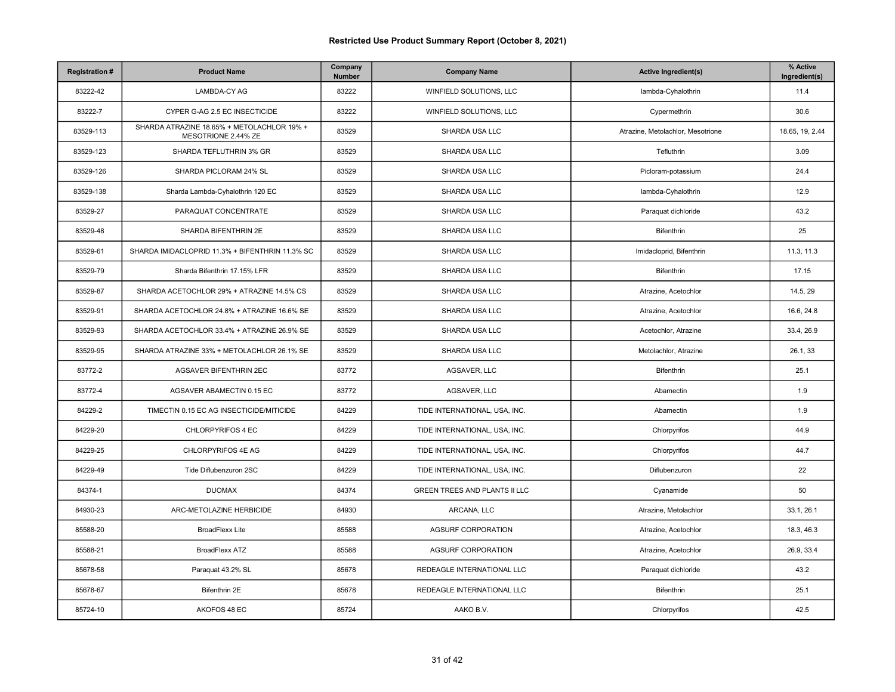# Restricted Use Product Summary Report (October 8, 2021)

| Registration # | Product Name | Company Number | Company Name | Active Ingredient(s) | % Active Ingredient(s) |
|---|---|---|---|---|---|
| 83222-42 | LAMBDA-CY AG | 83222 | WINFIELD SOLUTIONS, LLC | lambda-Cyhalothrin | 11.4 |
| 83222-7 | CYPER G-AG 2.5 EC INSECTICIDE | 83222 | WINFIELD SOLUTIONS, LLC | Cypermethrin | 30.6 |
| 83529-113 | SHARDA ATRAZINE 18.65% + METOLACHLOR 19% + MESOTRIONE 2.44% ZE | 83529 | SHARDA USA LLC | Atrazine, Metolachlor, Mesotrione | 18.65, 19, 2.44 |
| 83529-123 | SHARDA TEFLUTHRIN 3% GR | 83529 | SHARDA USA LLC | Tefluthrin | 3.09 |
| 83529-126 | SHARDA PICLORAM 24% SL | 83529 | SHARDA USA LLC | Picloram-potassium | 24.4 |
| 83529-138 | Sharda Lambda-Cyhalothrin 120 EC | 83529 | SHARDA USA LLC | lambda-Cyhalothrin | 12.9 |
| 83529-27 | PARAQUAT CONCENTRATE | 83529 | SHARDA USA LLC | Paraquat dichloride | 43.2 |
| 83529-48 | SHARDA BIFENTHRIN 2E | 83529 | SHARDA USA LLC | Bifenthrin | 25 |
| 83529-61 | SHARDA IMIDACLOPRID 11.3% + BIFENTHRIN 11.3% SC | 83529 | SHARDA USA LLC | Imidacloprid, Bifenthrin | 11.3, 11.3 |
| 83529-79 | Sharda Bifenthrin 17.15% LFR | 83529 | SHARDA USA LLC | Bifenthrin | 17.15 |
| 83529-87 | SHARDA ACETOCHLOR 29% + ATRAZINE 14.5% CS | 83529 | SHARDA USA LLC | Atrazine, Acetochlor | 14.5, 29 |
| 83529-91 | SHARDA ACETOCHLOR 24.8% + ATRAZINE 16.6% SE | 83529 | SHARDA USA LLC | Atrazine, Acetochlor | 16.6, 24.8 |
| 83529-93 | SHARDA ACETOCHLOR 33.4% + ATRAZINE 26.9% SE | 83529 | SHARDA USA LLC | Acetochlor, Atrazine | 33.4, 26.9 |
| 83529-95 | SHARDA ATRAZINE 33% + METOLACHLOR 26.1% SE | 83529 | SHARDA USA LLC | Metolachlor, Atrazine | 26.1, 33 |
| 83772-2 | AGSAVER BIFENTHRIN 2EC | 83772 | AGSAVER, LLC | Bifenthrin | 25.1 |
| 83772-4 | AGSAVER ABAMECTIN 0.15 EC | 83772 | AGSAVER, LLC | Abamectin | 1.9 |
| 84229-2 | TIMECTIN 0.15 EC AG INSECTICIDE/MITICIDE | 84229 | TIDE INTERNATIONAL, USA, INC. | Abamectin | 1.9 |
| 84229-20 | CHLORPYRIFOS 4 EC | 84229 | TIDE INTERNATIONAL, USA, INC. | Chlorpyrifos | 44.9 |
| 84229-25 | CHLORPYRIFOS 4E AG | 84229 | TIDE INTERNATIONAL, USA, INC. | Chlorpyrifos | 44.7 |
| 84229-49 | Tide Diflubenzuron 2SC | 84229 | TIDE INTERNATIONAL, USA, INC. | Diflubenzuron | 22 |
| 84374-1 | DUOMAX | 84374 | GREEN TREES AND PLANTS II LLC | Cyanamide | 50 |
| 84930-23 | ARC-METOLAZINE HERBICIDE | 84930 | ARCANA, LLC | Atrazine, Metolachlor | 33.1, 26.1 |
| 85588-20 | BroadFlexx Lite | 85588 | AGSURF CORPORATION | Atrazine, Acetochlor | 18.3, 46.3 |
| 85588-21 | BroadFlexx ATZ | 85588 | AGSURF CORPORATION | Atrazine, Acetochlor | 26.9, 33.4 |
| 85678-58 | Paraquat 43.2% SL | 85678 | REDEAGLE INTERNATIONAL LLC | Paraquat dichloride | 43.2 |
| 85678-67 | Bifenthrin 2E | 85678 | REDEAGLE INTERNATIONAL LLC | Bifenthrin | 25.1 |
| 85724-10 | AKOFOS 48 EC | 85724 | AAKO B.V. | Chlorpyrifos | 42.5 |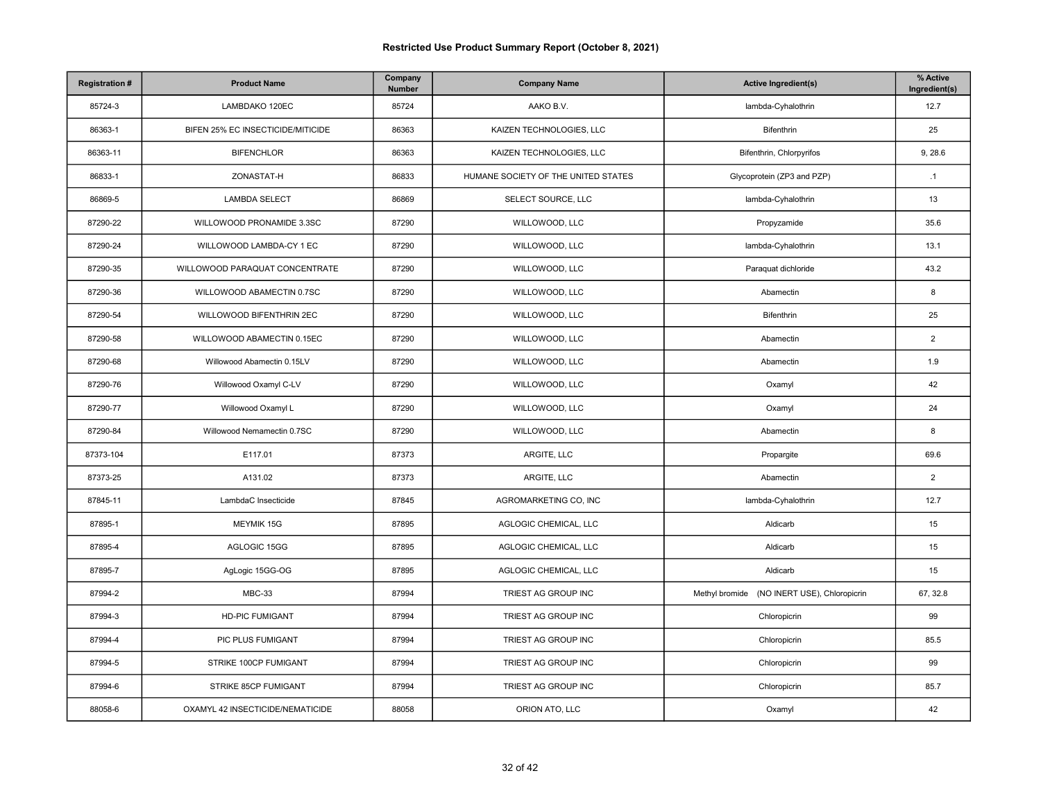# Restricted Use Product Summary Report (October 8, 2021)

| Registration # | Product Name | Company Number | Company Name | Active Ingredient(s) | % Active Ingredient(s) |
|---|---|---|---|---|---|
| 85724-3 | LAMBDAKO 120EC | 85724 | AAKO B.V. | lambda-Cyhalothrin | 12.7 |
| 86363-1 | BIFEN 25% EC INSECTICIDE/MITICIDE | 86363 | KAIZEN TECHNOLOGIES, LLC | Bifenthrin | 25 |
| 86363-11 | BIFENCHLOR | 86363 | KAIZEN TECHNOLOGIES, LLC | Bifenthrin, Chlorpyrifos | 9, 28.6 |
| 86833-1 | ZONASTAT-H | 86833 | HUMANE SOCIETY OF THE UNITED STATES | Glycoprotein (ZP3 and PZP) | .1 |
| 86869-5 | LAMBDA SELECT | 86869 | SELECT SOURCE, LLC | lambda-Cyhalothrin | 13 |
| 87290-22 | WILLOWOOD PRONAMIDE 3.3SC | 87290 | WILLOWOOD, LLC | Propyzamide | 35.6 |
| 87290-24 | WILLOWOOD LAMBDA-CY 1 EC | 87290 | WILLOWOOD, LLC | lambda-Cyhalothrin | 13.1 |
| 87290-35 | WILLOWOOD PARAQUAT CONCENTRATE | 87290 | WILLOWOOD, LLC | Paraquat dichloride | 43.2 |
| 87290-36 | WILLOWOOD ABAMECTIN 0.7SC | 87290 | WILLOWOOD, LLC | Abamectin | 8 |
| 87290-54 | WILLOWOOD BIFENTHRIN 2EC | 87290 | WILLOWOOD, LLC | Bifenthrin | 25 |
| 87290-58 | WILLOWOOD ABAMECTIN 0.15EC | 87290 | WILLOWOOD, LLC | Abamectin | 2 |
| 87290-68 | Willowood Abamectin 0.15LV | 87290 | WILLOWOOD, LLC | Abamectin | 1.9 |
| 87290-76 | Willowood Oxamyl C-LV | 87290 | WILLOWOOD, LLC | Oxamyl | 42 |
| 87290-77 | Willowood Oxamyl L | 87290 | WILLOWOOD, LLC | Oxamyl | 24 |
| 87290-84 | Willowood Nemamectin 0.7SC | 87290 | WILLOWOOD, LLC | Abamectin | 8 |
| 87373-104 | E117.01 | 87373 | ARGITE, LLC | Propargite | 69.6 |
| 87373-25 | A131.02 | 87373 | ARGITE, LLC | Abamectin | 2 |
| 87845-11 | LambdaC Insecticide | 87845 | AGROMARKETING CO, INC | lambda-Cyhalothrin | 12.7 |
| 87895-1 | MEYMIK 15G | 87895 | AGLOGIC CHEMICAL, LLC | Aldicarb | 15 |
| 87895-4 | AGLOGIC 15GG | 87895 | AGLOGIC CHEMICAL, LLC | Aldicarb | 15 |
| 87895-7 | AgLogic 15GG-OG | 87895 | AGLOGIC CHEMICAL, LLC | Aldicarb | 15 |
| 87994-2 | MBC-33 | 87994 | TRIEST AG GROUP INC | Methyl bromide (NO INERT USE), Chloropicrin | 67, 32.8 |
| 87994-3 | HD-PIC FUMIGANT | 87994 | TRIEST AG GROUP INC | Chloropicrin | 99 |
| 87994-4 | PIC PLUS FUMIGANT | 87994 | TRIEST AG GROUP INC | Chloropicrin | 85.5 |
| 87994-5 | STRIKE 100CP FUMIGANT | 87994 | TRIEST AG GROUP INC | Chloropicrin | 99 |
| 87994-6 | STRIKE 85CP FUMIGANT | 87994 | TRIEST AG GROUP INC | Chloropicrin | 85.7 |
| 88058-6 | OXAMYL 42 INSECTICIDE/NEMATICIDE | 88058 | ORION ATO, LLC | Oxamyl | 42 |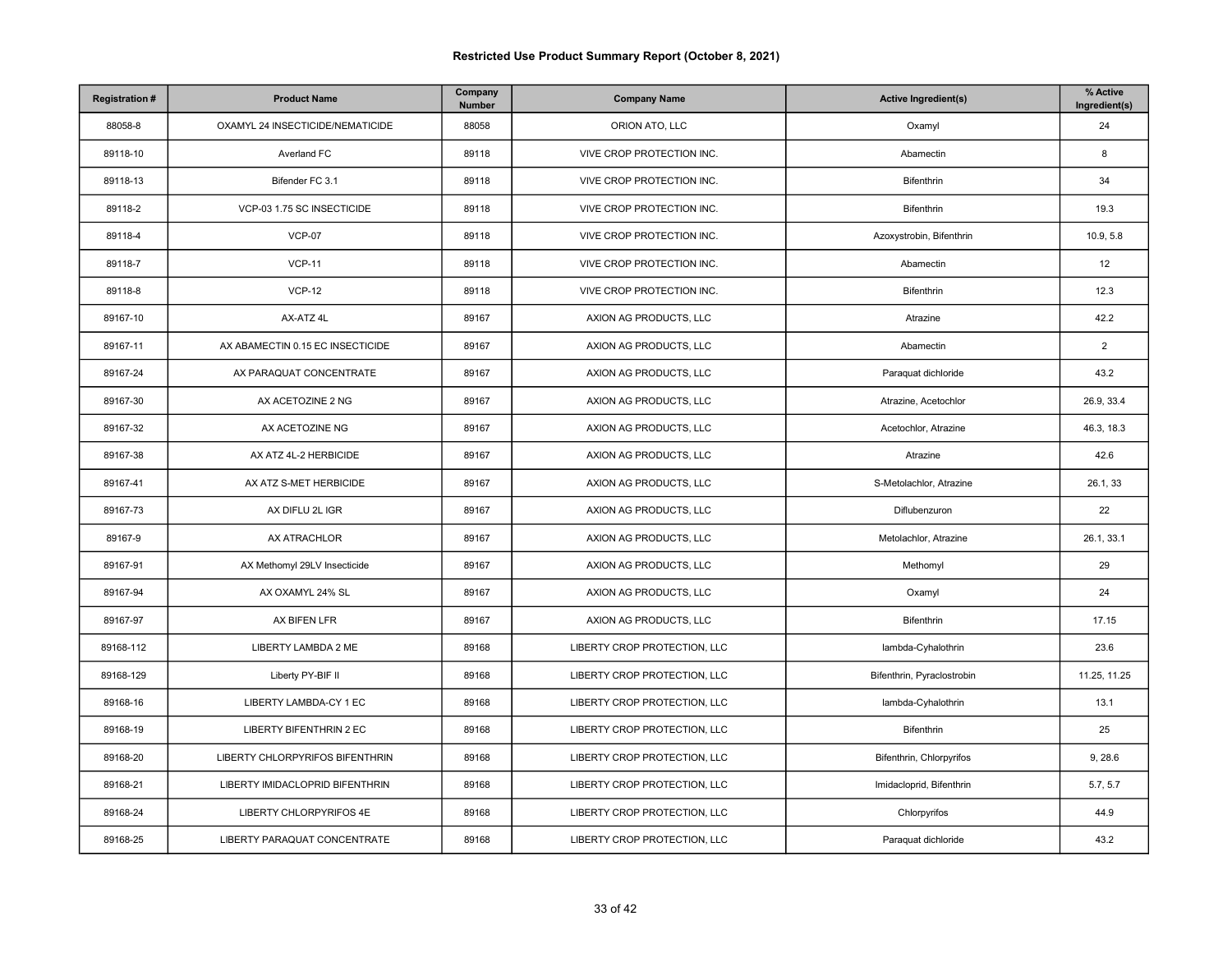# Restricted Use Product Summary Report (October 8, 2021)

| Registration # | Product Name | Company Number | Company Name | Active Ingredient(s) | % Active Ingredient(s) |
|---|---|---|---|---|---|
| 88058-8 | OXAMYL 24 INSECTICIDE/NEMATICIDE | 88058 | ORION ATO, LLC | Oxamyl | 24 |
| 89118-10 | Averland FC | 89118 | VIVE CROP PROTECTION INC. | Abamectin | 8 |
| 89118-13 | Bifender FC 3.1 | 89118 | VIVE CROP PROTECTION INC. | Bifenthrin | 34 |
| 89118-2 | VCP-03 1.75 SC INSECTICIDE | 89118 | VIVE CROP PROTECTION INC. | Bifenthrin | 19.3 |
| 89118-4 | VCP-07 | 89118 | VIVE CROP PROTECTION INC. | Azoxystrobin, Bifenthrin | 10.9, 5.8 |
| 89118-7 | VCP-11 | 89118 | VIVE CROP PROTECTION INC. | Abamectin | 12 |
| 89118-8 | VCP-12 | 89118 | VIVE CROP PROTECTION INC. | Bifenthrin | 12.3 |
| 89167-10 | AX-ATZ 4L | 89167 | AXION AG PRODUCTS, LLC | Atrazine | 42.2 |
| 89167-11 | AX ABAMECTIN 0.15 EC INSECTICIDE | 89167 | AXION AG PRODUCTS, LLC | Abamectin | 2 |
| 89167-24 | AX PARAQUAT CONCENTRATE | 89167 | AXION AG PRODUCTS, LLC | Paraquat dichloride | 43.2 |
| 89167-30 | AX ACETOZINE 2 NG | 89167 | AXION AG PRODUCTS, LLC | Atrazine, Acetochlor | 26.9, 33.4 |
| 89167-32 | AX ACETOZINE NG | 89167 | AXION AG PRODUCTS, LLC | Acetochlor, Atrazine | 46.3, 18.3 |
| 89167-38 | AX ATZ 4L-2 HERBICIDE | 89167 | AXION AG PRODUCTS, LLC | Atrazine | 42.6 |
| 89167-41 | AX ATZ S-MET HERBICIDE | 89167 | AXION AG PRODUCTS, LLC | S-Metolachlor, Atrazine | 26.1, 33 |
| 89167-73 | AX DIFLU 2L IGR | 89167 | AXION AG PRODUCTS, LLC | Diflubenzuron | 22 |
| 89167-9 | AX ATRACHLOR | 89167 | AXION AG PRODUCTS, LLC | Metolachlor, Atrazine | 26.1, 33.1 |
| 89167-91 | AX Methomyl 29LV Insecticide | 89167 | AXION AG PRODUCTS, LLC | Methomyl | 29 |
| 89167-94 | AX OXAMYL 24% SL | 89167 | AXION AG PRODUCTS, LLC | Oxamyl | 24 |
| 89167-97 | AX BIFEN LFR | 89167 | AXION AG PRODUCTS, LLC | Bifenthrin | 17.15 |
| 89168-112 | LIBERTY LAMBDA 2 ME | 89168 | LIBERTY CROP PROTECTION, LLC | lambda-Cyhalothrin | 23.6 |
| 89168-129 | Liberty PY-BIF II | 89168 | LIBERTY CROP PROTECTION, LLC | Bifenthrin, Pyraclostrobin | 11.25, 11.25 |
| 89168-16 | LIBERTY LAMBDA-CY 1 EC | 89168 | LIBERTY CROP PROTECTION, LLC | lambda-Cyhalothrin | 13.1 |
| 89168-19 | LIBERTY BIFENTHRIN 2 EC | 89168 | LIBERTY CROP PROTECTION, LLC | Bifenthrin | 25 |
| 89168-20 | LIBERTY CHLORPYRIFOS BIFENTHRIN | 89168 | LIBERTY CROP PROTECTION, LLC | Bifenthrin, Chlorpyrifos | 9, 28.6 |
| 89168-21 | LIBERTY IMIDACLOPRID BIFENTHRIN | 89168 | LIBERTY CROP PROTECTION, LLC | Imidacloprid, Bifenthrin | 5.7, 5.7 |
| 89168-24 | LIBERTY CHLORPYRIFOS 4E | 89168 | LIBERTY CROP PROTECTION, LLC | Chlorpyrifos | 44.9 |
| 89168-25 | LIBERTY PARAQUAT CONCENTRATE | 89168 | LIBERTY CROP PROTECTION, LLC | Paraquat dichloride | 43.2 |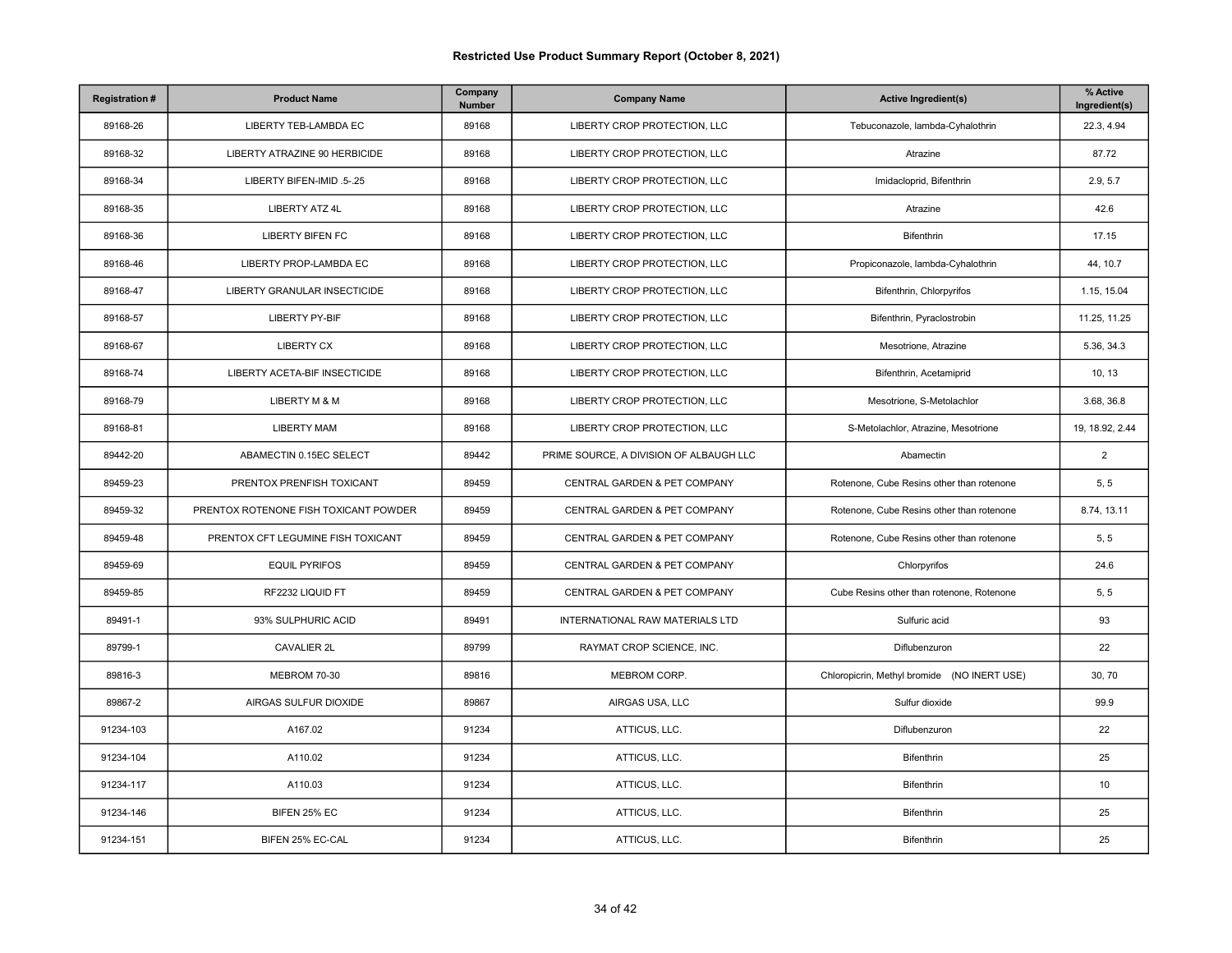# Restricted Use Product Summary Report (October 8, 2021)

| Registration # | Product Name | Company Number | Company Name | Active Ingredient(s) | % Active Ingredient(s) |
|---|---|---|---|---|---|
| 89168-26 | LIBERTY TEB-LAMBDA EC | 89168 | LIBERTY CROP PROTECTION, LLC | Tebuconazole, lambda-Cyhalothrin | 22.3, 4.94 |
| 89168-32 | LIBERTY ATRAZINE 90 HERBICIDE | 89168 | LIBERTY CROP PROTECTION, LLC | Atrazine | 87.72 |
| 89168-34 | LIBERTY BIFEN-IMID .5-.25 | 89168 | LIBERTY CROP PROTECTION, LLC | Imidacloprid, Bifenthrin | 2.9, 5.7 |
| 89168-35 | LIBERTY ATZ 4L | 89168 | LIBERTY CROP PROTECTION, LLC | Atrazine | 42.6 |
| 89168-36 | LIBERTY BIFEN FC | 89168 | LIBERTY CROP PROTECTION, LLC | Bifenthrin | 17.15 |
| 89168-46 | LIBERTY PROP-LAMBDA EC | 89168 | LIBERTY CROP PROTECTION, LLC | Propiconazole, lambda-Cyhalothrin | 44, 10.7 |
| 89168-47 | LIBERTY GRANULAR INSECTICIDE | 89168 | LIBERTY CROP PROTECTION, LLC | Bifenthrin, Chlorpyrifos | 1.15, 15.04 |
| 89168-57 | LIBERTY PY-BIF | 89168 | LIBERTY CROP PROTECTION, LLC | Bifenthrin, Pyraclostrobin | 11.25, 11.25 |
| 89168-67 | LIBERTY CX | 89168 | LIBERTY CROP PROTECTION, LLC | Mesotrione, Atrazine | 5.36, 34.3 |
| 89168-74 | LIBERTY ACETA-BIF INSECTICIDE | 89168 | LIBERTY CROP PROTECTION, LLC | Bifenthrin, Acetamiprid | 10, 13 |
| 89168-79 | LIBERTY M & M | 89168 | LIBERTY CROP PROTECTION, LLC | Mesotrione, S-Metolachlor | 3.68, 36.8 |
| 89168-81 | LIBERTY MAM | 89168 | LIBERTY CROP PROTECTION, LLC | S-Metolachlor, Atrazine, Mesotrione | 19, 18.92, 2.44 |
| 89442-20 | ABAMECTIN 0.15EC SELECT | 89442 | PRIME SOURCE, A DIVISION OF ALBAUGH LLC | Abamectin | 2 |
| 89459-23 | PRENTOX PRENFISH TOXICANT | 89459 | CENTRAL GARDEN & PET COMPANY | Rotenone, Cube Resins other than rotenone | 5, 5 |
| 89459-32 | PRENTOX ROTENONE FISH TOXICANT POWDER | 89459 | CENTRAL GARDEN & PET COMPANY | Rotenone, Cube Resins other than rotenone | 8.74, 13.11 |
| 89459-48 | PRENTOX CFT LEGUMINE FISH TOXICANT | 89459 | CENTRAL GARDEN & PET COMPANY | Rotenone, Cube Resins other than rotenone | 5, 5 |
| 89459-69 | EQUIL PYRIFOS | 89459 | CENTRAL GARDEN & PET COMPANY | Chlorpyrifos | 24.6 |
| 89459-85 | RF2232 LIQUID FT | 89459 | CENTRAL GARDEN & PET COMPANY | Cube Resins other than rotenone, Rotenone | 5, 5 |
| 89491-1 | 93% SULPHURIC ACID | 89491 | INTERNATIONAL RAW MATERIALS LTD | Sulfuric acid | 93 |
| 89799-1 | CAVALIER 2L | 89799 | RAYMAT CROP SCIENCE, INC. | Diflubenzuron | 22 |
| 89816-3 | MEBROM 70-30 | 89816 | MEBROM CORP. | Chloropicrin, Methyl bromide (NO INERT USE) | 30, 70 |
| 89867-2 | AIRGAS SULFUR DIOXIDE | 89867 | AIRGAS USA, LLC | Sulfur dioxide | 99.9 |
| 91234-103 | A167.02 | 91234 | ATTICUS, LLC. | Diflubenzuron | 22 |
| 91234-104 | A110.02 | 91234 | ATTICUS, LLC. | Bifenthrin | 25 |
| 91234-117 | A110.03 | 91234 | ATTICUS, LLC. | Bifenthrin | 10 |
| 91234-146 | BIFEN 25% EC | 91234 | ATTICUS, LLC. | Bifenthrin | 25 |
| 91234-151 | BIFEN 25% EC-CAL | 91234 | ATTICUS, LLC. | Bifenthrin | 25 |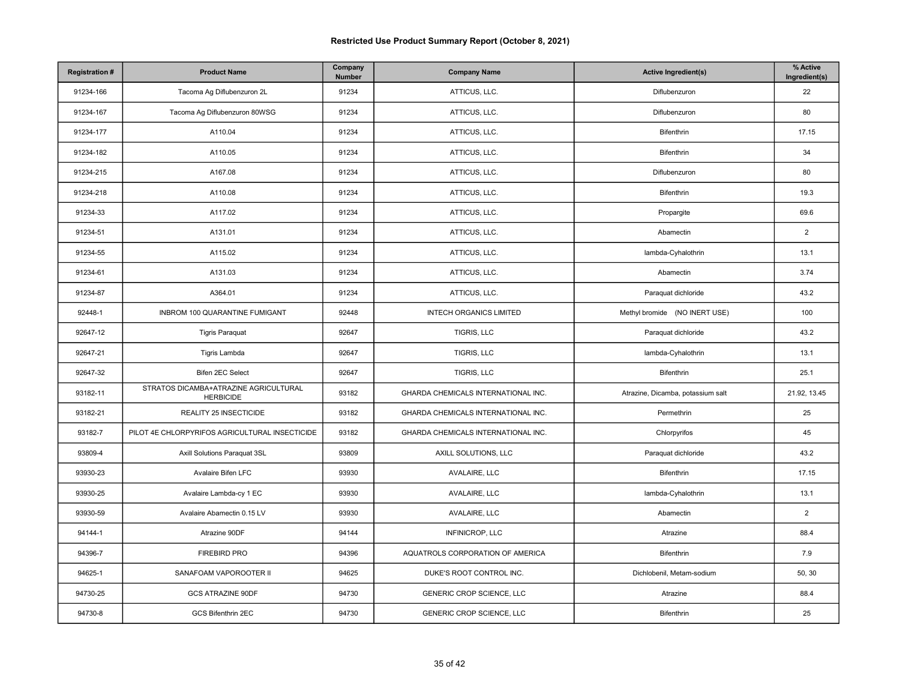# Restricted Use Product Summary Report (October 8, 2021)

| Registration # | Product Name | Company Number | Company Name | Active Ingredient(s) | % Active Ingredient(s) |
|---|---|---|---|---|---|
| 91234-166 | Tacoma Ag Diflubenzuron 2L | 91234 | ATTICUS, LLC. | Diflubenzuron | 22 |
| 91234-167 | Tacoma Ag Diflubenzuron 80WSG | 91234 | ATTICUS, LLC. | Diflubenzuron | 80 |
| 91234-177 | A110.04 | 91234 | ATTICUS, LLC. | Bifenthrin | 17.15 |
| 91234-182 | A110.05 | 91234 | ATTICUS, LLC. | Bifenthrin | 34 |
| 91234-215 | A167.08 | 91234 | ATTICUS, LLC. | Diflubenzuron | 80 |
| 91234-218 | A110.08 | 91234 | ATTICUS, LLC. | Bifenthrin | 19.3 |
| 91234-33 | A117.02 | 91234 | ATTICUS, LLC. | Propargite | 69.6 |
| 91234-51 | A131.01 | 91234 | ATTICUS, LLC. | Abamectin | 2 |
| 91234-55 | A115.02 | 91234 | ATTICUS, LLC. | lambda-Cyhalothrin | 13.1 |
| 91234-61 | A131.03 | 91234 | ATTICUS, LLC. | Abamectin | 3.74 |
| 91234-87 | A364.01 | 91234 | ATTICUS, LLC. | Paraquat dichloride | 43.2 |
| 92448-1 | INBROM 100 QUARANTINE FUMIGANT | 92448 | INTECH ORGANICS LIMITED | Methyl bromide (NO INERT USE) | 100 |
| 92647-12 | Tigris Paraquat | 92647 | TIGRIS, LLC | Paraquat dichloride | 43.2 |
| 92647-21 | Tigris Lambda | 92647 | TIGRIS, LLC | lambda-Cyhalothrin | 13.1 |
| 92647-32 | Bifen 2EC Select | 92647 | TIGRIS, LLC | Bifenthrin | 25.1 |
| 93182-11 | STRATOS DICAMBA+ATRAZINE AGRICULTURAL HERBICIDE | 93182 | GHARDA CHEMICALS INTERNATIONAL INC. | Atrazine, Dicamba, potassium salt | 21.92, 13.45 |
| 93182-21 | REALITY 25 INSECTICIDE | 93182 | GHARDA CHEMICALS INTERNATIONAL INC. | Permethrin | 25 |
| 93182-7 | PILOT 4E CHLORPYRIFOS AGRICULTURAL INSECTICIDE | 93182 | GHARDA CHEMICALS INTERNATIONAL INC. | Chlorpyrifos | 45 |
| 93809-4 | Axill Solutions Paraquat 3SL | 93809 | AXILL SOLUTIONS, LLC | Paraquat dichloride | 43.2 |
| 93930-23 | Avalaire Bifen LFC | 93930 | AVALAIRE, LLC | Bifenthrin | 17.15 |
| 93930-25 | Avalaire Lambda-cy 1 EC | 93930 | AVALAIRE, LLC | lambda-Cyhalothrin | 13.1 |
| 93930-59 | Avalaire Abamectin 0.15 LV | 93930 | AVALAIRE, LLC | Abamectin | 2 |
| 94144-1 | Atrazine 90DF | 94144 | INFINICROP, LLC | Atrazine | 88.4 |
| 94396-7 | FIREBIRD PRO | 94396 | AQUATROLS CORPORATION OF AMERICA | Bifenthrin | 7.9 |
| 94625-1 | SANAFOAM VAPOROOTER II | 94625 | DUKE'S ROOT CONTROL INC. | Dichlobenil, Metam-sodium | 50, 30 |
| 94730-25 | GCS ATRAZINE 90DF | 94730 | GENERIC CROP SCIENCE, LLC | Atrazine | 88.4 |
| 94730-8 | GCS Bifenthrin 2EC | 94730 | GENERIC CROP SCIENCE, LLC | Bifenthrin | 25 |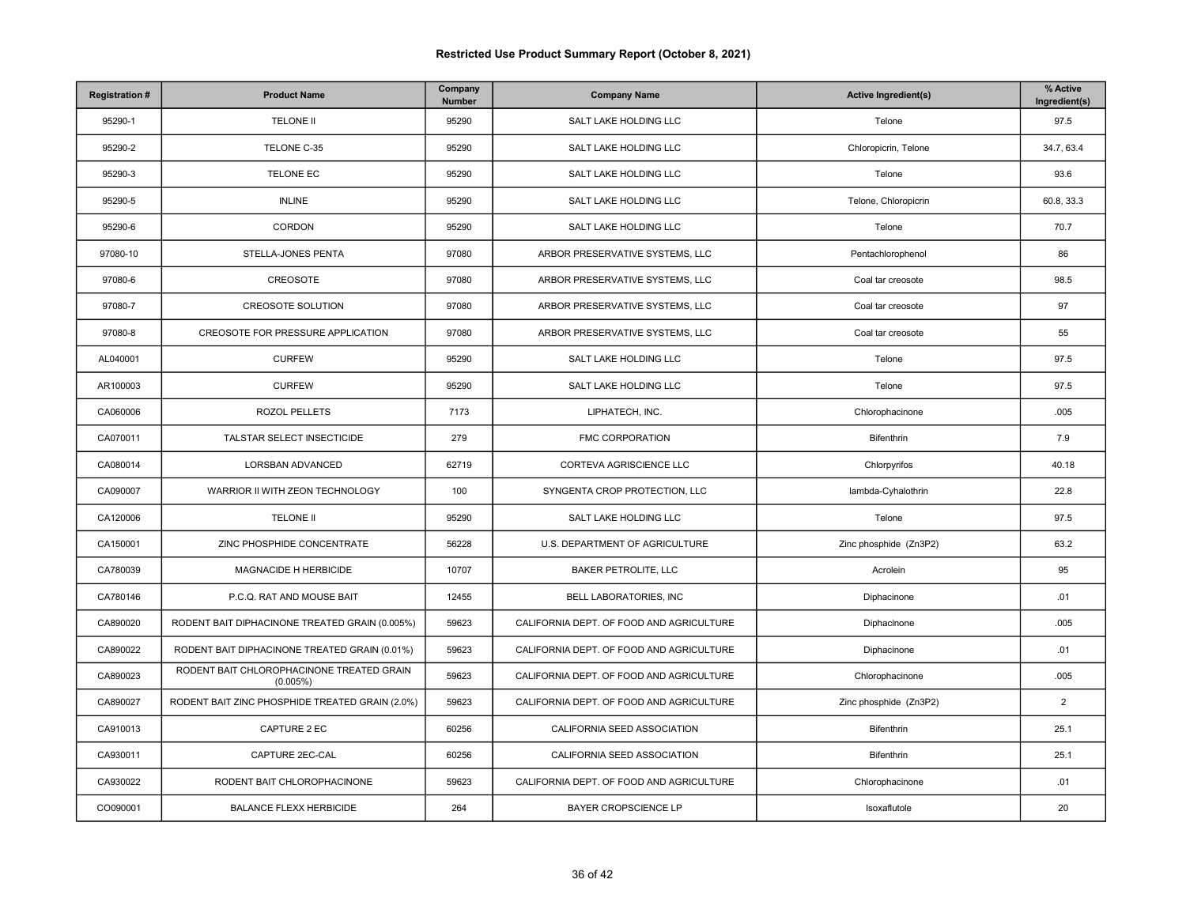# Restricted Use Product Summary Report (October 8, 2021)

| Registration # | Product Name | Company Number | Company Name | Active Ingredient(s) | % Active Ingredient(s) |
|---|---|---|---|---|---|
| 95290-1 | TELONE II | 95290 | SALT LAKE HOLDING LLC | Telone | 97.5 |
| 95290-2 | TELONE C-35 | 95290 | SALT LAKE HOLDING LLC | Chloropicrin, Telone | 34.7, 63.4 |
| 95290-3 | TELONE EC | 95290 | SALT LAKE HOLDING LLC | Telone | 93.6 |
| 95290-5 | INLINE | 95290 | SALT LAKE HOLDING LLC | Telone, Chloropicrin | 60.8, 33.3 |
| 95290-6 | CORDON | 95290 | SALT LAKE HOLDING LLC | Telone | 70.7 |
| 97080-10 | STELLA-JONES PENTA | 97080 | ARBOR PRESERVATIVE SYSTEMS, LLC | Pentachlorophenol | 86 |
| 97080-6 | CREOSOTE | 97080 | ARBOR PRESERVATIVE SYSTEMS, LLC | Coal tar creosote | 98.5 |
| 97080-7 | CREOSOTE SOLUTION | 97080 | ARBOR PRESERVATIVE SYSTEMS, LLC | Coal tar creosote | 97 |
| 97080-8 | CREOSOTE FOR PRESSURE APPLICATION | 97080 | ARBOR PRESERVATIVE SYSTEMS, LLC | Coal tar creosote | 55 |
| AL040001 | CURFEW | 95290 | SALT LAKE HOLDING LLC | Telone | 97.5 |
| AR100003 | CURFEW | 95290 | SALT LAKE HOLDING LLC | Telone | 97.5 |
| CA060006 | ROZOL PELLETS | 7173 | LIPHATECH, INC. | Chlorophacinone | .005 |
| CA070011 | TALSTAR SELECT INSECTICIDE | 279 | FMC CORPORATION | Bifenthrin | 7.9 |
| CA080014 | LORSBAN ADVANCED | 62719 | CORTEVA AGRISCIENCE LLC | Chlorpyrifos | 40.18 |
| CA090007 | WARRIOR II WITH ZEON TECHNOLOGY | 100 | SYNGENTA CROP PROTECTION, LLC | lambda-Cyhalothrin | 22.8 |
| CA120006 | TELONE II | 95290 | SALT LAKE HOLDING LLC | Telone | 97.5 |
| CA150001 | ZINC PHOSPHIDE CONCENTRATE | 56228 | U.S. DEPARTMENT OF AGRICULTURE | Zinc phosphide (Zn3P2) | 63.2 |
| CA780039 | MAGNACIDE H HERBICIDE | 10707 | BAKER PETROLITE, LLC | Acrolein | 95 |
| CA780146 | P.C.Q. RAT AND MOUSE BAIT | 12455 | BELL LABORATORIES, INC | Diphacinone | .01 |
| CA890020 | RODENT BAIT DIPHACINONE TREATED GRAIN (0.005%) | 59623 | CALIFORNIA DEPT. OF FOOD AND AGRICULTURE | Diphacinone | .005 |
| CA890022 | RODENT BAIT DIPHACINONE TREATED GRAIN (0.01%) | 59623 | CALIFORNIA DEPT. OF FOOD AND AGRICULTURE | Diphacinone | .01 |
| CA890023 | RODENT BAIT CHLOROPHACINONE TREATED GRAIN (0.005%) | 59623 | CALIFORNIA DEPT. OF FOOD AND AGRICULTURE | Chlorophacinone | .005 |
| CA890027 | RODENT BAIT ZINC PHOSPHIDE TREATED GRAIN (2.0%) | 59623 | CALIFORNIA DEPT. OF FOOD AND AGRICULTURE | Zinc phosphide (Zn3P2) | 2 |
| CA910013 | CAPTURE 2 EC | 60256 | CALIFORNIA SEED ASSOCIATION | Bifenthrin | 25.1 |
| CA930011 | CAPTURE 2EC-CAL | 60256 | CALIFORNIA SEED ASSOCIATION | Bifenthrin | 25.1 |
| CA930022 | RODENT BAIT CHLOROPHACINONE | 59623 | CALIFORNIA DEPT. OF FOOD AND AGRICULTURE | Chlorophacinone | .01 |
| CO090001 | BALANCE FLEXX HERBICIDE | 264 | BAYER CROPSCIENCE LP | Isoxaflutole | 20 |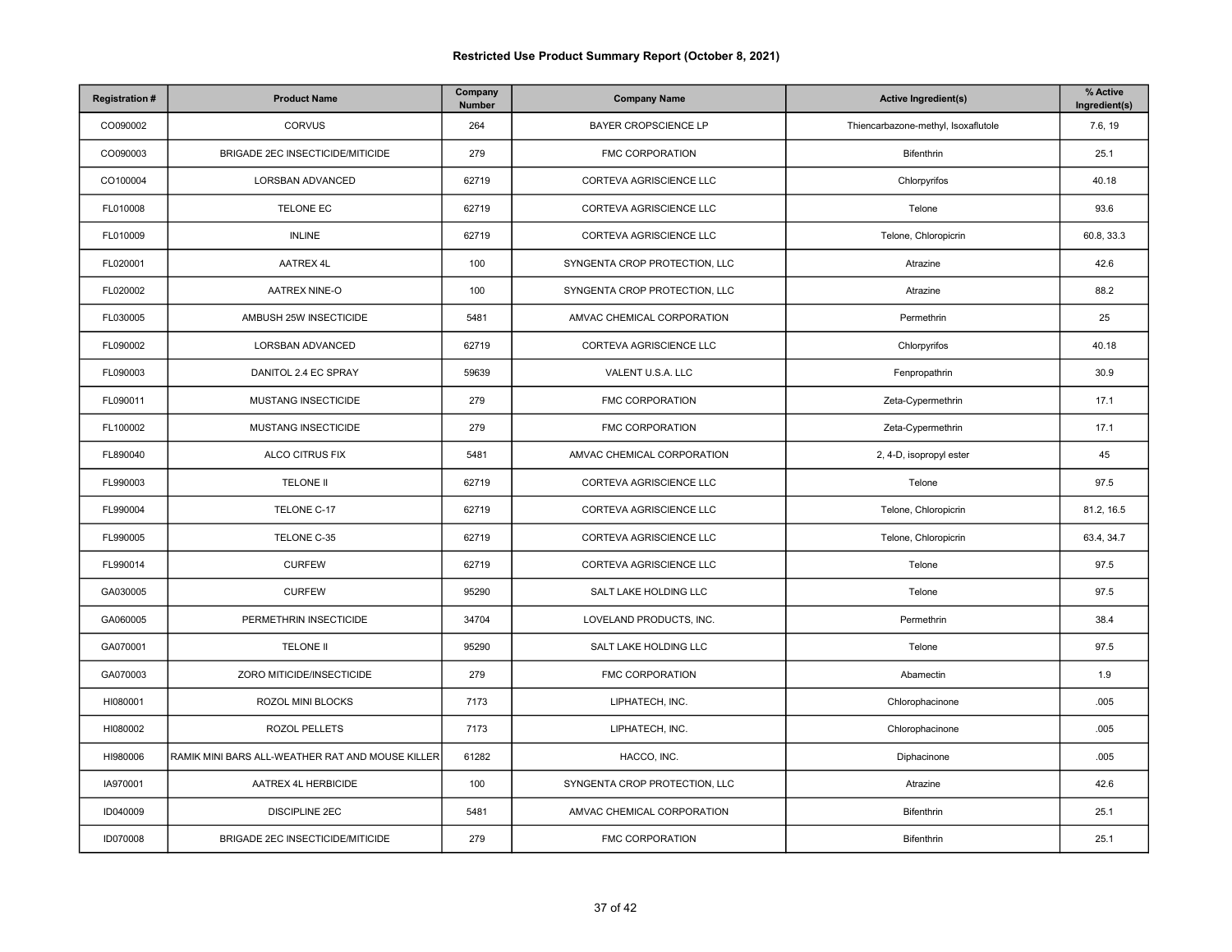# Restricted Use Product Summary Report (October 8, 2021)

| Registration # | Product Name | Company Number | Company Name | Active Ingredient(s) | % Active Ingredient(s) |
|---|---|---|---|---|---|
| CO090002 | CORVUS | 264 | BAYER CROPSCIENCE LP | Thiencarbazone-methyl, Isoxaflutole | 7.6, 19 |
| CO090003 | BRIGADE 2EC INSECTICIDE/MITICIDE | 279 | FMC CORPORATION | Bifenthrin | 25.1 |
| CO100004 | LORSBAN ADVANCED | 62719 | CORTEVA AGRISCIENCE LLC | Chlorpyrifos | 40.18 |
| FL010008 | TELONE EC | 62719 | CORTEVA AGRISCIENCE LLC | Telone | 93.6 |
| FL010009 | INLINE | 62719 | CORTEVA AGRISCIENCE LLC | Telone, Chloropicrin | 60.8, 33.3 |
| FL020001 | AATREX 4L | 100 | SYNGENTA CROP PROTECTION, LLC | Atrazine | 42.6 |
| FL020002 | AATREX NINE-O | 100 | SYNGENTA CROP PROTECTION, LLC | Atrazine | 88.2 |
| FL030005 | AMBUSH 25W INSECTICIDE | 5481 | AMVAC CHEMICAL CORPORATION | Permethrin | 25 |
| FL090002 | LORSBAN ADVANCED | 62719 | CORTEVA AGRISCIENCE LLC | Chlorpyrifos | 40.18 |
| FL090003 | DANITOL 2.4 EC SPRAY | 59639 | VALENT U.S.A. LLC | Fenpropathrin | 30.9 |
| FL090011 | MUSTANG INSECTICIDE | 279 | FMC CORPORATION | Zeta-Cypermethrin | 17.1 |
| FL100002 | MUSTANG INSECTICIDE | 279 | FMC CORPORATION | Zeta-Cypermethrin | 17.1 |
| FL890040 | ALCO CITRUS FIX | 5481 | AMVAC CHEMICAL CORPORATION | 2, 4-D, isopropyl ester | 45 |
| FL990003 | TELONE II | 62719 | CORTEVA AGRISCIENCE LLC | Telone | 97.5 |
| FL990004 | TELONE C-17 | 62719 | CORTEVA AGRISCIENCE LLC | Telone, Chloropicrin | 81.2, 16.5 |
| FL990005 | TELONE C-35 | 62719 | CORTEVA AGRISCIENCE LLC | Telone, Chloropicrin | 63.4, 34.7 |
| FL990014 | CURFEW | 62719 | CORTEVA AGRISCIENCE LLC | Telone | 97.5 |
| GA030005 | CURFEW | 95290 | SALT LAKE HOLDING LLC | Telone | 97.5 |
| GA060005 | PERMETHRIN INSECTICIDE | 34704 | LOVELAND PRODUCTS, INC. | Permethrin | 38.4 |
| GA070001 | TELONE II | 95290 | SALT LAKE HOLDING LLC | Telone | 97.5 |
| GA070003 | ZORO MITICIDE/INSECTICIDE | 279 | FMC CORPORATION | Abamectin | 1.9 |
| HI080001 | ROZOL MINI BLOCKS | 7173 | LIPHATECH, INC. | Chlorophacinone | .005 |
| HI080002 | ROZOL PELLETS | 7173 | LIPHATECH, INC. | Chlorophacinone | .005 |
| HI980006 | RAMIK MINI BARS ALL-WEATHER RAT AND MOUSE KILLER | 61282 | HACCO, INC. | Diphacinone | .005 |
| IA970001 | AATREX 4L HERBICIDE | 100 | SYNGENTA CROP PROTECTION, LLC | Atrazine | 42.6 |
| ID040009 | DISCIPLINE 2EC | 5481 | AMVAC CHEMICAL CORPORATION | Bifenthrin | 25.1 |
| ID070008 | BRIGADE 2EC INSECTICIDE/MITICIDE | 279 | FMC CORPORATION | Bifenthrin | 25.1 |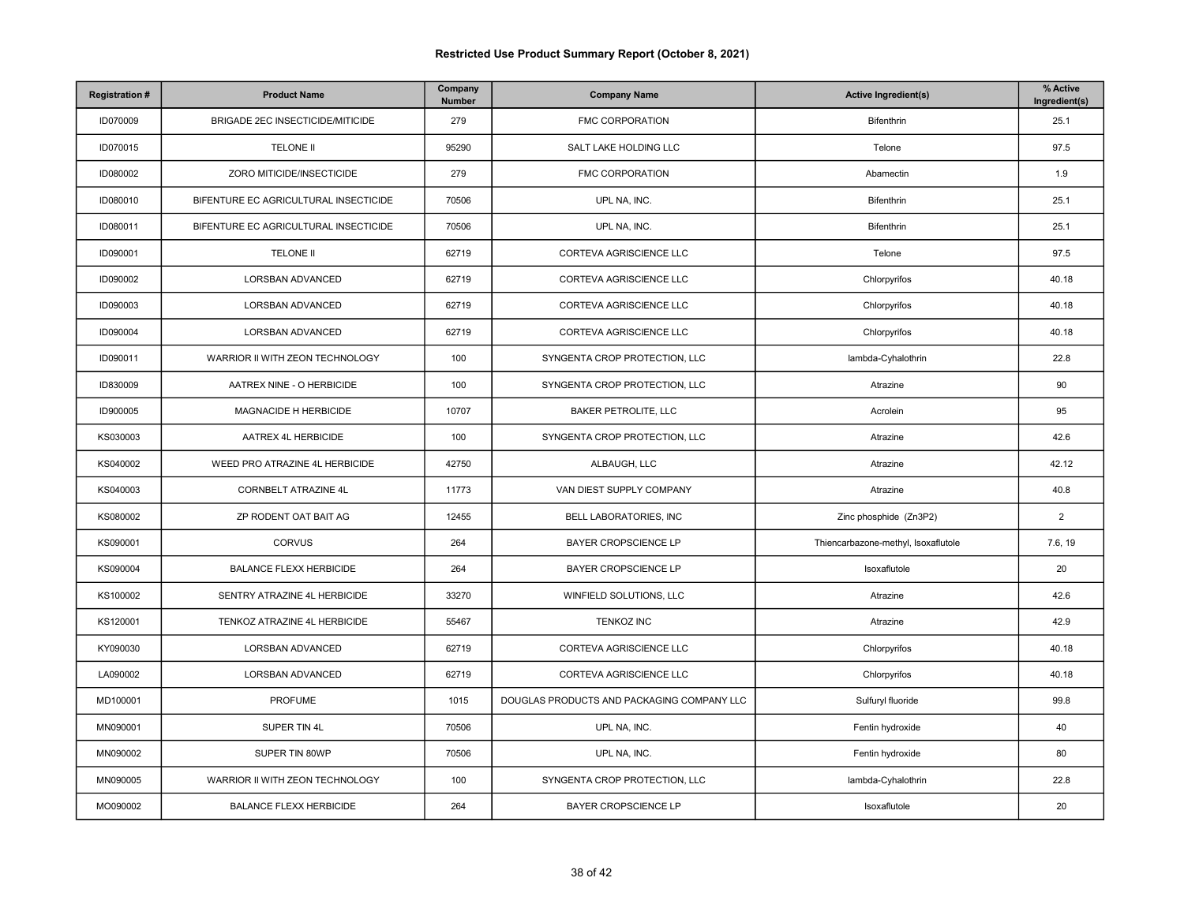# Restricted Use Product Summary Report (October 8, 2021)

| Registration # | Product Name | Company Number | Company Name | Active Ingredient(s) | % Active Ingredient(s) |
|---|---|---|---|---|---|
| ID070009 | BRIGADE 2EC INSECTICIDE/MITICIDE | 279 | FMC CORPORATION | Bifenthrin | 25.1 |
| ID070015 | TELONE II | 95290 | SALT LAKE HOLDING LLC | Telone | 97.5 |
| ID080002 | ZORO MITICIDE/INSECTICIDE | 279 | FMC CORPORATION | Abamectin | 1.9 |
| ID080010 | BIFENTURE EC AGRICULTURAL INSECTICIDE | 70506 | UPL NA, INC. | Bifenthrin | 25.1 |
| ID080011 | BIFENTURE EC AGRICULTURAL INSECTICIDE | 70506 | UPL NA, INC. | Bifenthrin | 25.1 |
| ID090001 | TELONE II | 62719 | CORTEVA AGRISCIENCE LLC | Telone | 97.5 |
| ID090002 | LORSBAN ADVANCED | 62719 | CORTEVA AGRISCIENCE LLC | Chlorpyrifos | 40.18 |
| ID090003 | LORSBAN ADVANCED | 62719 | CORTEVA AGRISCIENCE LLC | Chlorpyrifos | 40.18 |
| ID090004 | LORSBAN ADVANCED | 62719 | CORTEVA AGRISCIENCE LLC | Chlorpyrifos | 40.18 |
| ID090011 | WARRIOR II WITH ZEON TECHNOLOGY | 100 | SYNGENTA CROP PROTECTION, LLC | lambda-Cyhalothrin | 22.8 |
| ID830009 | AATREX NINE - O HERBICIDE | 100 | SYNGENTA CROP PROTECTION, LLC | Atrazine | 90 |
| ID900005 | MAGNACIDE H HERBICIDE | 10707 | BAKER PETROLITE, LLC | Acrolein | 95 |
| KS030003 | AATREX 4L HERBICIDE | 100 | SYNGENTA CROP PROTECTION, LLC | Atrazine | 42.6 |
| KS040002 | WEED PRO ATRAZINE 4L HERBICIDE | 42750 | ALBAUGH, LLC | Atrazine | 42.12 |
| KS040003 | CORNBELT ATRAZINE 4L | 11773 | VAN DIEST SUPPLY COMPANY | Atrazine | 40.8 |
| KS080002 | ZP RODENT OAT BAIT AG | 12455 | BELL LABORATORIES, INC | Zinc phosphide (Zn3P2) | 2 |
| KS090001 | CORVUS | 264 | BAYER CROPSCIENCE LP | Thiencarbazone-methyl, Isoxaflutole | 7.6, 19 |
| KS090004 | BALANCE FLEXX HERBICIDE | 264 | BAYER CROPSCIENCE LP | Isoxaflutole | 20 |
| KS100002 | SENTRY ATRAZINE 4L HERBICIDE | 33270 | WINFIELD SOLUTIONS, LLC | Atrazine | 42.6 |
| KS120001 | TENKOZ ATRAZINE 4L HERBICIDE | 55467 | TENKOZ INC | Atrazine | 42.9 |
| KY090030 | LORSBAN ADVANCED | 62719 | CORTEVA AGRISCIENCE LLC | Chlorpyrifos | 40.18 |
| LA090002 | LORSBAN ADVANCED | 62719 | CORTEVA AGRISCIENCE LLC | Chlorpyrifos | 40.18 |
| MD100001 | PROFUME | 1015 | DOUGLAS PRODUCTS AND PACKAGING COMPANY LLC | Sulfuryl fluoride | 99.8 |
| MN090001 | SUPER TIN 4L | 70506 | UPL NA, INC. | Fentin hydroxide | 40 |
| MN090002 | SUPER TIN 80WP | 70506 | UPL NA, INC. | Fentin hydroxide | 80 |
| MN090005 | WARRIOR II WITH ZEON TECHNOLOGY | 100 | SYNGENTA CROP PROTECTION, LLC | lambda-Cyhalothrin | 22.8 |
| MO090002 | BALANCE FLEXX HERBICIDE | 264 | BAYER CROPSCIENCE LP | Isoxaflutole | 20 |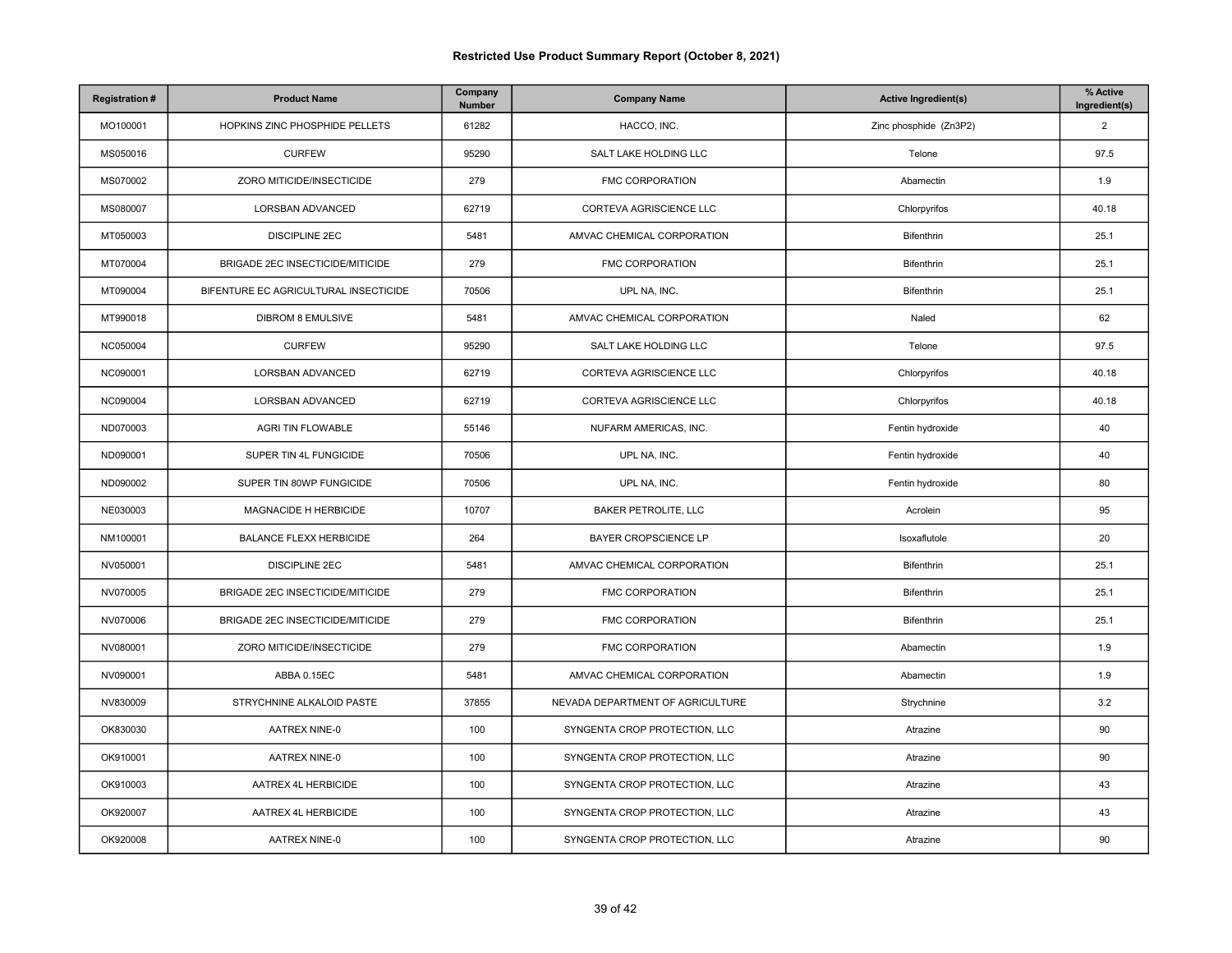# Restricted Use Product Summary Report (October 8, 2021)

| Registration # | Product Name | Company Number | Company Name | Active Ingredient(s) | % Active Ingredient(s) |
|---|---|---|---|---|---|
| MO100001 | HOPKINS ZINC PHOSPHIDE PELLETS | 61282 | HACCO, INC. | Zinc phosphide (Zn3P2) | 2 |
| MS050016 | CURFEW | 95290 | SALT LAKE HOLDING LLC | Telone | 97.5 |
| MS070002 | ZORO MITICIDE/INSECTICIDE | 279 | FMC CORPORATION | Abamectin | 1.9 |
| MS080007 | LORSBAN ADVANCED | 62719 | CORTEVA AGRISCIENCE LLC | Chlorpyrifos | 40.18 |
| MT050003 | DISCIPLINE 2EC | 5481 | AMVAC CHEMICAL CORPORATION | Bifenthrin | 25.1 |
| MT070004 | BRIGADE 2EC INSECTICIDE/MITICIDE | 279 | FMC CORPORATION | Bifenthrin | 25.1 |
| MT090004 | BIFENTURE EC AGRICULTURAL INSECTICIDE | 70506 | UPL NA, INC. | Bifenthrin | 25.1 |
| MT990018 | DIBROM 8 EMULSIVE | 5481 | AMVAC CHEMICAL CORPORATION | Naled | 62 |
| NC050004 | CURFEW | 95290 | SALT LAKE HOLDING LLC | Telone | 97.5 |
| NC090001 | LORSBAN ADVANCED | 62719 | CORTEVA AGRISCIENCE LLC | Chlorpyrifos | 40.18 |
| NC090004 | LORSBAN ADVANCED | 62719 | CORTEVA AGRISCIENCE LLC | Chlorpyrifos | 40.18 |
| ND070003 | AGRI TIN FLOWABLE | 55146 | NUFARM AMERICAS, INC. | Fentin hydroxide | 40 |
| ND090001 | SUPER TIN 4L FUNGICIDE | 70506 | UPL NA, INC. | Fentin hydroxide | 40 |
| ND090002 | SUPER TIN 80WP FUNGICIDE | 70506 | UPL NA, INC. | Fentin hydroxide | 80 |
| NE030003 | MAGNACIDE H HERBICIDE | 10707 | BAKER PETROLITE, LLC | Acrolein | 95 |
| NM100001 | BALANCE FLEXX HERBICIDE | 264 | BAYER CROPSCIENCE LP | Isoxaflutole | 20 |
| NV050001 | DISCIPLINE 2EC | 5481 | AMVAC CHEMICAL CORPORATION | Bifenthrin | 25.1 |
| NV070005 | BRIGADE 2EC INSECTICIDE/MITICIDE | 279 | FMC CORPORATION | Bifenthrin | 25.1 |
| NV070006 | BRIGADE 2EC INSECTICIDE/MITICIDE | 279 | FMC CORPORATION | Bifenthrin | 25.1 |
| NV080001 | ZORO MITICIDE/INSECTICIDE | 279 | FMC CORPORATION | Abamectin | 1.9 |
| NV090001 | ABBA 0.15EC | 5481 | AMVAC CHEMICAL CORPORATION | Abamectin | 1.9 |
| NV830009 | STRYCHNINE ALKALOID PASTE | 37855 | NEVADA DEPARTMENT OF AGRICULTURE | Strychnine | 3.2 |
| OK830030 | AATREX NINE-0 | 100 | SYNGENTA CROP PROTECTION, LLC | Atrazine | 90 |
| OK910001 | AATREX NINE-0 | 100 | SYNGENTA CROP PROTECTION, LLC | Atrazine | 90 |
| OK910003 | AATREX 4L HERBICIDE | 100 | SYNGENTA CROP PROTECTION, LLC | Atrazine | 43 |
| OK920007 | AATREX 4L HERBICIDE | 100 | SYNGENTA CROP PROTECTION, LLC | Atrazine | 43 |
| OK920008 | AATREX NINE-0 | 100 | SYNGENTA CROP PROTECTION, LLC | Atrazine | 90 |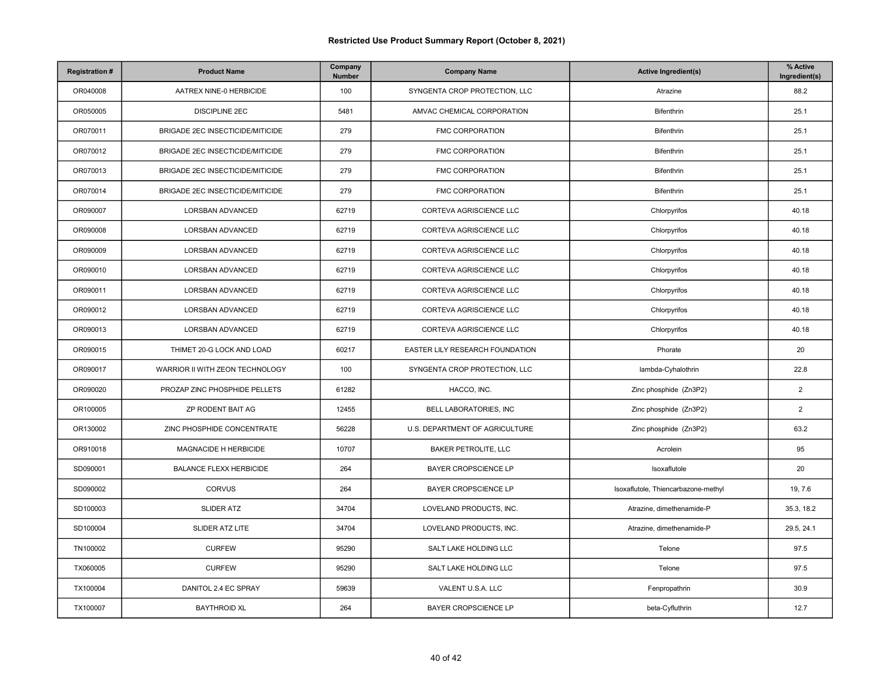# Restricted Use Product Summary Report (October 8, 2021)

| Registration # | Product Name | Company Number | Company Name | Active Ingredient(s) | % Active Ingredient(s) |
|---|---|---|---|---|---|
| OR040008 | AATREX NINE-0 HERBICIDE | 100 | SYNGENTA CROP PROTECTION, LLC | Atrazine | 88.2 |
| OR050005 | DISCIPLINE 2EC | 5481 | AMVAC CHEMICAL CORPORATION | Bifenthrin | 25.1 |
| OR070011 | BRIGADE 2EC INSECTICIDE/MITICIDE | 279 | FMC CORPORATION | Bifenthrin | 25.1 |
| OR070012 | BRIGADE 2EC INSECTICIDE/MITICIDE | 279 | FMC CORPORATION | Bifenthrin | 25.1 |
| OR070013 | BRIGADE 2EC INSECTICIDE/MITICIDE | 279 | FMC CORPORATION | Bifenthrin | 25.1 |
| OR070014 | BRIGADE 2EC INSECTICIDE/MITICIDE | 279 | FMC CORPORATION | Bifenthrin | 25.1 |
| OR090007 | LORSBAN ADVANCED | 62719 | CORTEVA AGRISCIENCE LLC | Chlorpyrifos | 40.18 |
| OR090008 | LORSBAN ADVANCED | 62719 | CORTEVA AGRISCIENCE LLC | Chlorpyrifos | 40.18 |
| OR090009 | LORSBAN ADVANCED | 62719 | CORTEVA AGRISCIENCE LLC | Chlorpyrifos | 40.18 |
| OR090010 | LORSBAN ADVANCED | 62719 | CORTEVA AGRISCIENCE LLC | Chlorpyrifos | 40.18 |
| OR090011 | LORSBAN ADVANCED | 62719 | CORTEVA AGRISCIENCE LLC | Chlorpyrifos | 40.18 |
| OR090012 | LORSBAN ADVANCED | 62719 | CORTEVA AGRISCIENCE LLC | Chlorpyrifos | 40.18 |
| OR090013 | LORSBAN ADVANCED | 62719 | CORTEVA AGRISCIENCE LLC | Chlorpyrifos | 40.18 |
| OR090015 | THIMET 20-G LOCK AND LOAD | 60217 | EASTER LILY RESEARCH FOUNDATION | Phorate | 20 |
| OR090017 | WARRIOR II WITH ZEON TECHNOLOGY | 100 | SYNGENTA CROP PROTECTION, LLC | lambda-Cyhalothrin | 22.8 |
| OR090020 | PROZAP ZINC PHOSPHIDE PELLETS | 61282 | HACCO, INC. | Zinc phosphide (Zn3P2) | 2 |
| OR100005 | ZP RODENT BAIT AG | 12455 | BELL LABORATORIES, INC | Zinc phosphide (Zn3P2) | 2 |
| OR130002 | ZINC PHOSPHIDE CONCENTRATE | 56228 | U.S. DEPARTMENT OF AGRICULTURE | Zinc phosphide (Zn3P2) | 63.2 |
| OR910018 | MAGNACIDE H HERBICIDE | 10707 | BAKER PETROLITE, LLC | Acrolein | 95 |
| SD090001 | BALANCE FLEXX HERBICIDE | 264 | BAYER CROPSCIENCE LP | Isoxaflutole | 20 |
| SD090002 | CORVUS | 264 | BAYER CROPSCIENCE LP | Isoxaflutole, Thiencarbazone-methyl | 19, 7.6 |
| SD100003 | SLIDER ATZ | 34704 | LOVELAND PRODUCTS, INC. | Atrazine, dimethenamide-P | 35.3, 18.2 |
| SD100004 | SLIDER ATZ LITE | 34704 | LOVELAND PRODUCTS, INC. | Atrazine, dimethenamide-P | 29.5, 24.1 |
| TN100002 | CURFEW | 95290 | SALT LAKE HOLDING LLC | Telone | 97.5 |
| TX060005 | CURFEW | 95290 | SALT LAKE HOLDING LLC | Telone | 97.5 |
| TX100004 | DANITOL 2.4 EC SPRAY | 59639 | VALENT U.S.A. LLC | Fenpropathrin | 30.9 |
| TX100007 | BAYTHROID XL | 264 | BAYER CROPSCIENCE LP | beta-Cyfluthrin | 12.7 |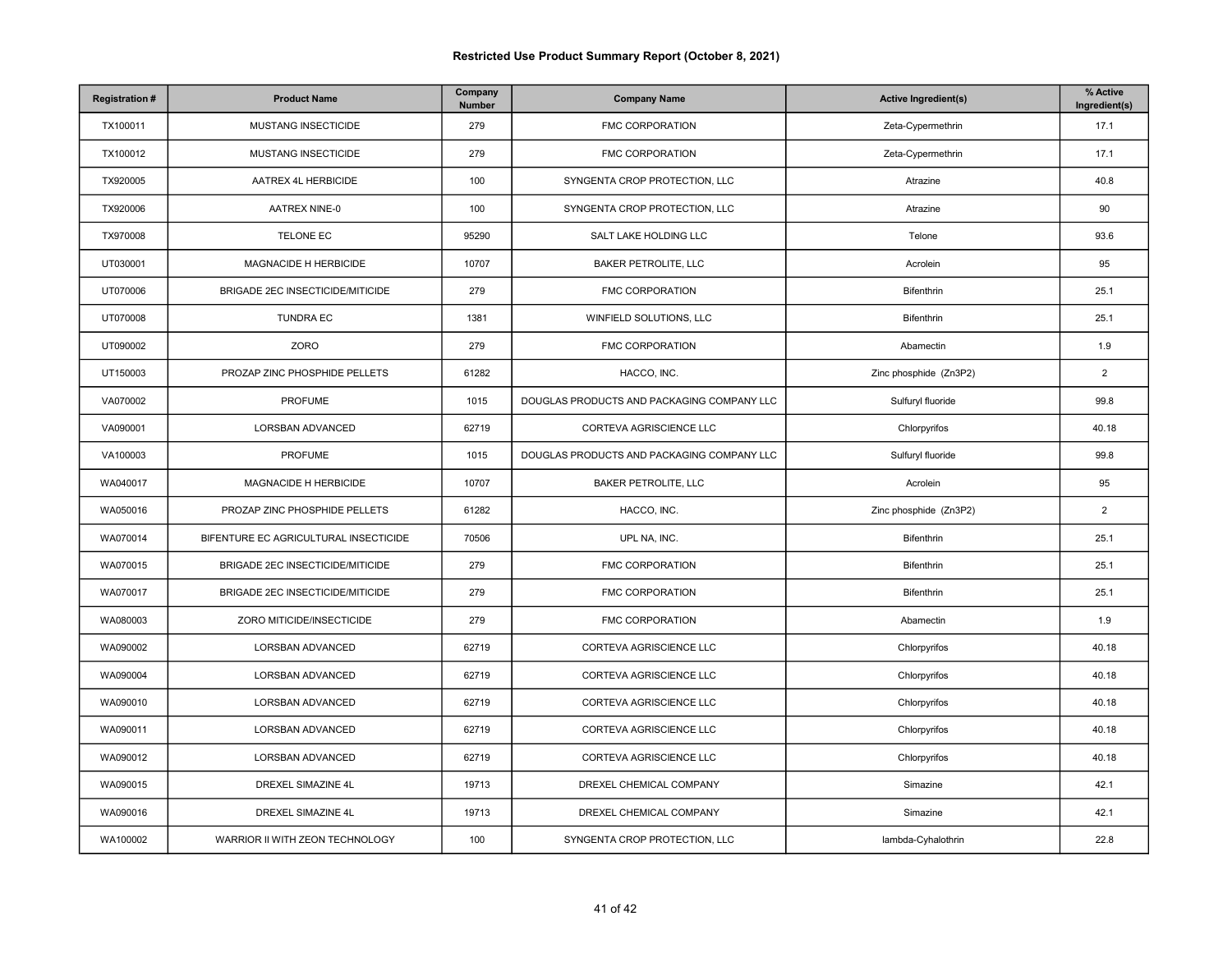# Restricted Use Product Summary Report (October 8, 2021)

| Registration # | Product Name | Company Number | Company Name | Active Ingredient(s) | % Active Ingredient(s) |
|---|---|---|---|---|---|
| TX100011 | MUSTANG INSECTICIDE | 279 | FMC CORPORATION | Zeta-Cypermethrin | 17.1 |
| TX100012 | MUSTANG INSECTICIDE | 279 | FMC CORPORATION | Zeta-Cypermethrin | 17.1 |
| TX920005 | AATREX 4L HERBICIDE | 100 | SYNGENTA CROP PROTECTION, LLC | Atrazine | 40.8 |
| TX920006 | AATREX NINE-0 | 100 | SYNGENTA CROP PROTECTION, LLC | Atrazine | 90 |
| TX970008 | TELONE EC | 95290 | SALT LAKE HOLDING LLC | Telone | 93.6 |
| UT030001 | MAGNACIDE H HERBICIDE | 10707 | BAKER PETROLITE, LLC | Acrolein | 95 |
| UT070006 | BRIGADE 2EC INSECTICIDE/MITICIDE | 279 | FMC CORPORATION | Bifenthrin | 25.1 |
| UT070008 | TUNDRA EC | 1381 | WINFIELD SOLUTIONS, LLC | Bifenthrin | 25.1 |
| UT090002 | ZORO | 279 | FMC CORPORATION | Abamectin | 1.9 |
| UT150003 | PROZAP ZINC PHOSPHIDE PELLETS | 61282 | HACCO, INC. | Zinc phosphide (Zn3P2) | 2 |
| VA070002 | PROFUME | 1015 | DOUGLAS PRODUCTS AND PACKAGING COMPANY LLC | Sulfuryl fluoride | 99.8 |
| VA090001 | LORSBAN ADVANCED | 62719 | CORTEVA AGRISCIENCE LLC | Chlorpyrifos | 40.18 |
| VA100003 | PROFUME | 1015 | DOUGLAS PRODUCTS AND PACKAGING COMPANY LLC | Sulfuryl fluoride | 99.8 |
| WA040017 | MAGNACIDE H HERBICIDE | 10707 | BAKER PETROLITE, LLC | Acrolein | 95 |
| WA050016 | PROZAP ZINC PHOSPHIDE PELLETS | 61282 | HACCO, INC. | Zinc phosphide (Zn3P2) | 2 |
| WA070014 | BIFENTURE EC AGRICULTURAL INSECTICIDE | 70506 | UPL NA, INC. | Bifenthrin | 25.1 |
| WA070015 | BRIGADE 2EC INSECTICIDE/MITICIDE | 279 | FMC CORPORATION | Bifenthrin | 25.1 |
| WA070017 | BRIGADE 2EC INSECTICIDE/MITICIDE | 279 | FMC CORPORATION | Bifenthrin | 25.1 |
| WA080003 | ZORO MITICIDE/INSECTICIDE | 279 | FMC CORPORATION | Abamectin | 1.9 |
| WA090002 | LORSBAN ADVANCED | 62719 | CORTEVA AGRISCIENCE LLC | Chlorpyrifos | 40.18 |
| WA090004 | LORSBAN ADVANCED | 62719 | CORTEVA AGRISCIENCE LLC | Chlorpyrifos | 40.18 |
| WA090010 | LORSBAN ADVANCED | 62719 | CORTEVA AGRISCIENCE LLC | Chlorpyrifos | 40.18 |
| WA090011 | LORSBAN ADVANCED | 62719 | CORTEVA AGRISCIENCE LLC | Chlorpyrifos | 40.18 |
| WA090012 | LORSBAN ADVANCED | 62719 | CORTEVA AGRISCIENCE LLC | Chlorpyrifos | 40.18 |
| WA090015 | DREXEL SIMAZINE 4L | 19713 | DREXEL CHEMICAL COMPANY | Simazine | 42.1 |
| WA090016 | DREXEL SIMAZINE 4L | 19713 | DREXEL CHEMICAL COMPANY | Simazine | 42.1 |
| WA100002 | WARRIOR II WITH ZEON TECHNOLOGY | 100 | SYNGENTA CROP PROTECTION, LLC | lambda-Cyhalothrin | 22.8 |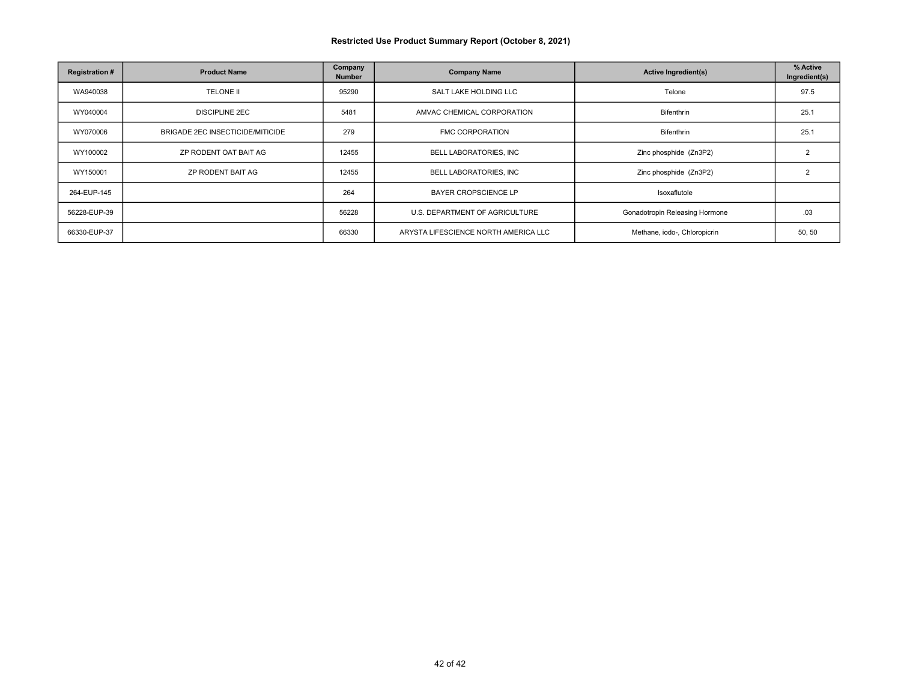**Restricted Use Product Summary Report (October 8, 2021)**

| Registration # | Product Name | Company Number | Company Name | Active Ingredient(s) | % Active Ingredient(s) |
|---|---|---|---|---|---|
| WA940038 | TELONE II | 95290 | SALT LAKE HOLDING LLC | Telone | 97.5 |
| WY040004 | DISCIPLINE 2EC | 5481 | AMVAC CHEMICAL CORPORATION | Bifenthrin | 25.1 |
| WY070006 | BRIGADE 2EC INSECTICIDE/MITICIDE | 279 | FMC CORPORATION | Bifenthrin | 25.1 |
| WY100002 | ZP RODENT OAT BAIT AG | 12455 | BELL LABORATORIES, INC | Zinc phosphide (Zn3P2) | 2 |
| WY150001 | ZP RODENT BAIT AG | 12455 | BELL LABORATORIES, INC | Zinc phosphide (Zn3P2) | 2 |
| 264-EUP-145 | | 264 | BAYER CROPSCIENCE LP | Isoxaflutole | |
| 56228-EUP-39 | | 56228 | U.S. DEPARTMENT OF AGRICULTURE | Gonadotropin Releasing Hormone | .03 |
| 66330-EUP-37 | | 66330 | ARYSTA LIFESCIENCE NORTH AMERICA LLC | Methane, iodo-, Chloropicrin | 50, 50 |